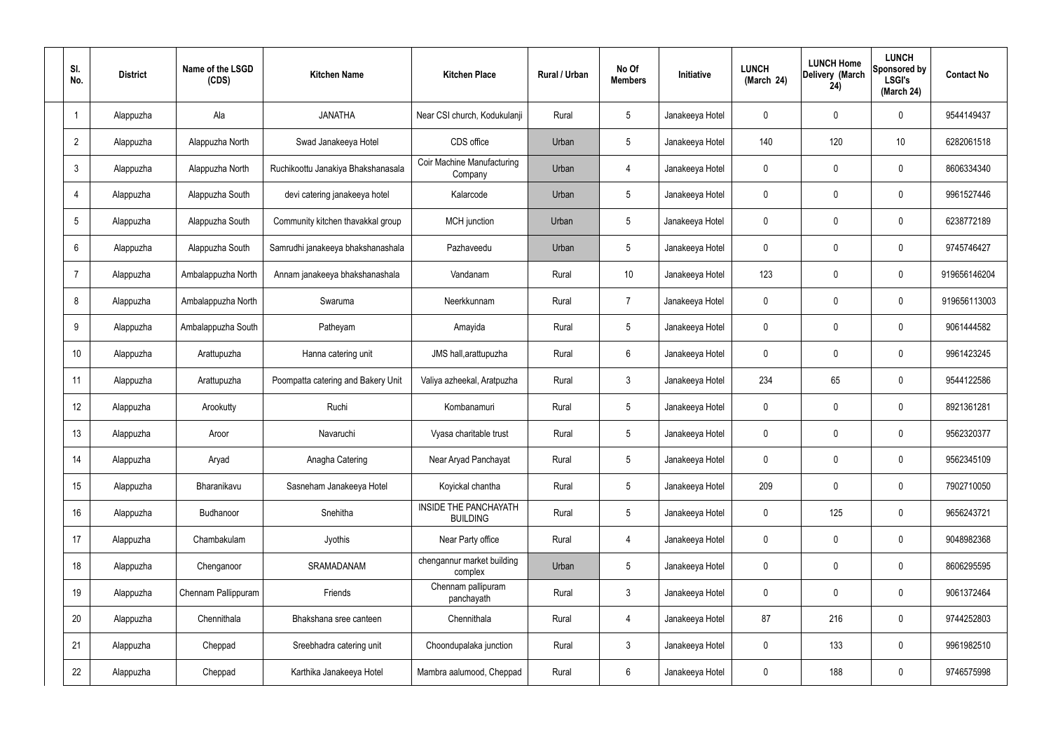| Sl. No. | District | Name of the LSGD (CDS) | Kitchen Name | Kitchen Place | Rural / Urban | No Of Members | Initiative | LUNCH (March 24) | LUNCH Home Delivery (March 24) | LUNCH Sponsored by LSGI's (March 24) | Contact No |
|---|---|---|---|---|---|---|---|---|---|---|---|
| 1 | Alappuzha | Ala | JANATHA | Near CSI church, Kodukulanji | Rural | 5 | Janakeeya Hotel | 0 | 0 | 0 | 9544149437 |
| 2 | Alappuzha | Alappuzha North | Swad Janakeeya Hotel | CDS office | Urban | 5 | Janakeeya Hotel | 140 | 120 | 10 | 6282061518 |
| 3 | Alappuzha | Alappuzha North | Ruchikoottu Janakiya Bhakshanasala | Coir Machine Manufacturing Company | Urban | 4 | Janakeeya Hotel | 0 | 0 | 0 | 8606334340 |
| 4 | Alappuzha | Alappuzha South | devi catering janakeeya hotel | Kalarcode | Urban | 5 | Janakeeya Hotel | 0 | 0 | 0 | 9961527446 |
| 5 | Alappuzha | Alappuzha South | Community kitchen thavakkal group | MCH junction | Urban | 5 | Janakeeya Hotel | 0 | 0 | 0 | 6238772189 |
| 6 | Alappuzha | Alappuzha South | Samrudhi janakeeya bhakshanashala | Pazhaveedu | Urban | 5 | Janakeeya Hotel | 0 | 0 | 0 | 9745746427 |
| 7 | Alappuzha | Ambalappuzha North | Annam janakeeya bhakshanashala | Vandanam | Rural | 10 | Janakeeya Hotel | 123 | 0 | 0 | 919656146204 |
| 8 | Alappuzha | Ambalappuzha North | Swaruma | Neerkkunnam | Rural | 7 | Janakeeya Hotel | 0 | 0 | 0 | 919656113003 |
| 9 | Alappuzha | Ambalappuzha South | Patheyam | Amayida | Rural | 5 | Janakeeya Hotel | 0 | 0 | 0 | 9061444582 |
| 10 | Alappuzha | Arattupuzha | Hanna catering unit | JMS hall,arattupuzha | Rural | 6 | Janakeeya Hotel | 0 | 0 | 0 | 9961423245 |
| 11 | Alappuzha | Arattupuzha | Poompatta catering and Bakery Unit | Valiya azheekal, Aratpuzha | Rural | 3 | Janakeeya Hotel | 234 | 65 | 0 | 9544122586 |
| 12 | Alappuzha | Arookutty | Ruchi | Kombanamuri | Rural | 5 | Janakeeya Hotel | 0 | 0 | 0 | 8921361281 |
| 13 | Alappuzha | Aroor | Navaruchi | Vyasa charitable trust | Rural | 5 | Janakeeya Hotel | 0 | 0 | 0 | 9562320377 |
| 14 | Alappuzha | Aryad | Anagha Catering | Near Aryad Panchayat | Rural | 5 | Janakeeya Hotel | 0 | 0 | 0 | 9562345109 |
| 15 | Alappuzha | Bharanikavu | Sasneham Janakeeya Hotel | Koyickal chantha | Rural | 5 | Janakeeya Hotel | 209 | 0 | 0 | 7902710050 |
| 16 | Alappuzha | Budhanoor | Snehitha | INSIDE THE PANCHAYATH BUILDING | Rural | 5 | Janakeeya Hotel | 0 | 125 | 0 | 9656243721 |
| 17 | Alappuzha | Chambakulam | Jyothis | Near Party office | Rural | 4 | Janakeeya Hotel | 0 | 0 | 0 | 9048982368 |
| 18 | Alappuzha | Chenganoor | SRAMADANAM | chengannur market building complex | Urban | 5 | Janakeeya Hotel | 0 | 0 | 0 | 8606295595 |
| 19 | Alappuzha | Chennam Pallippuram | Friends | Chennam pallipuram panchayath | Rural | 3 | Janakeeya Hotel | 0 | 0 | 0 | 9061372464 |
| 20 | Alappuzha | Chennithala | Bhakshana sree canteen | Chennithala | Rural | 4 | Janakeeya Hotel | 87 | 216 | 0 | 9744252803 |
| 21 | Alappuzha | Cheppad | Sreebhadra catering unit | Choondupalaka junction | Rural | 3 | Janakeeya Hotel | 0 | 133 | 0 | 9961982510 |
| 22 | Alappuzha | Cheppad | Karthika Janakeeya Hotel | Mambra aalumood, Cheppad | Rural | 6 | Janakeeya Hotel | 0 | 188 | 0 | 9746575998 |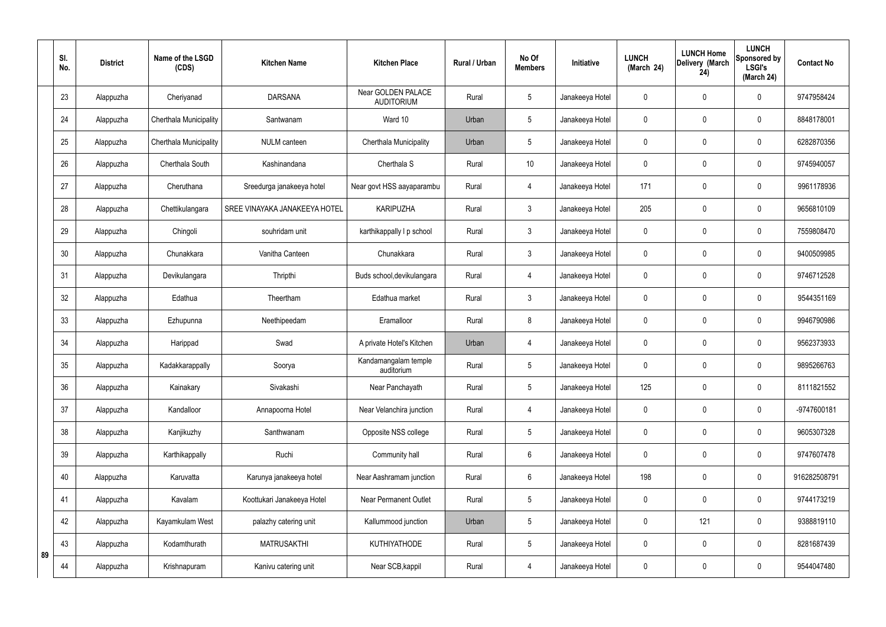| Sl. No. | District | Name of the LSGD (CDS) | Kitchen Name | Kitchen Place | Rural / Urban | No Of Members | Initiative | LUNCH (March 24) | LUNCH Home Delivery (March 24) | LUNCH Sponsored by LSGI's (March 24) | Contact No |
|---|---|---|---|---|---|---|---|---|---|---|---|
| 23 | Alappuzha | Cheriyanad | DARSANA | Near GOLDEN PALACE AUDITORIUM | Rural | 5 | Janakeeya Hotel | 0 | 0 | 0 | 9747958424 |
| 24 | Alappuzha | Cherthala Municipality | Santwanam | Ward 10 | Urban | 5 | Janakeeya Hotel | 0 | 0 | 0 | 8848178001 |
| 25 | Alappuzha | Cherthala Municipality | NULM canteen | Cherthala Municipality | Urban | 5 | Janakeeya Hotel | 0 | 0 | 0 | 6282870356 |
| 26 | Alappuzha | Cherthala South | Kashinandana | Cherthala S | Rural | 10 | Janakeeya Hotel | 0 | 0 | 0 | 9745940057 |
| 27 | Alappuzha | Cheruthana | Sreedurga janakeeya hotel | Near govt HSS aayaparambu | Rural | 4 | Janakeeya Hotel | 171 | 0 | 0 | 9961178936 |
| 28 | Alappuzha | Chettikulangara | SREE VINAYAKA JANAKEEYA HOTEL | KARIPUZHA | Rural | 3 | Janakeeya Hotel | 205 | 0 | 0 | 9656810109 |
| 29 | Alappuzha | Chingoli | souhridam unit | karthikappally l p school | Rural | 3 | Janakeeya Hotel | 0 | 0 | 0 | 7559808470 |
| 30 | Alappuzha | Chunakkara | Vanitha Canteen | Chunakkara | Rural | 3 | Janakeeya Hotel | 0 | 0 | 0 | 9400509985 |
| 31 | Alappuzha | Devikulangara | Thripthi | Buds school,devikulangara | Rural | 4 | Janakeeya Hotel | 0 | 0 | 0 | 9746712528 |
| 32 | Alappuzha | Edathua | Theertham | Edathua market | Rural | 3 | Janakeeya Hotel | 0 | 0 | 0 | 9544351169 |
| 33 | Alappuzha | Ezhupunna | Neethipeedam | Eramalloor | Rural | 8 | Janakeeya Hotel | 0 | 0 | 0 | 9946790986 |
| 34 | Alappuzha | Harippad | Swad | A private Hotel's Kitchen | Urban | 4 | Janakeeya Hotel | 0 | 0 | 0 | 9562373933 |
| 35 | Alappuzha | Kadakkarappally | Soorya | Kandamangalam temple auditorium | Rural | 5 | Janakeeya Hotel | 0 | 0 | 0 | 9895266763 |
| 36 | Alappuzha | Kainakary | Sivakashi | Near Panchayath | Rural | 5 | Janakeeya Hotel | 125 | 0 | 0 | 8111821552 |
| 37 | Alappuzha | Kandalloor | Annapoorna Hotel | Near Velanchira junction | Rural | 4 | Janakeeya Hotel | 0 | 0 | 0 | -9747600181 |
| 38 | Alappuzha | Kanjikuzhy | Santhwanam | Opposite NSS college | Rural | 5 | Janakeeya Hotel | 0 | 0 | 0 | 9605307328 |
| 39 | Alappuzha | Karthikappally | Ruchi | Community hall | Rural | 6 | Janakeeya Hotel | 0 | 0 | 0 | 9747607478 |
| 40 | Alappuzha | Karuvatta | Karunya janakeeya hotel | Near Aashramam junction | Rural | 6 | Janakeeya Hotel | 198 | 0 | 0 | 916282508791 |
| 41 | Alappuzha | Kavalam | Koottukari Janakeeya Hotel | Near Permanent Outlet | Rural | 5 | Janakeeya Hotel | 0 | 0 | 0 | 9744173219 |
| 42 | Alappuzha | Kayamkulam West | palazhy catering unit | Kallummood junction | Urban | 5 | Janakeeya Hotel | 0 | 121 | 0 | 9388819110 |
| 43 | Alappuzha | Kodamthurath | MATRUSAKTHI | KUTHIYATHODE | Rural | 5 | Janakeeya Hotel | 0 | 0 | 0 | 8281687439 |
| 44 | Alappuzha | Krishnapuram | Kanivu catering unit | Near SCB,kappil | Rural | 4 | Janakeeya Hotel | 0 | 0 | 0 | 9544047480 |

89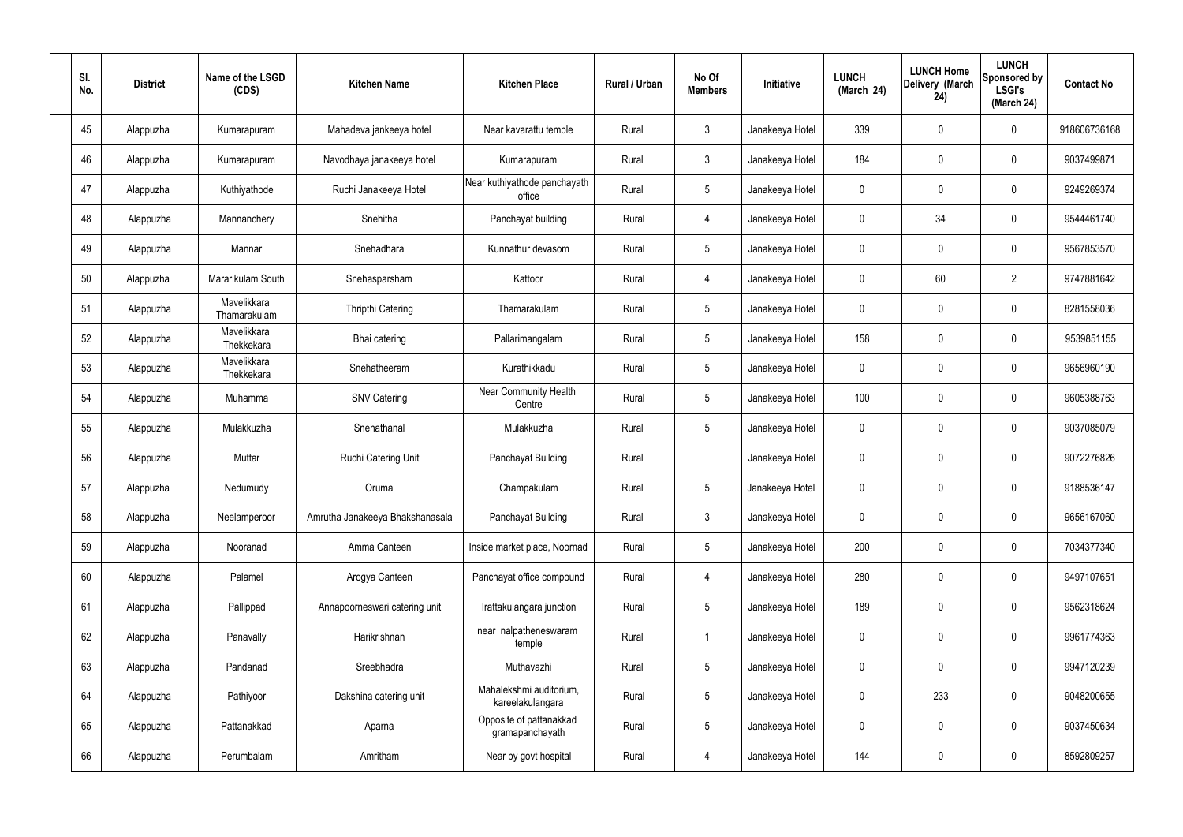| Sl. No. | District | Name of the LSGD (CDS) | Kitchen Name | Kitchen Place | Rural / Urban | No Of Members | Initiative | LUNCH (March 24) | LUNCH Home Delivery (March 24) | LUNCH Sponsored by LSGI's (March 24) | Contact No |
|---|---|---|---|---|---|---|---|---|---|---|---|
| 45 | Alappuzha | Kumarapuram | Mahadeva jankeeya hotel | Near kavarattu temple | Rural | 3 | Janakeeya Hotel | 339 | 0 | 0 | 918606736168 |
| 46 | Alappuzha | Kumarapuram | Navodhaya janakeeya hotel | Kumarapuram | Rural | 3 | Janakeeya Hotel | 184 | 0 | 0 | 9037499871 |
| 47 | Alappuzha | Kuthiyathode | Ruchi Janakeeya Hotel | Near kuthiyathode panchayath office | Rural | 5 | Janakeeya Hotel | 0 | 0 | 0 | 9249269374 |
| 48 | Alappuzha | Mannanchery | Snehitha | Panchayat building | Rural | 4 | Janakeeya Hotel | 0 | 34 | 0 | 9544461740 |
| 49 | Alappuzha | Mannar | Snehadhara | Kunnathur devasom | Rural | 5 | Janakeeya Hotel | 0 | 0 | 0 | 9567853570 |
| 50 | Alappuzha | Mararikulam South | Snehasparsham | Kattoor | Rural | 4 | Janakeeya Hotel | 0 | 60 | 2 | 9747881642 |
| 51 | Alappuzha | Mavelikkara Thamarakulam | Thripthi Catering | Thamarakulam | Rural | 5 | Janakeeya Hotel | 0 | 0 | 0 | 8281558036 |
| 52 | Alappuzha | Mavelikkara Thekkekara | Bhai catering | Pallarimangalam | Rural | 5 | Janakeeya Hotel | 158 | 0 | 0 | 9539851155 |
| 53 | Alappuzha | Mavelikkara Thekkekara | Snehatheeram | Kurathikkadu | Rural | 5 | Janakeeya Hotel | 0 | 0 | 0 | 9656960190 |
| 54 | Alappuzha | Muhamma | SNV Catering | Near Community Health Centre | Rural | 5 | Janakeeya Hotel | 100 | 0 | 0 | 9605388763 |
| 55 | Alappuzha | Mulakkuzha | Snehathanal | Mulakkuzha | Rural | 5 | Janakeeya Hotel | 0 | 0 | 0 | 9037085079 |
| 56 | Alappuzha | Muttar | Ruchi Catering Unit | Panchayat Building | Rural | | Janakeeya Hotel | 0 | 0 | 0 | 9072276826 |
| 57 | Alappuzha | Nedumudy | Oruma | Champakulam | Rural | 5 | Janakeeya Hotel | 0 | 0 | 0 | 9188536147 |
| 58 | Alappuzha | Neelamperoor | Amrutha Janakeeya Bhakshanasala | Panchayat Building | Rural | 3 | Janakeeya Hotel | 0 | 0 | 0 | 9656167060 |
| 59 | Alappuzha | Nooranad | Amma Canteen | Inside market place, Noornad | Rural | 5 | Janakeeya Hotel | 200 | 0 | 0 | 7034377340 |
| 60 | Alappuzha | Palamel | Arogya Canteen | Panchayat office compound | Rural | 4 | Janakeeya Hotel | 280 | 0 | 0 | 9497107651 |
| 61 | Alappuzha | Pallippad | Annapoorneswari catering unit | Irattakulangara junction | Rural | 5 | Janakeeya Hotel | 189 | 0 | 0 | 9562318624 |
| 62 | Alappuzha | Panavally | Harikrishnan | near nalpatheneswaram temple | Rural | 1 | Janakeeya Hotel | 0 | 0 | 0 | 9961774363 |
| 63 | Alappuzha | Pandanad | Sreebhadra | Muthavazhi | Rural | 5 | Janakeeya Hotel | 0 | 0 | 0 | 9947120239 |
| 64 | Alappuzha | Pathiyoor | Dakshina catering unit | Mahalekshmi auditorium, kareelakulangara | Rural | 5 | Janakeeya Hotel | 0 | 233 | 0 | 9048200655 |
| 65 | Alappuzha | Pattanakkad | Aparna | Opposite of pattanakkad gramapanchayath | Rural | 5 | Janakeeya Hotel | 0 | 0 | 0 | 9037450634 |
| 66 | Alappuzha | Perumbalam | Amritham | Near by govt hospital | Rural | 4 | Janakeeya Hotel | 144 | 0 | 0 | 8592809257 |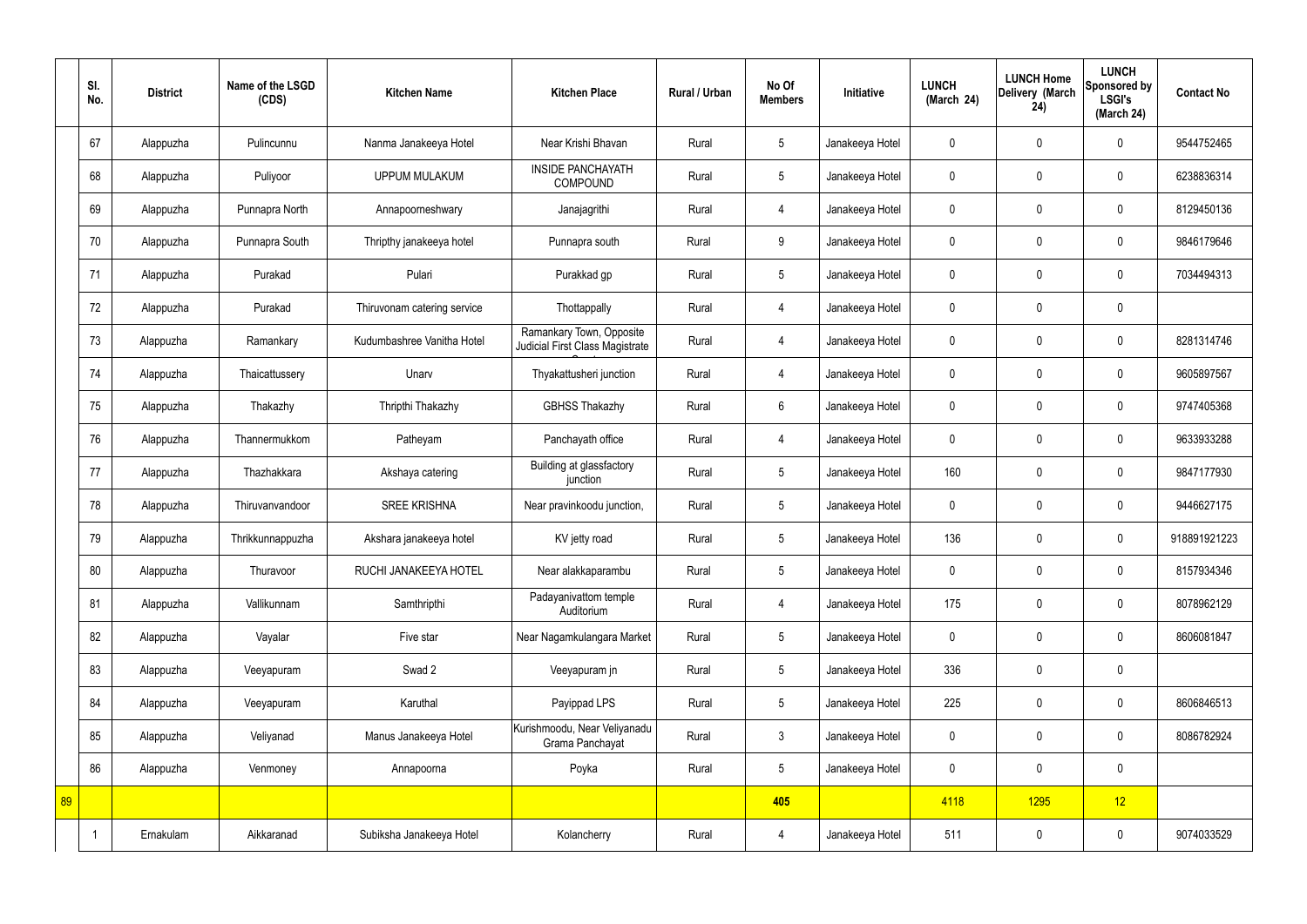|  | Sl. No. | District | Name of the LSGD (CDS) | Kitchen Name | Kitchen Place | Rural / Urban | No Of Members | Initiative | LUNCH (March 24) | LUNCH Home Delivery (March 24) | LUNCH Sponsored by LSGI's (March 24) | Contact No |
|---|---|---|---|---|---|---|---|---|---|---|---|---|
|  | 67 | Alappuzha | Pulincunnu | Nanma Janakeeya Hotel | Near Krishi Bhavan | Rural | 5 | Janakeeya Hotel | 0 | 0 | 0 | 9544752465 |
|  | 68 | Alappuzha | Puliyoor | UPPUM MULAKUM | INSIDE PANCHAYATH COMPOUND | Rural | 5 | Janakeeya Hotel | 0 | 0 | 0 | 6238836314 |
|  | 69 | Alappuzha | Punnapra North | Annapoorneshwary | Janajagrithi | Rural | 4 | Janakeeya Hotel | 0 | 0 | 0 | 8129450136 |
|  | 70 | Alappuzha | Punnapra South | Thripthy janakeeya hotel | Punnapra south | Rural | 9 | Janakeeya Hotel | 0 | 0 | 0 | 9846179646 |
|  | 71 | Alappuzha | Purakad | Pulari | Purakkad gp | Rural | 5 | Janakeeya Hotel | 0 | 0 | 0 | 7034494313 |
|  | 72 | Alappuzha | Purakad | Thiruvonam catering service | Thottappally | Rural | 4 | Janakeeya Hotel | 0 | 0 | 0 |  |
|  | 73 | Alappuzha | Ramankary | Kudumbashree Vanitha Hotel | Ramankary Town, Opposite Judicial First Class Magistrate Court | Rural | 4 | Janakeeya Hotel | 0 | 0 | 0 | 8281314746 |
|  | 74 | Alappuzha | Thaicattussery | Unarv | Thyakattusheri junction | Rural | 4 | Janakeeya Hotel | 0 | 0 | 0 | 9605897567 |
|  | 75 | Alappuzha | Thakazhy | Thripthi Thakazhy | GBHSS Thakazhy | Rural | 6 | Janakeeya Hotel | 0 | 0 | 0 | 9747405368 |
|  | 76 | Alappuzha | Thannermukkom | Patheyam | Panchayath office | Rural | 4 | Janakeeya Hotel | 0 | 0 | 0 | 9633933288 |
|  | 77 | Alappuzha | Thazhakkara | Akshaya catering | Building at glassfactory junction | Rural | 5 | Janakeeya Hotel | 160 | 0 | 0 | 9847177930 |
|  | 78 | Alappuzha | Thiruvanvandoor | SREE KRISHNA | Near pravinkoodu junction, | Rural | 5 | Janakeeya Hotel | 0 | 0 | 0 | 9446627175 |
|  | 79 | Alappuzha | Thrikkunnappuzha | Akshara janakeeya hotel | KV jetty road | Rural | 5 | Janakeeya Hotel | 136 | 0 | 0 | 918891921223 |
|  | 80 | Alappuzha | Thuravoor | RUCHI JANAKEEYA HOTEL | Near alakkaparambu | Rural | 5 | Janakeeya Hotel | 0 | 0 | 0 | 8157934346 |
|  | 81 | Alappuzha | Vallikunnam | Samthripthi | Padayanivattom temple Auditorium | Rural | 4 | Janakeeya Hotel | 175 | 0 | 0 | 8078962129 |
|  | 82 | Alappuzha | Vayalar | Five star | Near Nagamkulangara Market | Rural | 5 | Janakeeya Hotel | 0 | 0 | 0 | 8606081847 |
|  | 83 | Alappuzha | Veeyapuram | Swad 2 | Veeyapuram jn | Rural | 5 | Janakeeya Hotel | 336 | 0 | 0 |  |
|  | 84 | Alappuzha | Veeyapuram | Karuthal | Payippad LPS | Rural | 5 | Janakeeya Hotel | 225 | 0 | 0 | 8606846513 |
|  | 85 | Alappuzha | Veliyanad | Manus Janakeeya Hotel | Kurishmoodu, Near Veliyanadu Grama Panchayat | Rural | 3 | Janakeeya Hotel | 0 | 0 | 0 | 8086782924 |
|  | 86 | Alappuzha | Venmoney | Annapoorna | Poyka | Rural | 5 | Janakeeya Hotel | 0 | 0 | 0 |  |
| 89 |  |  |  |  |  |  | 405 |  | 4118 | 1295 | 12 |  |
|  | 1 | Ernakulam | Aikkaranad | Subiksha Janakeeya Hotel | Kolancherry | Rural | 4 | Janakeeya Hotel | 511 | 0 | 0 | 9074033529 |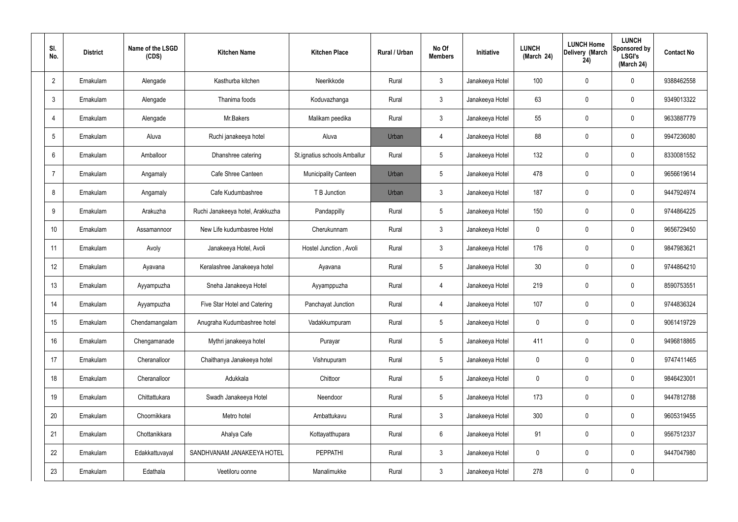| Sl. No. | District | Name of the LSGD (CDS) | Kitchen Name | Kitchen Place | Rural / Urban | No Of Members | Initiative | LUNCH (March 24) | LUNCH Home Delivery (March 24) | LUNCH Sponsored by LSGI's (March 24) | Contact No |
|---|---|---|---|---|---|---|---|---|---|---|---|
| 2 | Ernakulam | Alengade | Kasthurba kitchen | Neerikkode | Rural | 3 | Janakeeya Hotel | 100 | 0 | 0 | 9388462558 |
| 3 | Ernakulam | Alengade | Thanima foods | Koduvazhanga | Rural | 3 | Janakeeya Hotel | 63 | 0 | 0 | 9349013322 |
| 4 | Ernakulam | Alengade | Mr.Bakers | Malikam peedika | Rural | 3 | Janakeeya Hotel | 55 | 0 | 0 | 9633887779 |
| 5 | Ernakulam | Aluva | Ruchi janakeeya hotel | Aluva | Urban | 4 | Janakeeya Hotel | 88 | 0 | 0 | 9947236080 |
| 6 | Ernakulam | Amballoor | Dhanshree catering | St.ignatius schools Amballur | Rural | 5 | Janakeeya Hotel | 132 | 0 | 0 | 8330081552 |
| 7 | Ernakulam | Angamaly | Cafe Shree Canteen | Municipality Canteen | Urban | 5 | Janakeeya Hotel | 478 | 0 | 0 | 9656619614 |
| 8 | Ernakulam | Angamaly | Cafe Kudumbashree | T B Junction | Urban | 3 | Janakeeya Hotel | 187 | 0 | 0 | 9447924974 |
| 9 | Ernakulam | Arakuzha | Ruchi Janakeeya hotel, Arakkuzha | Pandappilly | Rural | 5 | Janakeeya Hotel | 150 | 0 | 0 | 9744864225 |
| 10 | Ernakulam | Assamannoor | New Life kudumbasree Hotel | Cherukunnam | Rural | 3 | Janakeeya Hotel | 0 | 0 | 0 | 9656729450 |
| 11 | Ernakulam | Avoly | Janakeeya Hotel, Avoli | Hostel Junction , Avoli | Rural | 3 | Janakeeya Hotel | 176 | 0 | 0 | 9847983621 |
| 12 | Ernakulam | Ayavana | Keralashree Janakeeya hotel | Ayavana | Rural | 5 | Janakeeya Hotel | 30 | 0 | 0 | 9744864210 |
| 13 | Ernakulam | Ayyampuzha | Sneha Janakeeya Hotel | Ayyamppuzha | Rural | 4 | Janakeeya Hotel | 219 | 0 | 0 | 8590753551 |
| 14 | Ernakulam | Ayyampuzha | Five Star Hotel and Catering | Panchayat Junction | Rural | 4 | Janakeeya Hotel | 107 | 0 | 0 | 9744836324 |
| 15 | Ernakulam | Chendamangalam | Anugraha Kudumbashree hotel | Vadakkumpuram | Rural | 5 | Janakeeya Hotel | 0 | 0 | 0 | 9061419729 |
| 16 | Ernakulam | Chengamanade | Mythri janakeeya hotel | Purayar | Rural | 5 | Janakeeya Hotel | 411 | 0 | 0 | 9496818865 |
| 17 | Ernakulam | Cheranalloor | Chaithanya Janakeeya hotel | Vishnupuram | Rural | 5 | Janakeeya Hotel | 0 | 0 | 0 | 9747411465 |
| 18 | Ernakulam | Cheranalloor | Adukkala | Chittoor | Rural | 5 | Janakeeya Hotel | 0 | 0 | 0 | 9846423001 |
| 19 | Ernakulam | Chittattukara | Swadh Janakeeya Hotel | Neendoor | Rural | 5 | Janakeeya Hotel | 173 | 0 | 0 | 9447812788 |
| 20 | Ernakulam | Choornikkara | Metro hotel | Ambattukavu | Rural | 3 | Janakeeya Hotel | 300 | 0 | 0 | 9605319455 |
| 21 | Ernakulam | Chottanikkara | Ahalya Cafe | Kottayatthupara | Rural | 6 | Janakeeya Hotel | 91 | 0 | 0 | 9567512337 |
| 22 | Ernakulam | Edakkattuvayal | SANDHVANAM JANAKEEYA HOTEL | PEPPATHI | Rural | 3 | Janakeeya Hotel | 0 | 0 | 0 | 9447047980 |
| 23 | Ernakulam | Edathala | Veetiloru oonne | Manalimukke | Rural | 3 | Janakeeya Hotel | 278 | 0 | 0 | |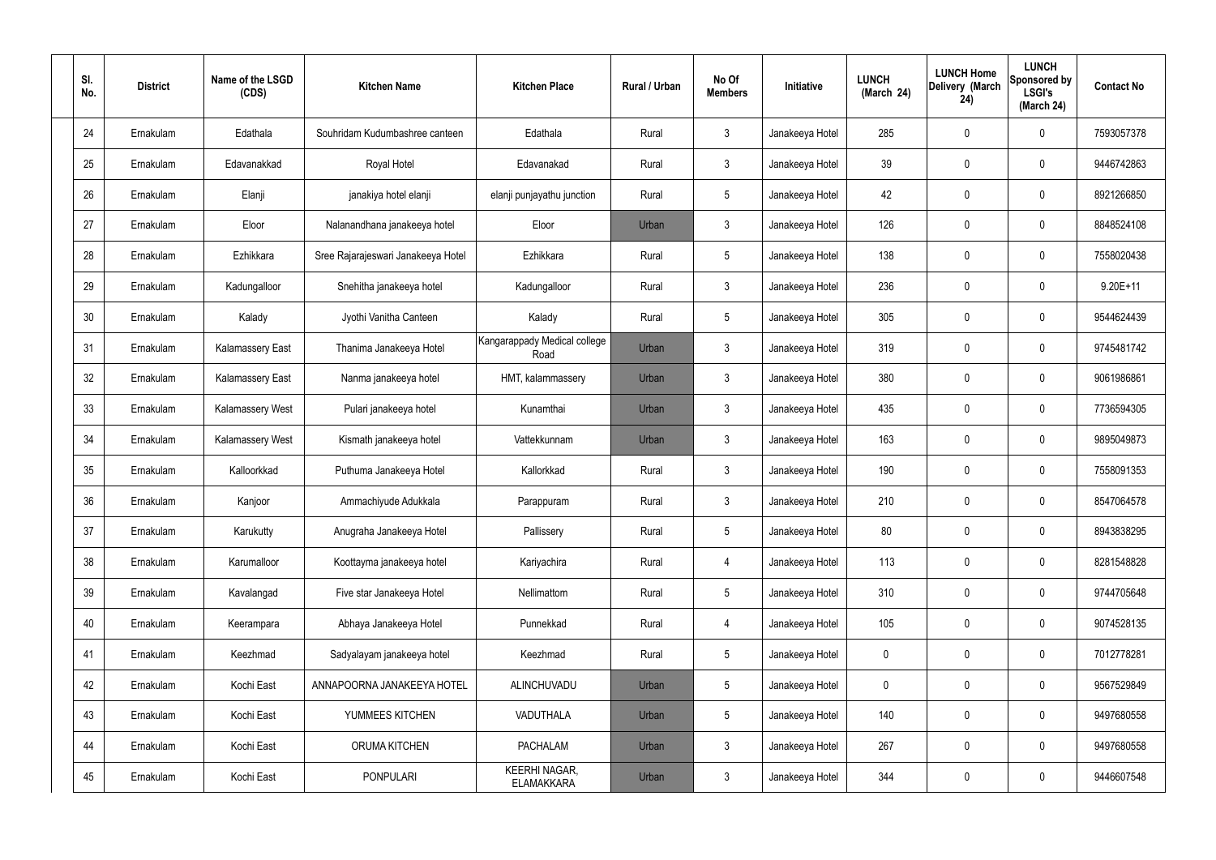| Sl. No. | District | Name of the LSGD (CDS) | Kitchen Name | Kitchen Place | Rural / Urban | No Of Members | Initiative | LUNCH (March 24) | LUNCH Home Delivery (March 24) | LUNCH Sponsored by LSGI's (March 24) | Contact No |
|---|---|---|---|---|---|---|---|---|---|---|---|
| 24 | Ernakulam | Edathala | Souhridam Kudumbashree canteen | Edathala | Rural | 3 | Janakeeya Hotel | 285 | 0 | 0 | 7593057378 |
| 25 | Ernakulam | Edavanakkad | Royal Hotel | Edavanakad | Rural | 3 | Janakeeya Hotel | 39 | 0 | 0 | 9446742863 |
| 26 | Ernakulam | Elanji | janakiya hotel elanji | elanji punjayathu junction | Rural | 5 | Janakeeya Hotel | 42 | 0 | 0 | 8921266850 |
| 27 | Ernakulam | Eloor | Nalanandhana janakeeya hotel | Eloor | Urban | 3 | Janakeeya Hotel | 126 | 0 | 0 | 8848524108 |
| 28 | Ernakulam | Ezhikkara | Sree Rajarajeswari Janakeeya Hotel | Ezhikkara | Rural | 5 | Janakeeya Hotel | 138 | 0 | 0 | 7558020438 |
| 29 | Ernakulam | Kadungalloor | Snehitha janakeeya hotel | Kadungalloor | Rural | 3 | Janakeeya Hotel | 236 | 0 | 0 | 9.20E+11 |
| 30 | Ernakulam | Kalady | Jyothi Vanitha Canteen | Kalady | Rural | 5 | Janakeeya Hotel | 305 | 0 | 0 | 9544624439 |
| 31 | Ernakulam | Kalamassery East | Thanima Janakeeya Hotel | Kangarappady Medical college Road | Urban | 3 | Janakeeya Hotel | 319 | 0 | 0 | 9745481742 |
| 32 | Ernakulam | Kalamassery East | Nanma janakeeya hotel | HMT, kalammassery | Urban | 3 | Janakeeya Hotel | 380 | 0 | 0 | 9061986861 |
| 33 | Ernakulam | Kalamassery West | Pulari janakeeya hotel | Kunamthai | Urban | 3 | Janakeeya Hotel | 435 | 0 | 0 | 7736594305 |
| 34 | Ernakulam | Kalamassery West | Kismath janakeeya hotel | Vattekkunnam | Urban | 3 | Janakeeya Hotel | 163 | 0 | 0 | 9895049873 |
| 35 | Ernakulam | Kalloorkkad | Puthuma Janakeeya Hotel | Kallorkkad | Rural | 3 | Janakeeya Hotel | 190 | 0 | 0 | 7558091353 |
| 36 | Ernakulam | Kanjoor | Ammachiyude Adukkala | Parappuram | Rural | 3 | Janakeeya Hotel | 210 | 0 | 0 | 8547064578 |
| 37 | Ernakulam | Karukutty | Anugraha Janakeeya Hotel | Pallissery | Rural | 5 | Janakeeya Hotel | 80 | 0 | 0 | 8943838295 |
| 38 | Ernakulam | Karumalloor | Koottayma janakeeya hotel | Kariyachira | Rural | 4 | Janakeeya Hotel | 113 | 0 | 0 | 8281548828 |
| 39 | Ernakulam | Kavalangad | Five star Janakeeya Hotel | Nellimattom | Rural | 5 | Janakeeya Hotel | 310 | 0 | 0 | 9744705648 |
| 40 | Ernakulam | Keerampara | Abhaya Janakeeya Hotel | Punnekkad | Rural | 4 | Janakeeya Hotel | 105 | 0 | 0 | 9074528135 |
| 41 | Ernakulam | Keezhmad | Sadyalayam janakeeya hotel | Keezhmad | Rural | 5 | Janakeeya Hotel | 0 | 0 | 0 | 7012778281 |
| 42 | Ernakulam | Kochi East | ANNAPOORNA JANAKEEYA HOTEL | ALINCHUVADU | Urban | 5 | Janakeeya Hotel | 0 | 0 | 0 | 9567529849 |
| 43 | Ernakulam | Kochi East | YUMMEES KITCHEN | VADUTHALA | Urban | 5 | Janakeeya Hotel | 140 | 0 | 0 | 9497680558 |
| 44 | Ernakulam | Kochi East | ORUMA KITCHEN | PACHALAM | Urban | 3 | Janakeeya Hotel | 267 | 0 | 0 | 9497680558 |
| 45 | Ernakulam | Kochi East | PONPULARI | KEERHI NAGAR, ELAMAKKARA | Urban | 3 | Janakeeya Hotel | 344 | 0 | 0 | 9446607548 |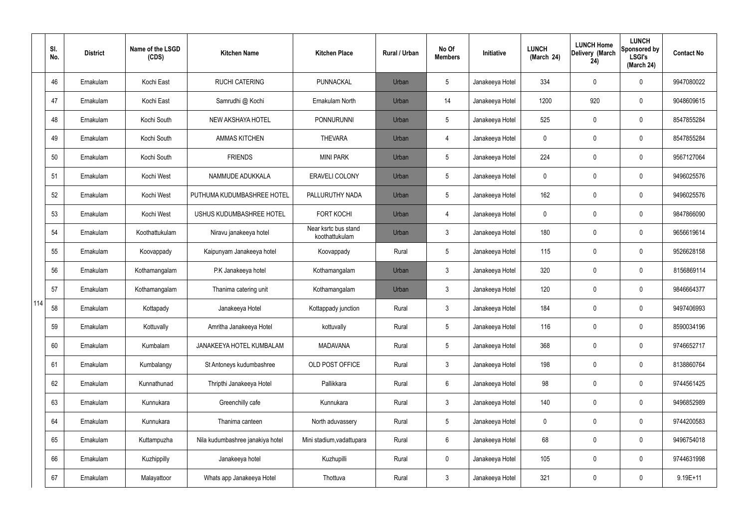| | Sl. No. | District | Name of the LSGD (CDS) | Kitchen Name | Kitchen Place | Rural / Urban | No Of Members | Initiative | LUNCH (March 24) | LUNCH Home Delivery (March 24) | LUNCH Sponsored by LSGI's (March 24) | Contact No |
|---|---|---|---|---|---|---|---|---|---|---|---|---|
| 114 | 46 | Ernakulam | Kochi East | RUCHI CATERING | PUNNACKAL | Urban | 5 | Janakeeya Hotel | 334 | 0 | 0 | 9947080022 |
| | 47 | Ernakulam | Kochi East | Samrudhi @ Kochi | Ernakulam North | Urban | 14 | Janakeeya Hotel | 1200 | 920 | 0 | 9048609615 |
| | 48 | Ernakulam | Kochi South | NEW AKSHAYA HOTEL | PONNURUNNI | Urban | 5 | Janakeeya Hotel | 525 | 0 | 0 | 8547855284 |
| | 49 | Ernakulam | Kochi South | AMMAS KITCHEN | THEVARA | Urban | 4 | Janakeeya Hotel | 0 | 0 | 0 | 8547855284 |
| | 50 | Ernakulam | Kochi South | FRIENDS | MINI PARK | Urban | 5 | Janakeeya Hotel | 224 | 0 | 0 | 9567127064 |
| | 51 | Ernakulam | Kochi West | NAMMUDE ADUKKALA | ERAVELI COLONY | Urban | 5 | Janakeeya Hotel | 0 | 0 | 0 | 9496025576 |
| | 52 | Ernakulam | Kochi West | PUTHUMA KUDUMBASHREE HOTEL | PALLURUTHY NADA | Urban | 5 | Janakeeya Hotel | 162 | 0 | 0 | 9496025576 |
| | 53 | Ernakulam | Kochi West | USHUS KUDUMBASHREE HOTEL | FORT KOCHI | Urban | 4 | Janakeeya Hotel | 0 | 0 | 0 | 9847866090 |
| | 54 | Ernakulam | Koothattukulam | Niravu janakeeya hotel | Near ksrtc bus stand koothattukulam | Urban | 3 | Janakeeya Hotel | 180 | 0 | 0 | 9656619614 |
| | 55 | Ernakulam | Koovappady | Kaipunyam Janakeeya hotel | Koovappady | Rural | 5 | Janakeeya Hotel | 115 | 0 | 0 | 9526628158 |
| | 56 | Ernakulam | Kothamangalam | P.K Janakeeya hotel | Kothamangalam | Urban | 3 | Janakeeya Hotel | 320 | 0 | 0 | 8156869114 |
| | 57 | Ernakulam | Kothamangalam | Thanima catering unit | Kothamangalam | Urban | 3 | Janakeeya Hotel | 120 | 0 | 0 | 9846664377 |
| | 58 | Ernakulam | Kottapady | Janakeeya Hotel | Kottappady junction | Rural | 3 | Janakeeya Hotel | 184 | 0 | 0 | 9497406993 |
| | 59 | Ernakulam | Kottuvally | Amritha Janakeeya Hotel | kottuvally | Rural | 5 | Janakeeya Hotel | 116 | 0 | 0 | 8590034196 |
| | 60 | Ernakulam | Kumbalam | JANAKEEYA HOTEL KUMBALAM | MADAVANA | Rural | 5 | Janakeeya Hotel | 368 | 0 | 0 | 9746652717 |
| | 61 | Ernakulam | Kumbalangy | St Antoneys kudumbashree | OLD POST OFFICE | Rural | 3 | Janakeeya Hotel | 198 | 0 | 0 | 8138860764 |
| | 62 | Ernakulam | Kunnathunad | Thripthi Janakeeya Hotel | Pallikkara | Rural | 6 | Janakeeya Hotel | 98 | 0 | 0 | 9744561425 |
| | 63 | Ernakulam | Kunnukara | Greenchilly cafe | Kunnukara | Rural | 3 | Janakeeya Hotel | 140 | 0 | 0 | 9496852989 |
| | 64 | Ernakulam | Kunnukara | Thanima canteen | North aduvassery | Rural | 5 | Janakeeya Hotel | 0 | 0 | 0 | 9744200583 |
| | 65 | Ernakulam | Kuttampuzha | Nila kudumbashree janakiya hotel | Mini stadium,vadattupara | Rural | 6 | Janakeeya Hotel | 68 | 0 | 0 | 9496754018 |
| | 66 | Ernakulam | Kuzhippilly | Janakeeya hotel | Kuzhupilli | Rural | 0 | Janakeeya Hotel | 105 | 0 | 0 | 9744631998 |
| | 67 | Ernakulam | Malayattoor | Whats app Janakeeya Hotel | Thottuva | Rural | 3 | Janakeeya Hotel | 321 | 0 | 0 | 9.19E+11 |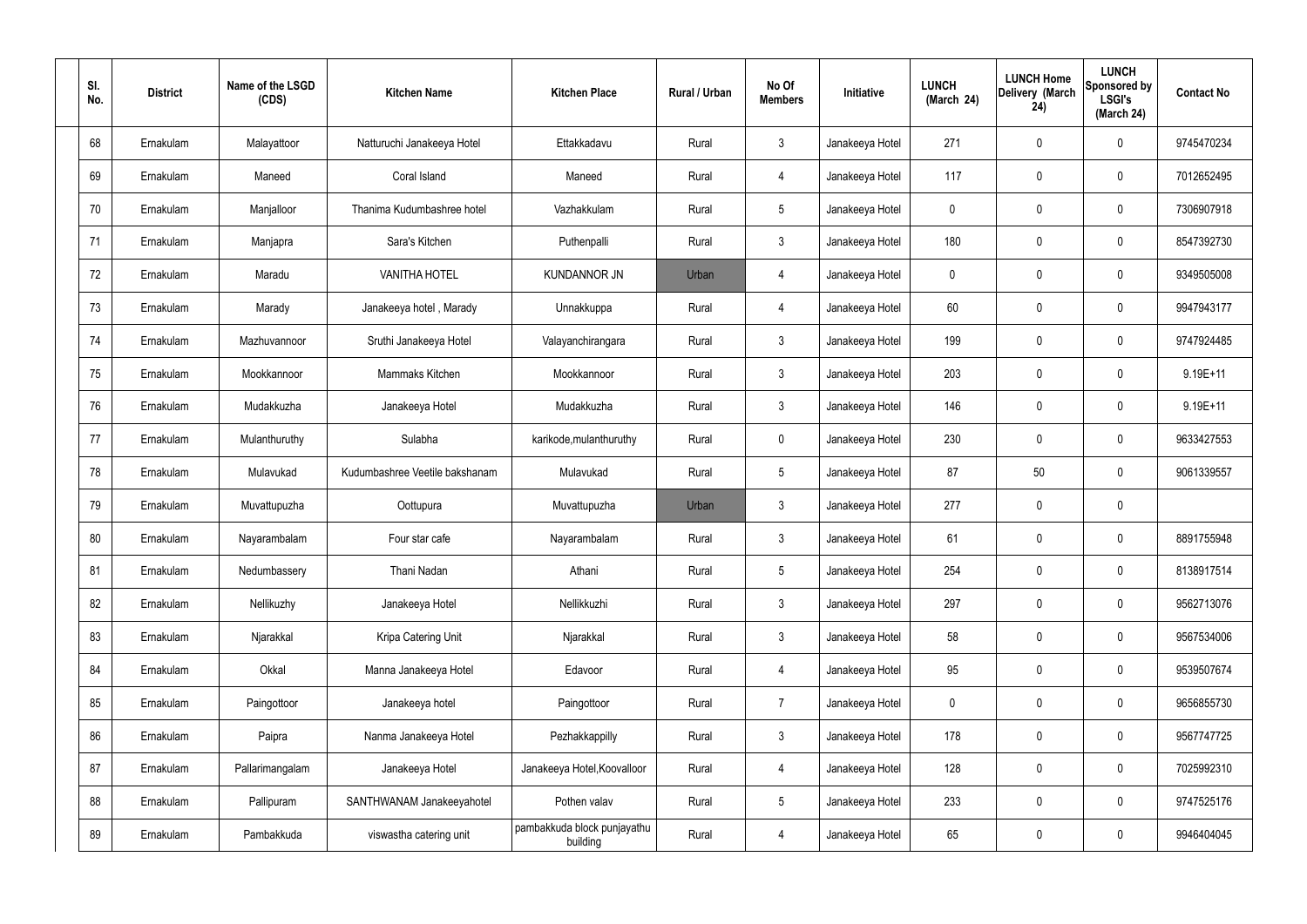| Sl. No. | District | Name of the LSGD (CDS) | Kitchen Name | Kitchen Place | Rural / Urban | No Of Members | Initiative | LUNCH (March 24) | LUNCH Home Delivery (March 24) | LUNCH Sponsored by LSGI's (March 24) | Contact No |
|---|---|---|---|---|---|---|---|---|---|---|---|
| 68 | Ernakulam | Malayattoor | Natturuchi Janakeeya Hotel | Ettakkadavu | Rural | 3 | Janakeeya Hotel | 271 | 0 | 0 | 9745470234 |
| 69 | Ernakulam | Maneed | Coral Island | Maneed | Rural | 4 | Janakeeya Hotel | 117 | 0 | 0 | 7012652495 |
| 70 | Ernakulam | Manjalloor | Thanima Kudumbashree hotel | Vazhakkulam | Rural | 5 | Janakeeya Hotel | 0 | 0 | 0 | 7306907918 |
| 71 | Ernakulam | Manjapra | Sara's Kitchen | Puthenpalli | Rural | 3 | Janakeeya Hotel | 180 | 0 | 0 | 8547392730 |
| 72 | Ernakulam | Maradu | VANITHA HOTEL | KUNDANNOR JN | Urban | 4 | Janakeeya Hotel | 0 | 0 | 0 | 9349505008 |
| 73 | Ernakulam | Marady | Janakeeya hotel , Marady | Unnakkuppa | Rural | 4 | Janakeeya Hotel | 60 | 0 | 0 | 9947943177 |
| 74 | Ernakulam | Mazhuvannoor | Sruthi Janakeeya Hotel | Valayanchirangara | Rural | 3 | Janakeeya Hotel | 199 | 0 | 0 | 9747924485 |
| 75 | Ernakulam | Mookkannoor | Mammaks Kitchen | Mookkannoor | Rural | 3 | Janakeeya Hotel | 203 | 0 | 0 | 9.19E+11 |
| 76 | Ernakulam | Mudakkuzha | Janakeeya Hotel | Mudakkuzha | Rural | 3 | Janakeeya Hotel | 146 | 0 | 0 | 9.19E+11 |
| 77 | Ernakulam | Mulanthuruthy | Sulabha | karikode,mulanthuruthy | Rural | 0 | Janakeeya Hotel | 230 | 0 | 0 | 9633427553 |
| 78 | Ernakulam | Mulavukad | Kudumbashree Veetile bakshanam | Mulavukad | Rural | 5 | Janakeeya Hotel | 87 | 50 | 0 | 9061339557 |
| 79 | Ernakulam | Muvattupuzha | Oottupura | Muvattupuzha | Urban | 3 | Janakeeya Hotel | 277 | 0 | 0 | |
| 80 | Ernakulam | Nayarambalam | Four star cafe | Nayarambalam | Rural | 3 | Janakeeya Hotel | 61 | 0 | 0 | 8891755948 |
| 81 | Ernakulam | Nedumbassery | Thani Nadan | Athani | Rural | 5 | Janakeeya Hotel | 254 | 0 | 0 | 8138917514 |
| 82 | Ernakulam | Nellikuzhy | Janakeeya Hotel | Nellikkuzhi | Rural | 3 | Janakeeya Hotel | 297 | 0 | 0 | 9562713076 |
| 83 | Ernakulam | Njarakkal | Kripa Catering Unit | Njarakkal | Rural | 3 | Janakeeya Hotel | 58 | 0 | 0 | 9567534006 |
| 84 | Ernakulam | Okkal | Manna Janakeeya Hotel | Edavoor | Rural | 4 | Janakeeya Hotel | 95 | 0 | 0 | 9539507674 |
| 85 | Ernakulam | Paingottoor | Janakeeya hotel | Paingottoor | Rural | 7 | Janakeeya Hotel | 0 | 0 | 0 | 9656855730 |
| 86 | Ernakulam | Paipra | Nanma Janakeeya Hotel | Pezhakkappilly | Rural | 3 | Janakeeya Hotel | 178 | 0 | 0 | 9567747725 |
| 87 | Ernakulam | Pallarimangalam | Janakeeya Hotel | Janakeeya Hotel,Koovalloor | Rural | 4 | Janakeeya Hotel | 128 | 0 | 0 | 7025992310 |
| 88 | Ernakulam | Pallipuram | SANTHWANAM Janakeeyahotel | Pothen valav | Rural | 5 | Janakeeya Hotel | 233 | 0 | 0 | 9747525176 |
| 89 | Ernakulam | Pambakkuda | viswastha catering unit | pambakkuda block punjayathu building | Rural | 4 | Janakeeya Hotel | 65 | 0 | 0 | 9946404045 |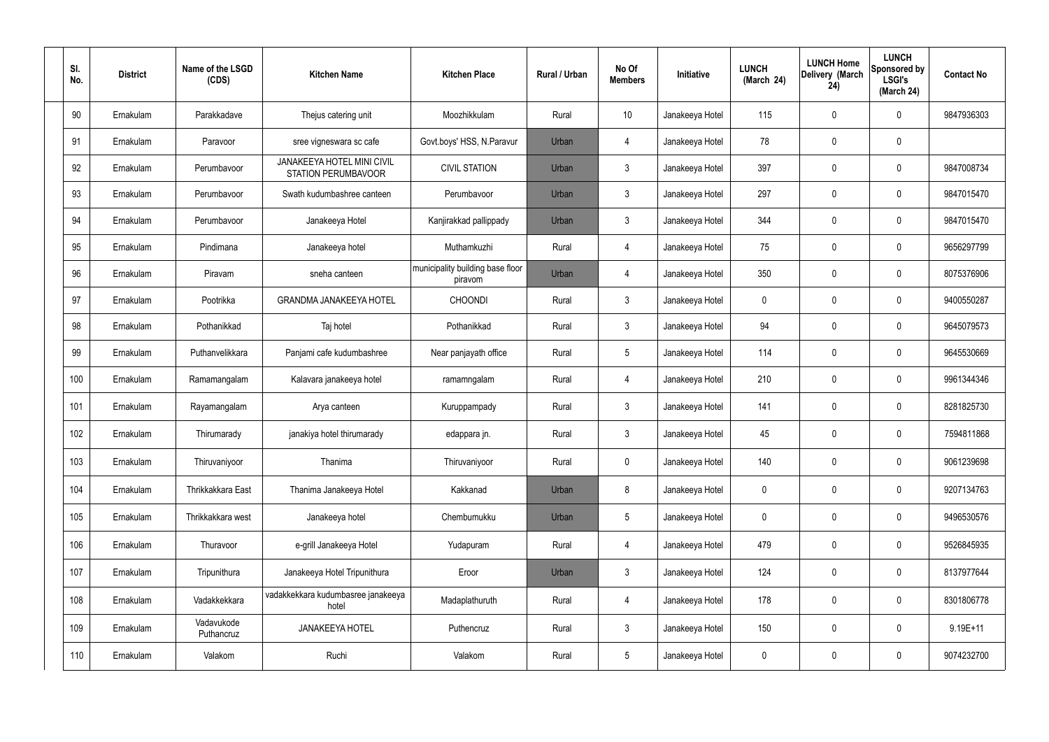| Sl. No. | District | Name of the LSGD (CDS) | Kitchen Name | Kitchen Place | Rural / Urban | No Of Members | Initiative | LUNCH (March 24) | LUNCH Home Delivery (March 24) | LUNCH Sponsored by LSGI's (March 24) | Contact No |
|---|---|---|---|---|---|---|---|---|---|---|---|
| 90 | Ernakulam | Parakkadave | Thejus catering unit | Moozhikkulam | Rural | 10 | Janakeeya Hotel | 115 | 0 | 0 | 9847936303 |
| 91 | Ernakulam | Paravoor | sree vigneswara sc cafe | Govt.boys' HSS, N.Paravur | Urban | 4 | Janakeeya Hotel | 78 | 0 | 0 | |
| 92 | Ernakulam | Perumbavoor | JANAKEEYA HOTEL MINI CIVIL STATION PERUMBAVOOR | CIVIL STATION | Urban | 3 | Janakeeya Hotel | 397 | 0 | 0 | 9847008734 |
| 93 | Ernakulam | Perumbavoor | Swath kudumbashree canteen | Perumbavoor | Urban | 3 | Janakeeya Hotel | 297 | 0 | 0 | 9847015470 |
| 94 | Ernakulam | Perumbavoor | Janakeeya Hotel | Kanjirakkad pallippady | Urban | 3 | Janakeeya Hotel | 344 | 0 | 0 | 9847015470 |
| 95 | Ernakulam | Pindimana | Janakeeya hotel | Muthamkuzhi | Rural | 4 | Janakeeya Hotel | 75 | 0 | 0 | 9656297799 |
| 96 | Ernakulam | Piravam | sneha canteen | municipality building base floor piravom | Urban | 4 | Janakeeya Hotel | 350 | 0 | 0 | 8075376906 |
| 97 | Ernakulam | Pootrikka | GRANDMA JANAKEEYA HOTEL | CHOONDI | Rural | 3 | Janakeeya Hotel | 0 | 0 | 0 | 9400550287 |
| 98 | Ernakulam | Pothanikkad | Taj hotel | Pothanikkad | Rural | 3 | Janakeeya Hotel | 94 | 0 | 0 | 9645079573 |
| 99 | Ernakulam | Puthanvelikkara | Panjami cafe kudumbashree | Near panjayath office | Rural | 5 | Janakeeya Hotel | 114 | 0 | 0 | 9645530669 |
| 100 | Ernakulam | Ramamangalam | Kalavara janakeeya hotel | ramamngalam | Rural | 4 | Janakeeya Hotel | 210 | 0 | 0 | 9961344346 |
| 101 | Ernakulam | Rayamangalam | Arya canteen | Kuruppampady | Rural | 3 | Janakeeya Hotel | 141 | 0 | 0 | 8281825730 |
| 102 | Ernakulam | Thirumarady | janakiya hotel thirumarady | edappara jn. | Rural | 3 | Janakeeya Hotel | 45 | 0 | 0 | 7594811868 |
| 103 | Ernakulam | Thiruvaniyoor | Thanima | Thiruvaniyoor | Rural | 0 | Janakeeya Hotel | 140 | 0 | 0 | 9061239698 |
| 104 | Ernakulam | Thrikkakkara East | Thanima Janakeeya Hotel | Kakkanad | Urban | 8 | Janakeeya Hotel | 0 | 0 | 0 | 9207134763 |
| 105 | Ernakulam | Thrikkakkara west | Janakeeya hotel | Chembumukku | Urban | 5 | Janakeeya Hotel | 0 | 0 | 0 | 9496530576 |
| 106 | Ernakulam | Thuravoor | e-grill Janakeeya Hotel | Yudapuram | Rural | 4 | Janakeeya Hotel | 479 | 0 | 0 | 9526845935 |
| 107 | Ernakulam | Tripunithura | Janakeeya Hotel Tripunithura | Eroor | Urban | 3 | Janakeeya Hotel | 124 | 0 | 0 | 8137977644 |
| 108 | Ernakulam | Vadakkekkara | vadakkekkara kudumbasree janakeeya hotel | Madaplathuruth | Rural | 4 | Janakeeya Hotel | 178 | 0 | 0 | 8301806778 |
| 109 | Ernakulam | Vadavukode Puthancruz | JANAKEEYA HOTEL | Puthencruz | Rural | 3 | Janakeeya Hotel | 150 | 0 | 0 | 9.19E+11 |
| 110 | Ernakulam | Valakom | Ruchi | Valakom | Rural | 5 | Janakeeya Hotel | 0 | 0 | 0 | 9074232700 |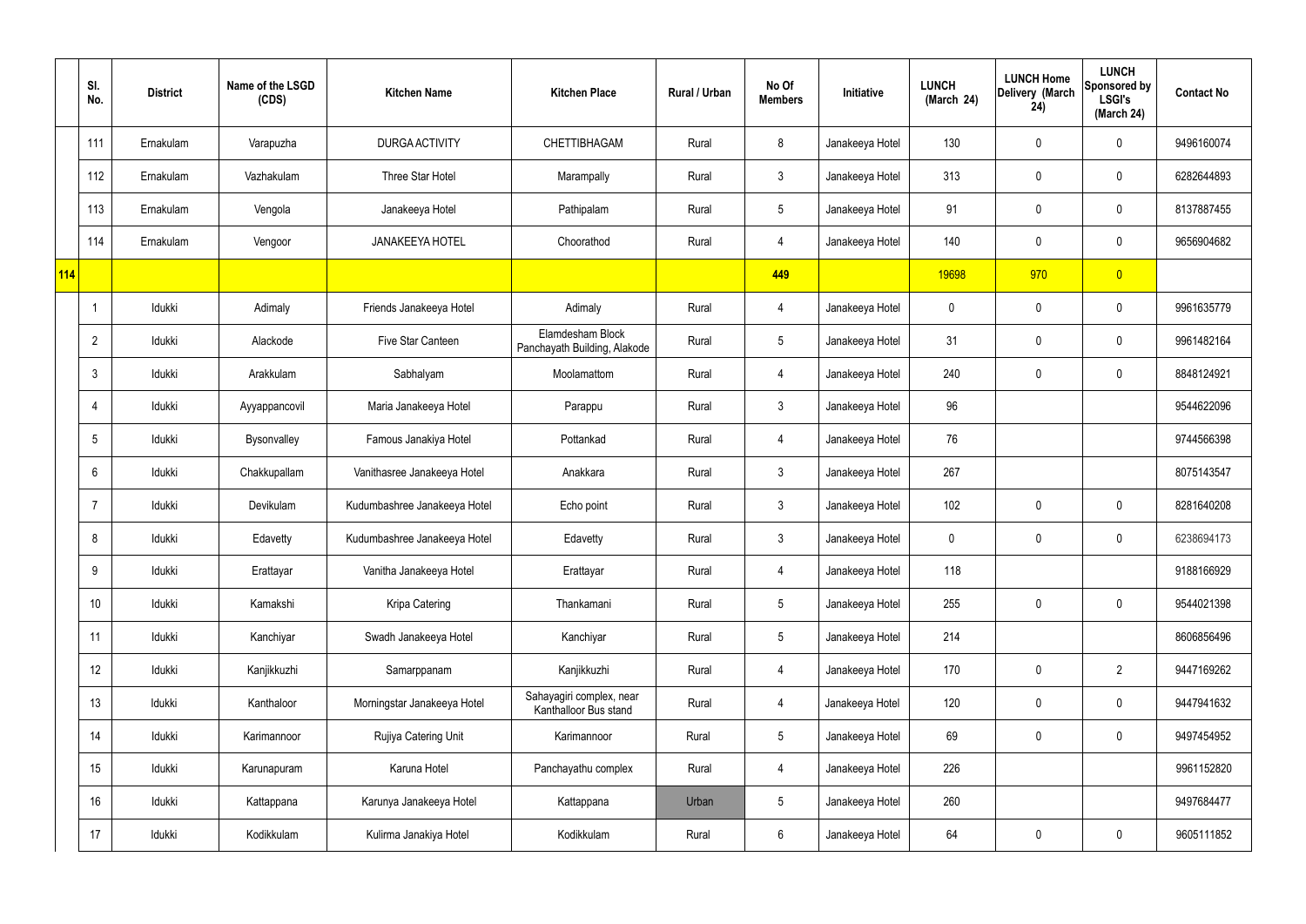| | Sl. No. | District | Name of the LSGD (CDS) | Kitchen Name | Kitchen Place | Rural / Urban | No Of Members | Initiative | LUNCH (March 24) | LUNCH Home Delivery (March 24) | LUNCH Sponsored by LSGI's (March 24) | Contact No |
|---|---|---|---|---|---|---|---|---|---|---|---|---|
| | 111 | Ernakulam | Varapuzha | DURGA ACTIVITY | CHETTIBHAGAM | Rural | 8 | Janakeeya Hotel | 130 | 0 | 0 | 9496160074 |
| | 112 | Ernakulam | Vazhakulam | Three Star Hotel | Marampally | Rural | 3 | Janakeeya Hotel | 313 | 0 | 0 | 6282644893 |
| | 113 | Ernakulam | Vengola | Janakeeya Hotel | Pathipalam | Rural | 5 | Janakeeya Hotel | 91 | 0 | 0 | 8137887455 |
| | 114 | Ernakulam | Vengoor | JANAKEEYA HOTEL | Choorathod | Rural | 4 | Janakeeya Hotel | 140 | 0 | 0 | 9656904682 |
| 114 | | | | | | | 449 | | 19698 | 970 | 0 | |
| | 1 | Idukki | Adimaly | Friends Janakeeya Hotel | Adimaly | Rural | 4 | Janakeeya Hotel | 0 | 0 | 0 | 9961635779 |
| | 2 | Idukki | Alackode | Five Star Canteen | Elamdesham Block Panchayath Building, Alakode | Rural | 5 | Janakeeya Hotel | 31 | 0 | 0 | 9961482164 |
| | 3 | Idukki | Arakkulam | Sabhalyam | Moolamattom | Rural | 4 | Janakeeya Hotel | 240 | 0 | 0 | 8848124921 |
| | 4 | Idukki | Ayyappancovil | Maria Janakeeya Hotel | Parappu | Rural | 3 | Janakeeya Hotel | 96 | | | 9544622096 |
| | 5 | Idukki | Bysonvalley | Famous Janakiya Hotel | Pottankad | Rural | 4 | Janakeeya Hotel | 76 | | | 9744566398 |
| | 6 | Idukki | Chakkupallam | Vanithasree Janakeeya Hotel | Anakkara | Rural | 3 | Janakeeya Hotel | 267 | | | 8075143547 |
| | 7 | Idukki | Devikulam | Kudumbashree Janakeeya Hotel | Echo point | Rural | 3 | Janakeeya Hotel | 102 | 0 | 0 | 8281640208 |
| | 8 | Idukki | Edavetty | Kudumbashree Janakeeya Hotel | Edavetty | Rural | 3 | Janakeeya Hotel | 0 | 0 | 0 | 6238694173 |
| | 9 | Idukki | Erattayar | Vanitha Janakeeya Hotel | Erattayar | Rural | 4 | Janakeeya Hotel | 118 | | | 9188166929 |
| | 10 | Idukki | Kamakshi | Kripa Catering | Thankamani | Rural | 5 | Janakeeya Hotel | 255 | 0 | 0 | 9544021398 |
| | 11 | Idukki | Kanchiyar | Swadh Janakeeya Hotel | Kanchiyar | Rural | 5 | Janakeeya Hotel | 214 | | | 8606856496 |
| | 12 | Idukki | Kanjikkuzhi | Samarppanam | Kanjikkuzhi | Rural | 4 | Janakeeya Hotel | 170 | 0 | 2 | 9447169262 |
| | 13 | Idukki | Kanthaloor | Morningstar Janakeeya Hotel | Sahayagiri complex, near Kanthalloor Bus stand | Rural | 4 | Janakeeya Hotel | 120 | 0 | 0 | 9447941632 |
| | 14 | Idukki | Karimannoor | Rujiya Catering Unit | Karimannoor | Rural | 5 | Janakeeya Hotel | 69 | 0 | 0 | 9497454952 |
| | 15 | Idukki | Karunapuram | Karuna Hotel | Panchayathu complex | Rural | 4 | Janakeeya Hotel | 226 | | | 9961152820 |
| | 16 | Idukki | Kattappana | Karunya Janakeeya Hotel | Kattappana | Urban | 5 | Janakeeya Hotel | 260 | | | 9497684477 |
| | 17 | Idukki | Kodikkulam | Kulirma Janakiya Hotel | Kodikkulam | Rural | 6 | Janakeeya Hotel | 64 | 0 | 0 | 9605111852 |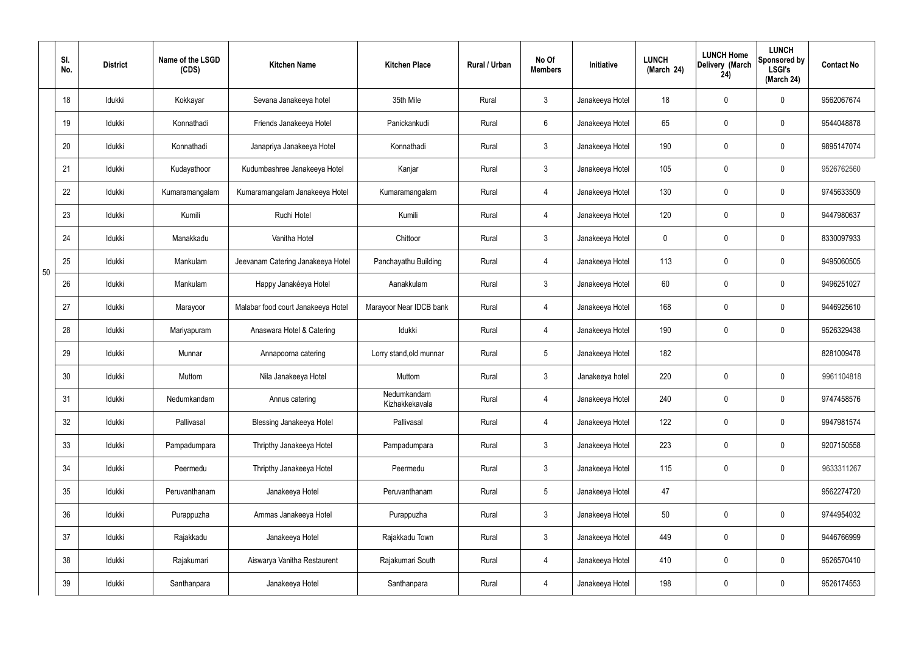|  | Sl. No. | District | Name of the LSGD (CDS) | Kitchen Name | Kitchen Place | Rural / Urban | No Of Members | Initiative | LUNCH (March 24) | LUNCH Home Delivery (March 24) | LUNCH Sponsored by LSGI's (March 24) | Contact No |
|---|---|---|---|---|---|---|---|---|---|---|---|---|
| 50 | 18 | Idukki | Kokkayar | Sevana Janakeeya hotel | 35th Mile | Rural | 3 | Janakeeya Hotel | 18 | 0 | 0 | 9562067674 |
|  | 19 | Idukki | Konnathadi | Friends Janakeeya Hotel | Panickankudi | Rural | 6 | Janakeeya Hotel | 65 | 0 | 0 | 9544048878 |
|  | 20 | Idukki | Konnathadi | Janapriya Janakeeya Hotel | Konnathadi | Rural | 3 | Janakeeya Hotel | 190 | 0 | 0 | 9895147074 |
|  | 21 | Idukki | Kudayathoor | Kudumbashree Janakeeya Hotel | Kanjar | Rural | 3 | Janakeeya Hotel | 105 | 0 | 0 | 9526762560 |
|  | 22 | Idukki | Kumaramangalam | Kumaramangalam Janakeeya Hotel | Kumaramangalam | Rural | 4 | Janakeeya Hotel | 130 | 0 | 0 | 9745633509 |
|  | 23 | Idukki | Kumili | Ruchi Hotel | Kumili | Rural | 4 | Janakeeya Hotel | 120 | 0 | 0 | 9447980637 |
|  | 24 | Idukki | Manakkadu | Vanitha Hotel | Chittoor | Rural | 3 | Janakeeya Hotel | 0 | 0 | 0 | 8330097933 |
|  | 25 | Idukki | Mankulam | Jeevanam Catering Janakeeya Hotel | Panchayathu Building | Rural | 4 | Janakeeya Hotel | 113 | 0 | 0 | 9495060505 |
|  | 26 | Idukki | Mankulam | Happy Janakéeya Hotel | Aanakkulam | Rural | 3 | Janakeeya Hotel | 60 | 0 | 0 | 9496251027 |
|  | 27 | Idukki | Marayoor | Malabar food court Janakeeya Hotel | Marayoor Near IDCB bank | Rural | 4 | Janakeeya Hotel | 168 | 0 | 0 | 9446925610 |
|  | 28 | Idukki | Mariyapuram | Anaswara Hotel & Catering | Idukki | Rural | 4 | Janakeeya Hotel | 190 | 0 | 0 | 9526329438 |
|  | 29 | Idukki | Munnar | Annapoorna catering | Lorry stand,old munnar | Rural | 5 | Janakeeya Hotel | 182 |  |  | 8281009478 |
|  | 30 | Idukki | Muttom | Nila Janakeeya Hotel | Muttom | Rural | 3 | Janakeeya hotel | 220 | 0 | 0 | 9961104818 |
|  | 31 | Idukki | Nedumkandam | Annus catering | Nedumkandam Kizhakkekavala | Rural | 4 | Janakeeya Hotel | 240 | 0 | 0 | 9747458576 |
|  | 32 | Idukki | Pallivasal | Blessing Janakeeya Hotel | Pallivasal | Rural | 4 | Janakeeya Hotel | 122 | 0 | 0 | 9947981574 |
|  | 33 | Idukki | Pampadumpara | Thripthy Janakeeya Hotel | Pampadumpara | Rural | 3 | Janakeeya Hotel | 223 | 0 | 0 | 9207150558 |
|  | 34 | Idukki | Peermedu | Thripthy Janakeeya Hotel | Peermedu | Rural | 3 | Janakeeya Hotel | 115 | 0 | 0 | 9633311267 |
|  | 35 | Idukki | Peruvanthanam | Janakeeya Hotel | Peruvanthanam | Rural | 5 | Janakeeya Hotel | 47 |  |  | 9562274720 |
|  | 36 | Idukki | Purappuzha | Ammas Janakeeya Hotel | Purappuzha | Rural | 3 | Janakeeya Hotel | 50 | 0 | 0 | 9744954032 |
|  | 37 | Idukki | Rajakkadu | Janakeeya Hotel | Rajakkadu Town | Rural | 3 | Janakeeya Hotel | 449 | 0 | 0 | 9446766999 |
|  | 38 | Idukki | Rajakumari | Aiswarya Vanitha Restaurent | Rajakumari South | Rural | 4 | Janakeeya Hotel | 410 | 0 | 0 | 9526570410 |
|  | 39 | Idukki | Santhanpara | Janakeeya Hotel | Santhanpara | Rural | 4 | Janakeeya Hotel | 198 | 0 | 0 | 9526174553 |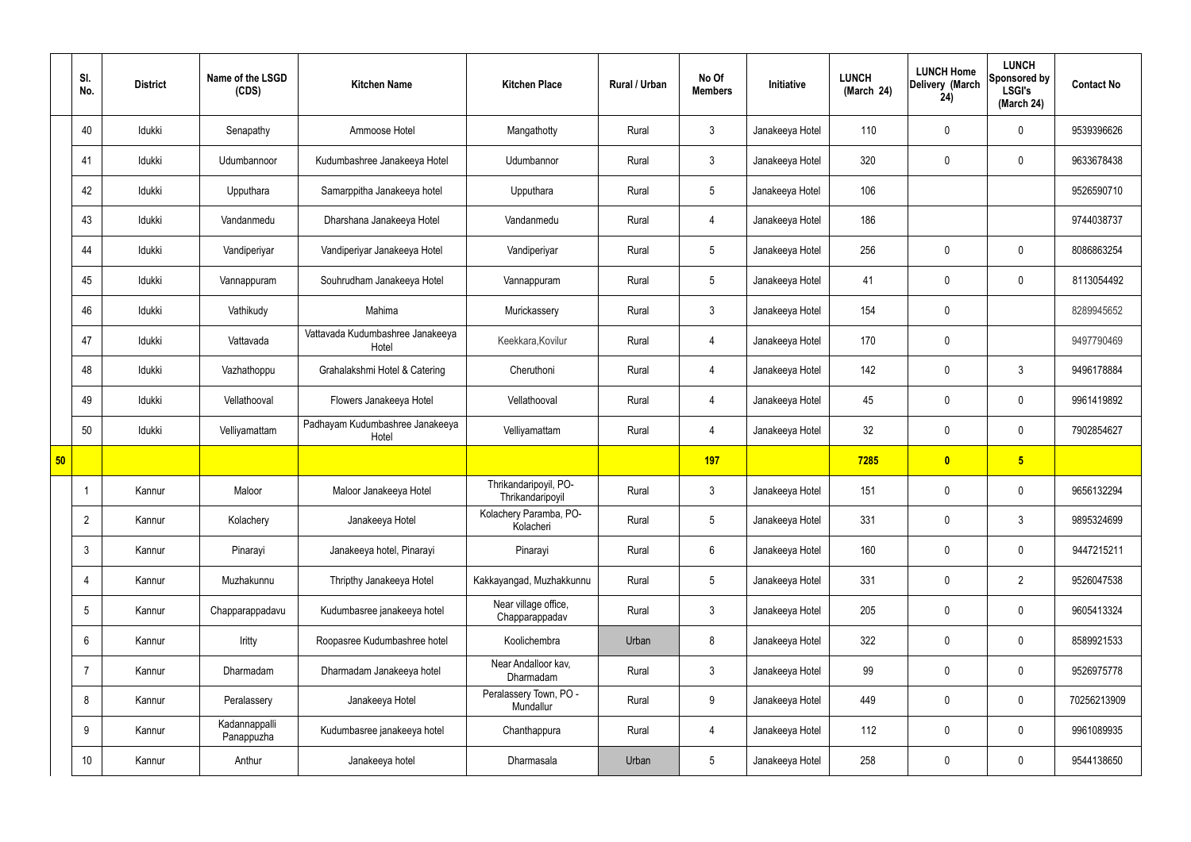|  | Sl. No. | District | Name of the LSGD (CDS) | Kitchen Name | Kitchen Place | Rural / Urban | No Of Members | Initiative | LUNCH (March 24) | LUNCH Home Delivery (March 24) | LUNCH Sponsored by LSGI's (March 24) | Contact No |
|---|---|---|---|---|---|---|---|---|---|---|---|---|
|  | 40 | Idukki | Senapathy | Ammoose Hotel | Mangathotty | Rural | 3 | Janakeeya Hotel | 110 | 0 | 0 | 9539396626 |
|  | 41 | Idukki | Udumbannoor | Kudumbashree Janakeeya Hotel | Udumbannor | Rural | 3 | Janakeeya Hotel | 320 | 0 | 0 | 9633678438 |
|  | 42 | Idukki | Upputhara | Samarppitha Janakeeya hotel | Upputhara | Rural | 5 | Janakeeya Hotel | 106 |  |  | 9526590710 |
|  | 43 | Idukki | Vandanmedu | Dharshana Janakeeya Hotel | Vandanmedu | Rural | 4 | Janakeeya Hotel | 186 |  |  | 9744038737 |
|  | 44 | Idukki | Vandiperiyar | Vandiperiyar Janakeeya Hotel | Vandiperiyar | Rural | 5 | Janakeeya Hotel | 256 | 0 | 0 | 8086863254 |
|  | 45 | Idukki | Vannappuram | Souhrudham Janakeeya Hotel | Vannappuram | Rural | 5 | Janakeeya Hotel | 41 | 0 | 0 | 8113054492 |
|  | 46 | Idukki | Vathikudy | Mahima | Murickassery | Rural | 3 | Janakeeya Hotel | 154 | 0 |  | 8289945652 |
|  | 47 | Idukki | Vattavada | Vattavada Kudumbashree Janakeeya Hotel | Keekkara,Kovilur | Rural | 4 | Janakeeya Hotel | 170 | 0 |  | 9497790469 |
|  | 48 | Idukki | Vazhathoppu | Grahalakshmi Hotel & Catering | Cheruthoni | Rural | 4 | Janakeeya Hotel | 142 | 0 | 3 | 9496178884 |
|  | 49 | Idukki | Vellathooval | Flowers Janakeeya Hotel | Vellathooval | Rural | 4 | Janakeeya Hotel | 45 | 0 | 0 | 9961419892 |
|  | 50 | Idukki | Velliyamattam | Padhayam Kudumbashree Janakeeya Hotel | Velliyamattam | Rural | 4 | Janakeeya Hotel | 32 | 0 | 0 | 7902854627 |
| **50** |  |  |  |  |  |  | **197** |  | **7285** | **0** | **5** |  |
|  | 1 | Kannur | Maloor | Maloor Janakeeya Hotel | Thrikandaripoyil, PO-Thrikandaripoyil | Rural | 3 | Janakeeya Hotel | 151 | 0 | 0 | 9656132294 |
|  | 2 | Kannur | Kolachery | Janakeeya Hotel | Kolachery Paramba, PO-Kolacheri | Rural | 5 | Janakeeya Hotel | 331 | 0 | 3 | 9895324699 |
|  | 3 | Kannur | Pinarayi | Janakeeya hotel, Pinarayi | Pinarayi | Rural | 6 | Janakeeya Hotel | 160 | 0 | 0 | 9447215211 |
|  | 4 | Kannur | Muzhakunnu | Thripthy Janakeeya Hotel | Kakkayangad, Muzhakkunnu | Rural | 5 | Janakeeya Hotel | 331 | 0 | 2 | 9526047538 |
|  | 5 | Kannur | Chapparappadavu | Kudumbasree janakeeya hotel | Near village office, Chapparappadav | Rural | 3 | Janakeeya Hotel | 205 | 0 | 0 | 9605413324 |
|  | 6 | Kannur | Iritty | Roopasree Kudumbashree hotel | Koolichembra | Urban | 8 | Janakeeya Hotel | 322 | 0 | 0 | 8589921533 |
|  | 7 | Kannur | Dharmadam | Dharmadam Janakeeya hotel | Near Andalloor kav, Dharmadam | Rural | 3 | Janakeeya Hotel | 99 | 0 | 0 | 9526975778 |
|  | 8 | Kannur | Peralassery | Janakeeya Hotel | Peralassery Town, PO - Mundallur | Rural | 9 | Janakeeya Hotel | 449 | 0 | 0 | 70256213909 |
|  | 9 | Kannur | Kadannappalli Panappuzha | Kudumbasree janakeeya hotel | Chanthappura | Rural | 4 | Janakeeya Hotel | 112 | 0 | 0 | 9961089935 |
|  | 10 | Kannur | Anthur | Janakeeya hotel | Dharmasala | Urban | 5 | Janakeeya Hotel | 258 | 0 | 0 | 9544138650 |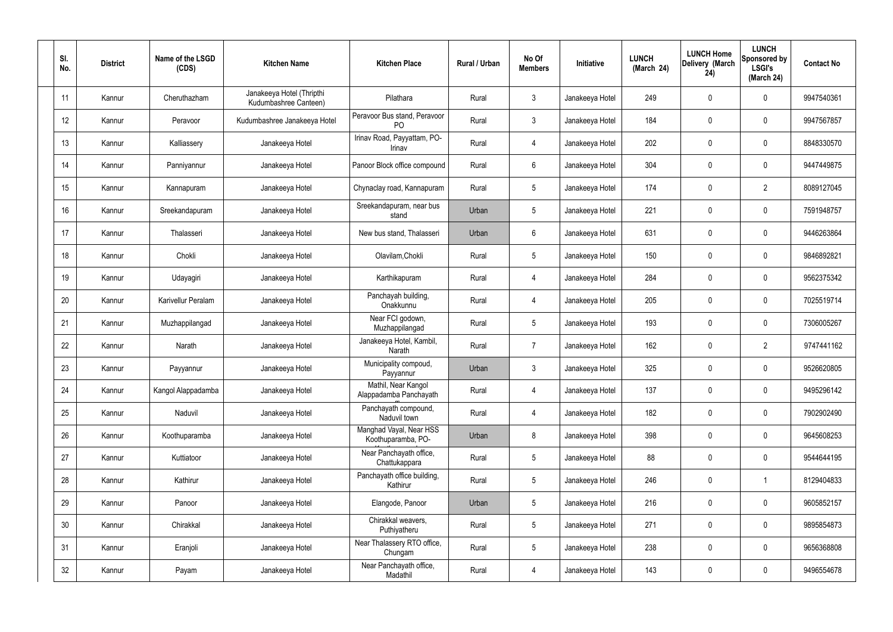| Sl. No. | District | Name of the LSGD (CDS) | Kitchen Name | Kitchen Place | Rural / Urban | No Of Members | Initiative | LUNCH (March 24) | LUNCH Home Delivery (March 24) | LUNCH Sponsored by LSGI's (March 24) | Contact No |
|---|---|---|---|---|---|---|---|---|---|---|---|
| 11 | Kannur | Cheruthazham | Janakeeya Hotel (Thripthi Kudumbashree Canteen) | Pilathara | Rural | 3 | Janakeeya Hotel | 249 | 0 | 0 | 9947540361 |
| 12 | Kannur | Peravoor | Kudumbashree Janakeeya Hotel | Peravoor Bus stand, Peravoor PO | Rural | 3 | Janakeeya Hotel | 184 | 0 | 0 | 9947567857 |
| 13 | Kannur | Kalliassery | Janakeeya Hotel | Irinav Road, Payyattam, PO- Irinav | Rural | 4 | Janakeeya Hotel | 202 | 0 | 0 | 8848330570 |
| 14 | Kannur | Panniyannur | Janakeeya Hotel | Panoor Block office compound | Rural | 6 | Janakeeya Hotel | 304 | 0 | 0 | 9447449875 |
| 15 | Kannur | Kannapuram | Janakeeya Hotel | Chynaclay road, Kannapuram | Rural | 5 | Janakeeya Hotel | 174 | 0 | 2 | 8089127045 |
| 16 | Kannur | Sreekandapuram | Janakeeya Hotel | Sreekandapuram, near bus stand | Urban | 5 | Janakeeya Hotel | 221 | 0 | 0 | 7591948757 |
| 17 | Kannur | Thalasseri | Janakeeya Hotel | New bus stand, Thalasseri | Urban | 6 | Janakeeya Hotel | 631 | 0 | 0 | 9446263864 |
| 18 | Kannur | Chokli | Janakeeya Hotel | Olavilam,Chokli | Rural | 5 | Janakeeya Hotel | 150 | 0 | 0 | 9846892821 |
| 19 | Kannur | Udayagiri | Janakeeya Hotel | Karthikapuram | Rural | 4 | Janakeeya Hotel | 284 | 0 | 0 | 9562375342 |
| 20 | Kannur | Karivellur Peralam | Janakeeya Hotel | Panchayah building, Onakkunnu | Rural | 4 | Janakeeya Hotel | 205 | 0 | 0 | 7025519714 |
| 21 | Kannur | Muzhappilangad | Janakeeya Hotel | Near FCI godown, Muzhappilangad | Rural | 5 | Janakeeya Hotel | 193 | 0 | 0 | 7306005267 |
| 22 | Kannur | Narath | Janakeeya Hotel | Janakeeya Hotel, Kambil, Narath | Rural | 7 | Janakeeya Hotel | 162 | 0 | 2 | 9747441162 |
| 23 | Kannur | Payyannur | Janakeeya Hotel | Municipality compoud, Payyannur | Urban | 3 | Janakeeya Hotel | 325 | 0 | 0 | 9526620805 |
| 24 | Kannur | Kangol Alappadamba | Janakeeya Hotel | Mathil, Near Kangol Alappadamba Panchayath | Rural | 4 | Janakeeya Hotel | 137 | 0 | 0 | 9495296142 |
| 25 | Kannur | Naduvil | Janakeeya Hotel | Panchayath compound, Naduvil town | Rural | 4 | Janakeeya Hotel | 182 | 0 | 0 | 7902902490 |
| 26 | Kannur | Koothuparamba | Janakeeya Hotel | Manghad Vayal, Near HSS Koothuparamba, PO- | Urban | 8 | Janakeeya Hotel | 398 | 0 | 0 | 9645608253 |
| 27 | Kannur | Kuttiatoor | Janakeeya Hotel | Near Panchayath office, Chattukappara | Rural | 5 | Janakeeya Hotel | 88 | 0 | 0 | 9544644195 |
| 28 | Kannur | Kathirur | Janakeeya Hotel | Panchayath office building, Kathirur | Rural | 5 | Janakeeya Hotel | 246 | 0 | 1 | 8129404833 |
| 29 | Kannur | Panoor | Janakeeya Hotel | Elangode, Panoor | Urban | 5 | Janakeeya Hotel | 216 | 0 | 0 | 9605852157 |
| 30 | Kannur | Chirakkal | Janakeeya Hotel | Chirakkal weavers, Puthiyatheru | Rural | 5 | Janakeeya Hotel | 271 | 0 | 0 | 9895854873 |
| 31 | Kannur | Eranjoli | Janakeeya Hotel | Near Thalassery RTO office, Chungam | Rural | 5 | Janakeeya Hotel | 238 | 0 | 0 | 9656368808 |
| 32 | Kannur | Payam | Janakeeya Hotel | Near Panchayath office, Madathil | Rural | 4 | Janakeeya Hotel | 143 | 0 | 0 | 9496554678 |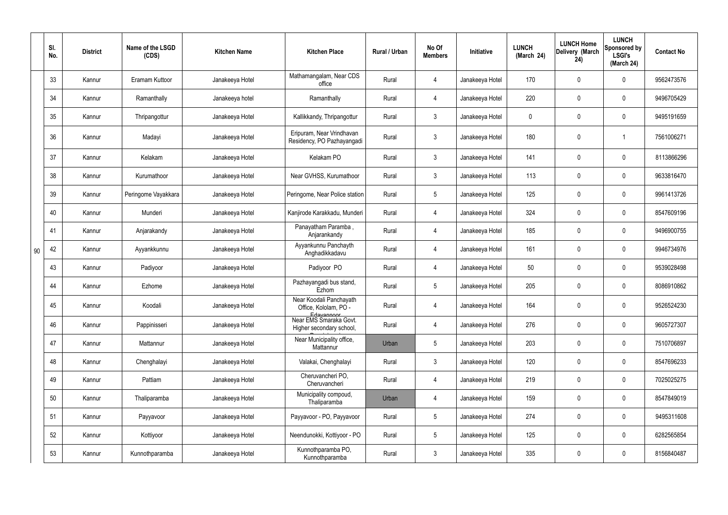|  | Sl. No. | District | Name of the LSGD (CDS) | Kitchen Name | Kitchen Place | Rural / Urban | No Of Members | Initiative | LUNCH (March 24) | LUNCH Home Delivery (March 24) | LUNCH Sponsored by LSGI's (March 24) | Contact No |
|---|---|---|---|---|---|---|---|---|---|---|---|---|
| 90 | 33 | Kannur | Eramam Kuttoor | Janakeeya Hotel | Mathamangalam, Near CDS office | Rural | 4 | Janakeeya Hotel | 170 | 0 | 0 | 9562473576 |
|  | 34 | Kannur | Ramanthally | Janakeeya hotel | Ramanthally | Rural | 4 | Janakeeya Hotel | 220 | 0 | 0 | 9496705429 |
|  | 35 | Kannur | Thripangottur | Janakeeya Hotel | Kallikkandy, Thripangottur | Rural | 3 | Janakeeya Hotel | 0 | 0 | 0 | 9495191659 |
|  | 36 | Kannur | Madayi | Janakeeya Hotel | Eripuram, Near Vrindhavan Residency, PO Pazhayangadi | Rural | 3 | Janakeeya Hotel | 180 | 0 | 1 | 7561006271 |
|  | 37 | Kannur | Kelakam | Janakeeya Hotel | Kelakam PO | Rural | 3 | Janakeeya Hotel | 141 | 0 | 0 | 8113866296 |
|  | 38 | Kannur | Kurumathoor | Janakeeya Hotel | Near GVHSS, Kurumathoor | Rural | 3 | Janakeeya Hotel | 113 | 0 | 0 | 9633816470 |
|  | 39 | Kannur | Peringome Vayakkara | Janakeeya Hotel | Peringome, Near Police station | Rural | 5 | Janakeeya Hotel | 125 | 0 | 0 | 9961413726 |
|  | 40 | Kannur | Munderi | Janakeeya Hotel | Kanjirode Karakkadu, Munderi | Rural | 4 | Janakeeya Hotel | 324 | 0 | 0 | 8547609196 |
|  | 41 | Kannur | Anjarakandy | Janakeeya Hotel | Panayatham Paramba , Anjarankandy | Rural | 4 | Janakeeya Hotel | 185 | 0 | 0 | 9496900755 |
|  | 42 | Kannur | Ayyankkunnu | Janakeeya Hotel | Ayyankunnu Panchayth Anghadikkadavu | Rural | 4 | Janakeeya Hotel | 161 | 0 | 0 | 9946734976 |
|  | 43 | Kannur | Padiyoor | Janakeeya Hotel | Padiyoor PO | Rural | 4 | Janakeeya Hotel | 50 | 0 | 0 | 9539028498 |
|  | 44 | Kannur | Ezhome | Janakeeya Hotel | Pazhayangadi bus stand, Ezhom | Rural | 5 | Janakeeya Hotel | 205 | 0 | 0 | 8086910862 |
|  | 45 | Kannur | Koodali | Janakeeya Hotel | Near Koodali Panchayath Office, Kololam, PO - Edayannoor | Rural | 4 | Janakeeya Hotel | 164 | 0 | 0 | 9526524230 |
|  | 46 | Kannur | Pappinisseri | Janakeeya Hotel | Near EMS Smaraka Govt. Higher secondary school, | Rural | 4 | Janakeeya Hotel | 276 | 0 | 0 | 9605727307 |
|  | 47 | Kannur | Mattannur | Janakeeya Hotel | Near Municipality office, Mattannur | Urban | 5 | Janakeeya Hotel | 203 | 0 | 0 | 7510706897 |
|  | 48 | Kannur | Chenghalayi | Janakeeya Hotel | Valakai, Chenghalayi | Rural | 3 | Janakeeya Hotel | 120 | 0 | 0 | 8547696233 |
|  | 49 | Kannur | Pattiam | Janakeeya Hotel | Cheruvancheri PO, Cheruvancheri | Rural | 4 | Janakeeya Hotel | 219 | 0 | 0 | 7025025275 |
|  | 50 | Kannur | Thaliparamba | Janakeeya Hotel | Municipality compoud, Thaliparamba | Urban | 4 | Janakeeya Hotel | 159 | 0 | 0 | 8547849019 |
|  | 51 | Kannur | Payyavoor | Janakeeya Hotel | Payyavoor - PO, Payyavoor | Rural | 5 | Janakeeya Hotel | 274 | 0 | 0 | 9495311608 |
|  | 52 | Kannur | Kottiyoor | Janakeeya Hotel | Neendunokki, Kottiyoor - PO | Rural | 5 | Janakeeya Hotel | 125 | 0 | 0 | 6282565854 |
|  | 53 | Kannur | Kunnothparamba | Janakeeya Hotel | Kunnothparamba PO, Kunnothparamba | Rural | 3 | Janakeeya Hotel | 335 | 0 | 0 | 8156840487 |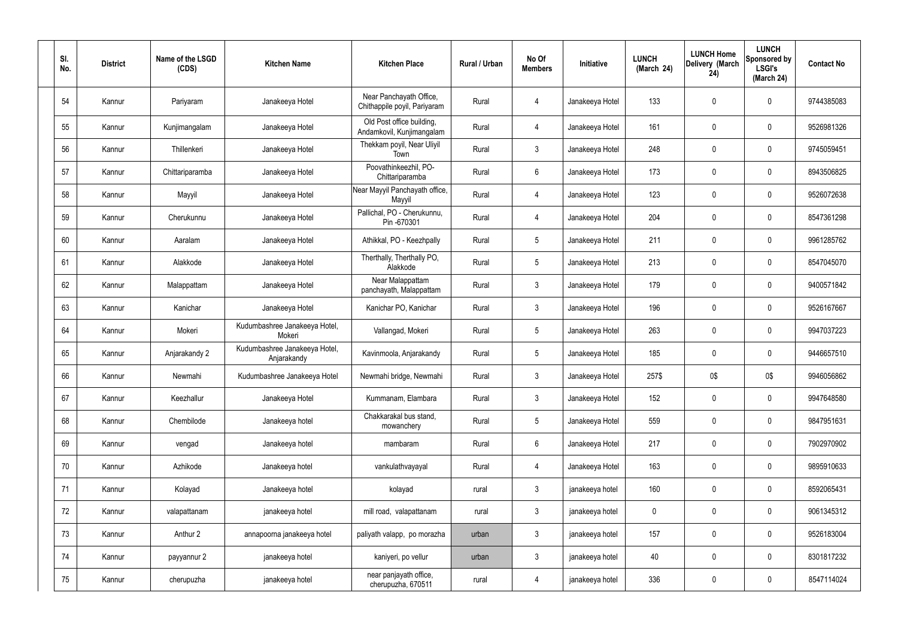| Sl. No. | District | Name of the LSGD (CDS) | Kitchen Name | Kitchen Place | Rural / Urban | No Of Members | Initiative | LUNCH (March 24) | LUNCH Home Delivery (March 24) | LUNCH Sponsored by LSGI's (March 24) | Contact No |
|---|---|---|---|---|---|---|---|---|---|---|---|
| 54 | Kannur | Pariyaram | Janakeeya Hotel | Near Panchayath Office, Chithappile poyil, Pariyaram | Rural | 4 | Janakeeya Hotel | 133 | 0 | 0 | 9744385083 |
| 55 | Kannur | Kunjimangalam | Janakeeya Hotel | Old Post office building, Andamkovil, Kunjimangalam | Rural | 4 | Janakeeya Hotel | 161 | 0 | 0 | 9526981326 |
| 56 | Kannur | Thillenkeri | Janakeeya Hotel | Thekkam poyil, Near Uliyil Town | Rural | 3 | Janakeeya Hotel | 248 | 0 | 0 | 9745059451 |
| 57 | Kannur | Chittariparamba | Janakeeya Hotel | Poovathinkeezhil, PO-Chittariparamba | Rural | 6 | Janakeeya Hotel | 173 | 0 | 0 | 8943506825 |
| 58 | Kannur | Mayyil | Janakeeya Hotel | Near Mayyil Panchayath office, Mayyil | Rural | 4 | Janakeeya Hotel | 123 | 0 | 0 | 9526072638 |
| 59 | Kannur | Cherukunnu | Janakeeya Hotel | Pallichal, PO - Cherukunnu, Pin -670301 | Rural | 4 | Janakeeya Hotel | 204 | 0 | 0 | 8547361298 |
| 60 | Kannur | Aaralam | Janakeeya Hotel | Athikkal, PO - Keezhpally | Rural | 5 | Janakeeya Hotel | 211 | 0 | 0 | 9961285762 |
| 61 | Kannur | Alakkode | Janakeeya Hotel | Therthally, Therthally PO, Alakkode | Rural | 5 | Janakeeya Hotel | 213 | 0 | 0 | 8547045070 |
| 62 | Kannur | Malappattam | Janakeeya Hotel | Near Malappattam panchayath, Malappattam | Rural | 3 | Janakeeya Hotel | 179 | 0 | 0 | 9400571842 |
| 63 | Kannur | Kanichar | Janakeeya Hotel | Kanichar PO, Kanichar | Rural | 3 | Janakeeya Hotel | 196 | 0 | 0 | 9526167667 |
| 64 | Kannur | Mokeri | Kudumbashree Janakeeya Hotel, Mokeri | Vallangad, Mokeri | Rural | 5 | Janakeeya Hotel | 263 | 0 | 0 | 9947037223 |
| 65 | Kannur | Anjarakandy 2 | Kudumbashree Janakeeya Hotel, Anjarakandy | Kavinmoola, Anjarakandy | Rural | 5 | Janakeeya Hotel | 185 | 0 | 0 | 9446657510 |
| 66 | Kannur | Newmahi | Kudumbashree Janakeeya Hotel | Newmahi bridge, Newmahi | Rural | 3 | Janakeeya Hotel | 257$ | 0$ | 0$ | 9946056862 |
| 67 | Kannur | Keezhallur | Janakeeya Hotel | Kummanam, Elambara | Rural | 3 | Janakeeya Hotel | 152 | 0 | 0 | 9947648580 |
| 68 | Kannur | Chembilode | Janakeeya hotel | Chakkarakal bus stand, mowanchery | Rural | 5 | Janakeeya Hotel | 559 | 0 | 0 | 9847951631 |
| 69 | Kannur | vengad | Janakeeya hotel | mambaram | Rural | 6 | Janakeeya Hotel | 217 | 0 | 0 | 7902970902 |
| 70 | Kannur | Azhikode | Janakeeya hotel | vankulathvayayal | Rural | 4 | Janakeeya Hotel | 163 | 0 | 0 | 9895910633 |
| 71 | Kannur | Kolayad | Janakeeya hotel | kolayad | rural | 3 | janakeeya hotel | 160 | 0 | 0 | 8592065431 |
| 72 | Kannur | valapattanam | janakeeya hotel | mill road, valapattanam | rural | 3 | janakeeya hotel | 0 | 0 | 0 | 9061345312 |
| 73 | Kannur | Anthur 2 | annapoorna janakeeya hotel | paliyath valapp, po morazha | urban | 3 | janakeeya hotel | 157 | 0 | 0 | 9526183004 |
| 74 | Kannur | payyannur 2 | janakeeya hotel | kaniyeri, po vellur | urban | 3 | janakeeya hotel | 40 | 0 | 0 | 8301817232 |
| 75 | Kannur | cherupuzha | janakeeya hotel | near panjayath office, cherupuzha, 670511 | rural | 4 | janakeeya hotel | 336 | 0 | 0 | 8547114024 |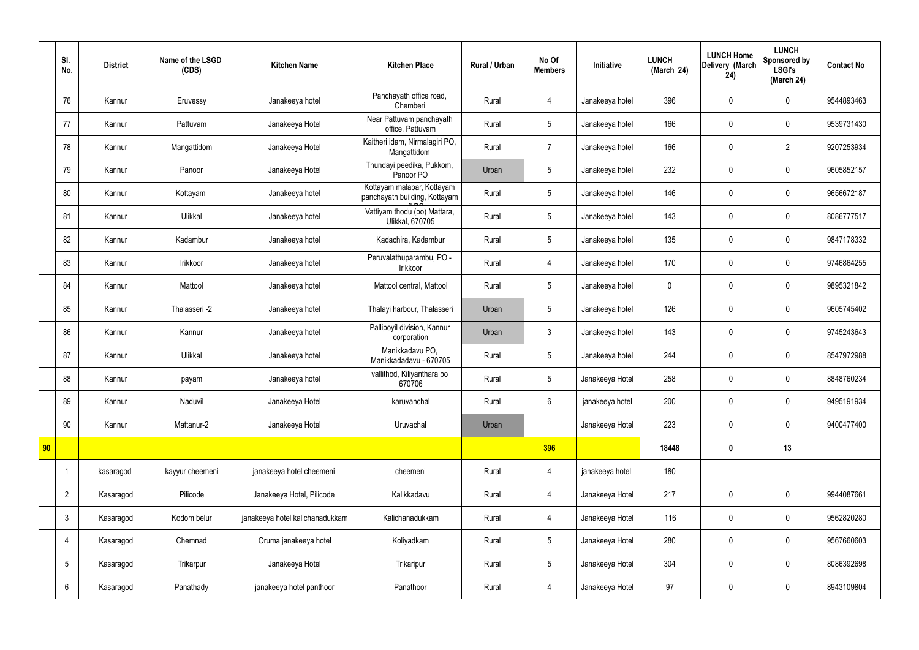| | Sl. No. | District | Name of the LSGD (CDS) | Kitchen Name | Kitchen Place | Rural / Urban | No Of Members | Initiative | LUNCH (March 24) | LUNCH Home Delivery (March 24) | LUNCH Sponsored by LSGI's (March 24) | Contact No |
|---|---|---|---|---|---|---|---|---|---|---|---|---|
| | 76 | Kannur | Eruvessy | Janakeeya hotel | Panchayath office road, Chemberi | Rural | 4 | Janakeeya hotel | 396 | 0 | 0 | 9544893463 |
| | 77 | Kannur | Pattuvam | Janakeeya Hotel | Near Pattuvam panchayath office, Pattuvam | Rural | 5 | Janakeeya hotel | 166 | 0 | 0 | 9539731430 |
| | 78 | Kannur | Mangattidom | Janakeeya Hotel | Kaitheri idam, Nirmalagiri PO, Mangattidom | Rural | 7 | Janakeeya hotel | 166 | 0 | 2 | 9207253934 |
| | 79 | Kannur | Panoor | Janakeeya Hotel | Thundayi peedika, Pukkom, Panoor PO | Urban | 5 | Janakeeya hotel | 232 | 0 | 0 | 9605852157 |
| | 80 | Kannur | Kottayam | Janakeeya hotel | Kottayam malabar, Kottayam panchayath building, Kottayam | Rural | 5 | Janakeeya hotel | 146 | 0 | 0 | 9656672187 |
| | 81 | Kannur | Ulikkal | Janakeeya hotel | Vattiyam thodu (po) Mattara, Ulikkal, 670705 | Rural | 5 | Janakeeya hotel | 143 | 0 | 0 | 8086777517 |
| | 82 | Kannur | Kadambur | Janakeeya hotel | Kadachira, Kadambur | Rural | 5 | Janakeeya hotel | 135 | 0 | 0 | 9847178332 |
| | 83 | Kannur | Irikkoor | Janakeeya hotel | Peruvalathuparambu, PO - Irikkoor | Rural | 4 | Janakeeya hotel | 170 | 0 | 0 | 9746864255 |
| | 84 | Kannur | Mattool | Janakeeya hotel | Mattool central, Mattool | Rural | 5 | Janakeeya hotel | 0 | 0 | 0 | 9895321842 |
| | 85 | Kannur | Thalasseri -2 | Janakeeya hotel | Thalayi harbour, Thalasseri | Urban | 5 | Janakeeya hotel | 126 | 0 | 0 | 9605745402 |
| | 86 | Kannur | Kannur | Janakeeya hotel | Pallipoyil division, Kannur corporation | Urban | 3 | Janakeeya hotel | 143 | 0 | 0 | 9745243643 |
| | 87 | Kannur | Ulikkal | Janakeeya hotel | Manikkadavu PO, Manikkadadavu - 670705 | Rural | 5 | Janakeeya hotel | 244 | 0 | 0 | 8547972988 |
| | 88 | Kannur | payam | Janakeeya hotel | vallithod, Kiliyanthara po 670706 | Rural | 5 | Janakeeya Hotel | 258 | 0 | 0 | 8848760234 |
| | 89 | Kannur | Naduvil | Janakeeya Hotel | karuvanchal | Rural | 6 | janakeeya hotel | 200 | 0 | 0 | 9495191934 |
| | 90 | Kannur | Mattanur-2 | Janakeeya Hotel | Uruvachal | Urban | | Janakeeya Hotel | 223 | 0 | 0 | 9400477400 |
| **90** | | | | | | | **396** | | **18448** | **0** | **13** | |
| | 1 | kasaragod | kayyur cheemeni | janakeeya hotel cheemeni | cheemeni | Rural | 4 | janakeeya hotel | 180 | | | |
| | 2 | Kasaragod | Pilicode | Janakeeya Hotel, Pilicode | Kalikkadavu | Rural | 4 | Janakeeya Hotel | 217 | 0 | 0 | 9944087661 |
| | 3 | Kasaragod | Kodom belur | janakeeya hotel kalichanadukkam | Kalichanadukkam | Rural | 4 | Janakeeya Hotel | 116 | 0 | 0 | 9562820280 |
| | 4 | Kasaragod | Chemnad | Oruma janakeeya hotel | Koliyadkam | Rural | 5 | Janakeeya Hotel | 280 | 0 | 0 | 9567660603 |
| | 5 | Kasaragod | Trikarpur | Janakeeya Hotel | Trikaripur | Rural | 5 | Janakeeya Hotel | 304 | 0 | 0 | 8086392698 |
| | 6 | Kasaragod | Panathady | janakeeya hotel panthoor | Panathoor | Rural | 4 | Janakeeya Hotel | 97 | 0 | 0 | 8943109804 |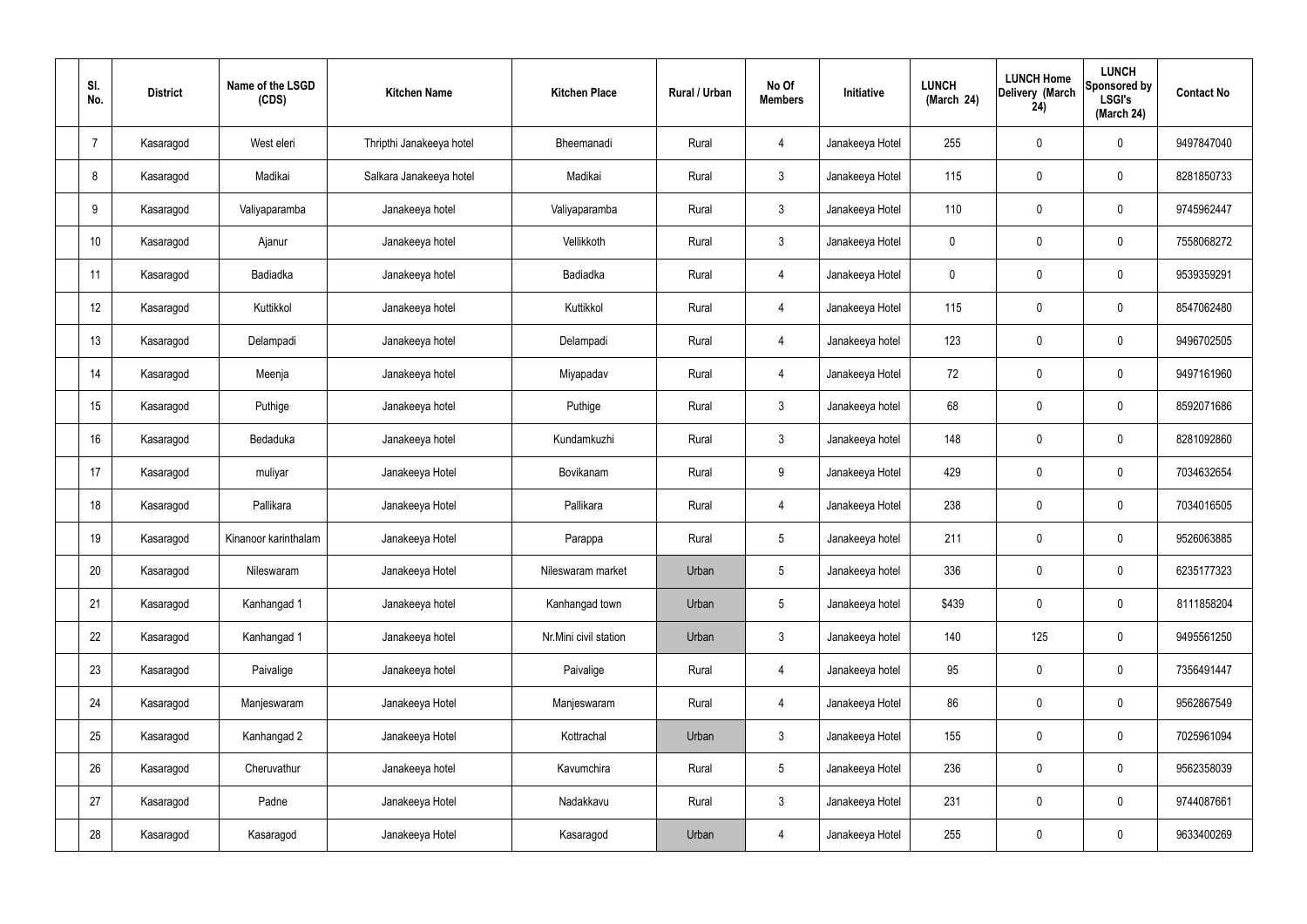| Sl. No. | District | Name of the LSGD (CDS) | Kitchen Name | Kitchen Place | Rural / Urban | No Of Members | Initiative | LUNCH (March 24) | LUNCH Home Delivery (March 24) | LUNCH Sponsored by LSGI's (March 24) | Contact No |
|---|---|---|---|---|---|---|---|---|---|---|---|
| 7 | Kasaragod | West eleri | Thripthi Janakeeya hotel | Bheemanadi | Rural | 4 | Janakeeya Hotel | 255 | 0 | 0 | 9497847040 |
| 8 | Kasaragod | Madikai | Salkara Janakeeya hotel | Madikai | Rural | 3 | Janakeeya Hotel | 115 | 0 | 0 | 8281850733 |
| 9 | Kasaragod | Valiyaparamba | Janakeeya hotel | Valiyaparamba | Rural | 3 | Janakeeya Hotel | 110 | 0 | 0 | 9745962447 |
| 10 | Kasaragod | Ajanur | Janakeeya hotel | Vellikkoth | Rural | 3 | Janakeeya Hotel | 0 | 0 | 0 | 7558068272 |
| 11 | Kasaragod | Badiadka | Janakeeya hotel | Badiadka | Rural | 4 | Janakeeya Hotel | 0 | 0 | 0 | 9539359291 |
| 12 | Kasaragod | Kuttikkol | Janakeeya hotel | Kuttikkol | Rural | 4 | Janakeeya Hotel | 115 | 0 | 0 | 8547062480 |
| 13 | Kasaragod | Delampadi | Janakeeya hotel | Delampadi | Rural | 4 | Janakeeya hotel | 123 | 0 | 0 | 9496702505 |
| 14 | Kasaragod | Meenja | Janakeeya hotel | Miyapadav | Rural | 4 | Janakeeya Hotel | 72 | 0 | 0 | 9497161960 |
| 15 | Kasaragod | Puthige | Janakeeya hotel | Puthige | Rural | 3 | Janakeeya hotel | 68 | 0 | 0 | 8592071686 |
| 16 | Kasaragod | Bedaduka | Janakeeya hotel | Kundamkuzhi | Rural | 3 | Janakeeya hotel | 148 | 0 | 0 | 8281092860 |
| 17 | Kasaragod | muliyar | Janakeeya Hotel | Bovikanam | Rural | 9 | Janakeeya Hotel | 429 | 0 | 0 | 7034632654 |
| 18 | Kasaragod | Pallikara | Janakeeya Hotel | Pallikara | Rural | 4 | Janakeeya Hotel | 238 | 0 | 0 | 7034016505 |
| 19 | Kasaragod | Kinanoor karinthalam | Janakeeya Hotel | Parappa | Rural | 5 | Janakeeya hotel | 211 | 0 | 0 | 9526063885 |
| 20 | Kasaragod | Nileswaram | Janakeeya Hotel | Nileswaram market | Urban | 5 | Janakeeya hotel | 336 | 0 | 0 | 6235177323 |
| 21 | Kasaragod | Kanhangad 1 | Janakeeya hotel | Kanhangad town | Urban | 5 | Janakeeya hotel | $439 | 0 | 0 | 8111858204 |
| 22 | Kasaragod | Kanhangad 1 | Janakeeya hotel | Nr.Mini civil station | Urban | 3 | Janakeeya hotel | 140 | 125 | 0 | 9495561250 |
| 23 | Kasaragod | Paivalige | Janakeeya hotel | Paivalige | Rural | 4 | Janakeeya hotel | 95 | 0 | 0 | 7356491447 |
| 24 | Kasaragod | Manjeswaram | Janakeeya Hotel | Manjeswaram | Rural | 4 | Janakeeya Hotel | 86 | 0 | 0 | 9562867549 |
| 25 | Kasaragod | Kanhangad 2 | Janakeeya Hotel | Kottrachal | Urban | 3 | Janakeeya Hotel | 155 | 0 | 0 | 7025961094 |
| 26 | Kasaragod | Cheruvathur | Janakeeya hotel | Kavumchira | Rural | 5 | Janakeeya Hotel | 236 | 0 | 0 | 9562358039 |
| 27 | Kasaragod | Padne | Janakeeya Hotel | Nadakkavu | Rural | 3 | Janakeeya Hotel | 231 | 0 | 0 | 9744087661 |
| 28 | Kasaragod | Kasaragod | Janakeeya Hotel | Kasaragod | Urban | 4 | Janakeeya Hotel | 255 | 0 | 0 | 9633400269 |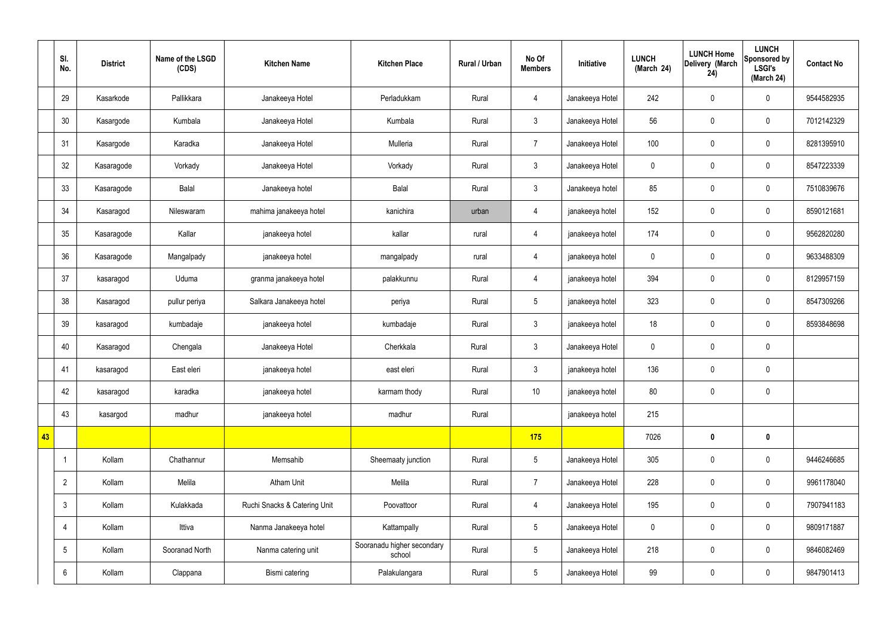|  | Sl. No. | District | Name of the LSGD (CDS) | Kitchen Name | Kitchen Place | Rural / Urban | No Of Members | Initiative | LUNCH (March 24) | LUNCH Home Delivery (March 24) | LUNCH Sponsored by LSGI's (March 24) | Contact No |
|---|---|---|---|---|---|---|---|---|---|---|---|---|
|  | 29 | Kasarkode | Pallikkara | Janakeeya Hotel | Perladukkam | Rural | 4 | Janakeeya Hotel | 242 | 0 | 0 | 9544582935 |
|  | 30 | Kasargode | Kumbala | Janakeeya Hotel | Kumbala | Rural | 3 | Janakeeya Hotel | 56 | 0 | 0 | 7012142329 |
|  | 31 | Kasargode | Karadka | Janakeeya Hotel | Mulleria | Rural | 7 | Janakeeya Hotel | 100 | 0 | 0 | 8281395910 |
|  | 32 | Kasaragode | Vorkady | Janakeeya Hotel | Vorkady | Rural | 3 | Janakeeya Hotel | 0 | 0 | 0 | 8547223339 |
|  | 33 | Kasaragode | Balal | Janakeeya hotel | Balal | Rural | 3 | Janakeeya hotel | 85 | 0 | 0 | 7510839676 |
|  | 34 | Kasaragod | Nileswaram | mahima janakeeya hotel | kanichira | urban | 4 | janakeeya hotel | 152 | 0 | 0 | 8590121681 |
|  | 35 | Kasaragode | Kallar | janakeeya hotel | kallar | rural | 4 | janakeeya hotel | 174 | 0 | 0 | 9562820280 |
|  | 36 | Kasaragode | Mangalpady | janakeeya hotel | mangalpady | rural | 4 | janakeeya hotel | 0 | 0 | 0 | 9633488309 |
|  | 37 | kasaragod | Uduma | granma janakeeya hotel | palakkunnu | Rural | 4 | janakeeya hotel | 394 | 0 | 0 | 8129957159 |
|  | 38 | Kasaragod | pullur periya | Salkara Janakeeya hotel | periya | Rural | 5 | janakeeya hotel | 323 | 0 | 0 | 8547309266 |
|  | 39 | kasaragod | kumbadaje | janakeeya hotel | kumbadaje | Rural | 3 | janakeeya hotel | 18 | 0 | 0 | 8593848698 |
|  | 40 | Kasaragod | Chengala | Janakeeya Hotel | Cherkkala | Rural | 3 | Janakeeya Hotel | 0 | 0 | 0 |  |
|  | 41 | kasaragod | East eleri | janakeeya hotel | east eleri | Rural | 3 | janakeeya hotel | 136 | 0 | 0 |  |
|  | 42 | kasaragod | karadka | janakeeya hotel | karmam thody | Rural | 10 | janakeeya hotel | 80 | 0 | 0 |  |
|  | 43 | kasargod | madhur | janakeeya hotel | madhur | Rural |  | janakeeya hotel | 215 |  |  |  |
| **43** |  |  |  |  |  |  | **175** |  | 7026 | **0** | **0** |  |
|  | 1 | Kollam | Chathannur | Memsahib | Sheemaaty junction | Rural | 5 | Janakeeya Hotel | 305 | 0 | 0 | 9446246685 |
|  | 2 | Kollam | Melila | Atham Unit | Melila | Rural | 7 | Janakeeya Hotel | 228 | 0 | 0 | 9961178040 |
|  | 3 | Kollam | Kulakkada | Ruchi Snacks & Catering Unit | Poovattoor | Rural | 4 | Janakeeya Hotel | 195 | 0 | 0 | 7907941183 |
|  | 4 | Kollam | Ittiva | Nanma Janakeeya hotel | Kattampally | Rural | 5 | Janakeeya Hotel | 0 | 0 | 0 | 9809171887 |
|  | 5 | Kollam | Sooranad North | Nanma catering unit | Sooranadu higher secondary school | Rural | 5 | Janakeeya Hotel | 218 | 0 | 0 | 9846082469 |
|  | 6 | Kollam | Clappana | Bismi catering | Palakulangara | Rural | 5 | Janakeeya Hotel | 99 | 0 | 0 | 9847901413 |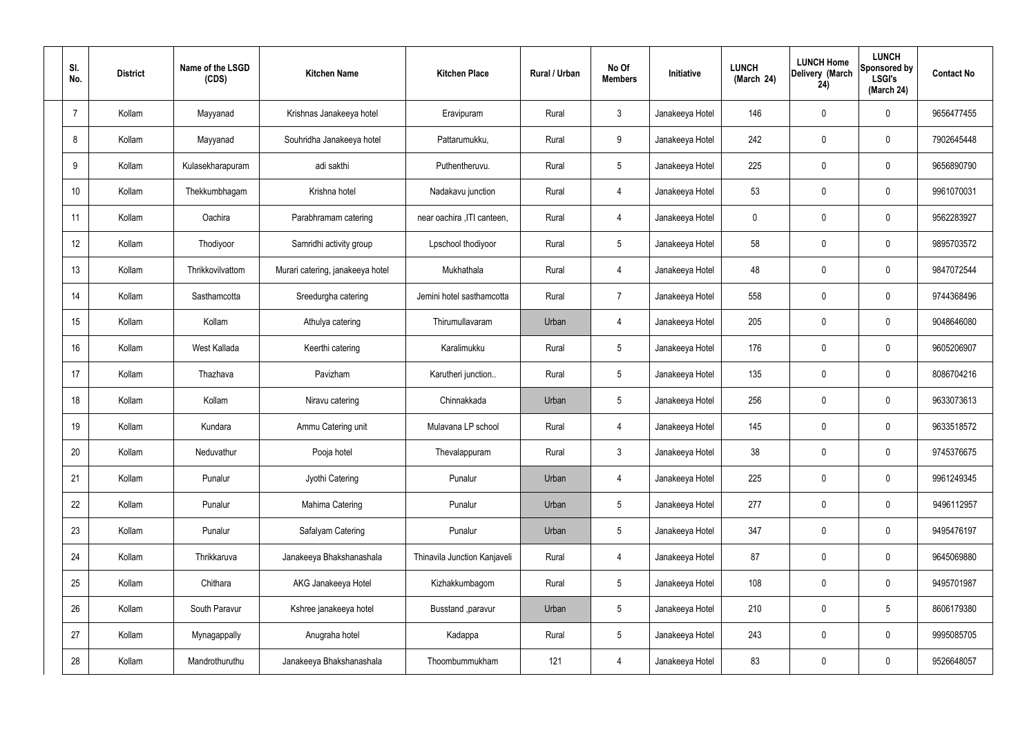| Sl. No. | District | Name of the LSGD (CDS) | Kitchen Name | Kitchen Place | Rural / Urban | No Of Members | Initiative | LUNCH (March 24) | LUNCH Home Delivery (March 24) | LUNCH Sponsored by LSGI's (March 24) | Contact No |
|---|---|---|---|---|---|---|---|---|---|---|---|
| 7 | Kollam | Mayyanad | Krishnas Janakeeya hotel | Eravipuram | Rural | 3 | Janakeeya Hotel | 146 | 0 | 0 | 9656477455 |
| 8 | Kollam | Mayyanad | Souhridha Janakeeya hotel | Pattarumukku, | Rural | 9 | Janakeeya Hotel | 242 | 0 | 0 | 7902645448 |
| 9 | Kollam | Kulasekharapuram | adi sakthi | Puthentheruvu. | Rural | 5 | Janakeeya Hotel | 225 | 0 | 0 | 9656890790 |
| 10 | Kollam | Thekkumbhagam | Krishna hotel | Nadakavu junction | Rural | 4 | Janakeeya Hotel | 53 | 0 | 0 | 9961070031 |
| 11 | Kollam | Oachira | Parabhramam catering | near oachira ,ITI canteen, | Rural | 4 | Janakeeya Hotel | 0 | 0 | 0 | 9562283927 |
| 12 | Kollam | Thodiyoor | Samridhi activity group | Lpschool thodiyoor | Rural | 5 | Janakeeya Hotel | 58 | 0 | 0 | 9895703572 |
| 13 | Kollam | Thrikkovilvattom | Murari catering, janakeeya hotel | Mukhathala | Rural | 4 | Janakeeya Hotel | 48 | 0 | 0 | 9847072544 |
| 14 | Kollam | Sasthamcotta | Sreedurgha catering | Jemini hotel sasthamcotta | Rural | 7 | Janakeeya Hotel | 558 | 0 | 0 | 9744368496 |
| 15 | Kollam | Kollam | Athulya catering | Thirumullavaram | Urban | 4 | Janakeeya Hotel | 205 | 0 | 0 | 9048646080 |
| 16 | Kollam | West Kallada | Keerthi catering | Karalimukku | Rural | 5 | Janakeeya Hotel | 176 | 0 | 0 | 9605206907 |
| 17 | Kollam | Thazhava | Pavizham | Karutheri junction.. | Rural | 5 | Janakeeya Hotel | 135 | 0 | 0 | 8086704216 |
| 18 | Kollam | Kollam | Niravu catering | Chinnakkada | Urban | 5 | Janakeeya Hotel | 256 | 0 | 0 | 9633073613 |
| 19 | Kollam | Kundara | Ammu Catering unit | Mulavana LP school | Rural | 4 | Janakeeya Hotel | 145 | 0 | 0 | 9633518572 |
| 20 | Kollam | Neduvathur | Pooja hotel | Thevalappuram | Rural | 3 | Janakeeya Hotel | 38 | 0 | 0 | 9745376675 |
| 21 | Kollam | Punalur | Jyothi Catering | Punalur | Urban | 4 | Janakeeya Hotel | 225 | 0 | 0 | 9961249345 |
| 22 | Kollam | Punalur | Mahima Catering | Punalur | Urban | 5 | Janakeeya Hotel | 277 | 0 | 0 | 9496112957 |
| 23 | Kollam | Punalur | Safalyam Catering | Punalur | Urban | 5 | Janakeeya Hotel | 347 | 0 | 0 | 9495476197 |
| 24 | Kollam | Thrikkaruva | Janakeeya Bhakshanashala | Thinavila Junction Kanjaveli | Rural | 4 | Janakeeya Hotel | 87 | 0 | 0 | 9645069880 |
| 25 | Kollam | Chithara | AKG Janakeeya Hotel | Kizhakkumbagom | Rural | 5 | Janakeeya Hotel | 108 | 0 | 0 | 9495701987 |
| 26 | Kollam | South Paravur | Kshree janakeeya hotel | Busstand ,paravur | Urban | 5 | Janakeeya Hotel | 210 | 0 | 5 | 8606179380 |
| 27 | Kollam | Mynagappally | Anugraha hotel | Kadappa | Rural | 5 | Janakeeya Hotel | 243 | 0 | 0 | 9995085705 |
| 28 | Kollam | Mandrothuruthu | Janakeeya Bhakshanashala | Thoombummukham | 121 | 4 | Janakeeya Hotel | 83 | 0 | 0 | 9526648057 |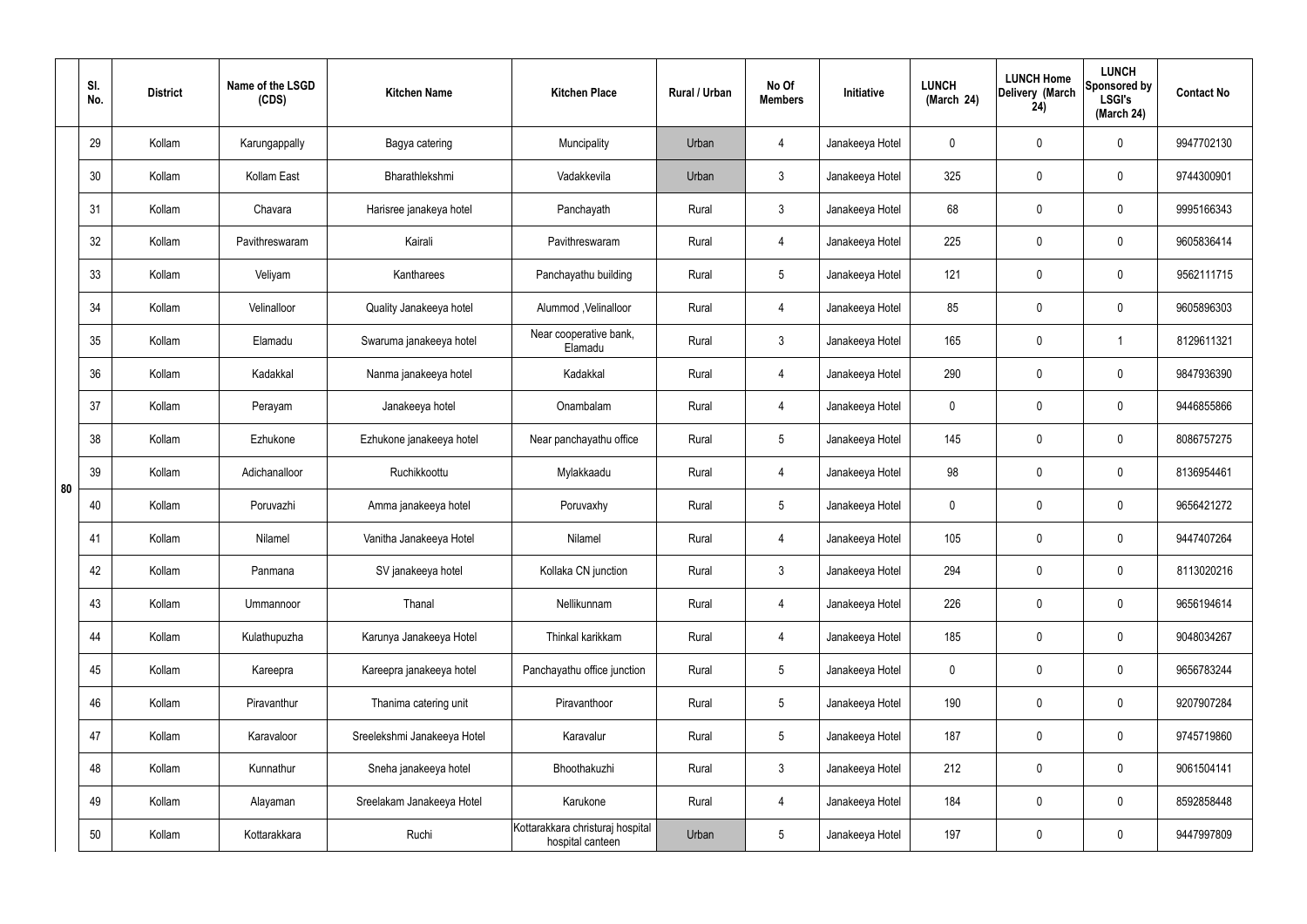| | Sl. No. | District | Name of the LSGD (CDS) | Kitchen Name | Kitchen Place | Rural / Urban | No Of Members | Initiative | LUNCH (March 24) | LUNCH Home Delivery (March 24) | LUNCH Sponsored by LSGI's (March 24) | Contact No |
|---|---|---|---|---|---|---|---|---|---|---|---|---|
| 80 | 29 | Kollam | Karungappally | Bagya catering | Muncipality | Urban | 4 | Janakeeya Hotel | 0 | 0 | 0 | 9947702130 |
| | 30 | Kollam | Kollam East | Bharathlekshmi | Vadakkevila | Urban | 3 | Janakeeya Hotel | 325 | 0 | 0 | 9744300901 |
| | 31 | Kollam | Chavara | Harisree janakeya hotel | Panchayath | Rural | 3 | Janakeeya Hotel | 68 | 0 | 0 | 9995166343 |
| | 32 | Kollam | Pavithreswaram | Kairali | Pavithreswaram | Rural | 4 | Janakeeya Hotel | 225 | 0 | 0 | 9605836414 |
| | 33 | Kollam | Veliyam | Kantharees | Panchayathu building | Rural | 5 | Janakeeya Hotel | 121 | 0 | 0 | 9562111715 |
| | 34 | Kollam | Velinalloor | Quality Janakeeya hotel | Alummod ,Velinalloor | Rural | 4 | Janakeeya Hotel | 85 | 0 | 0 | 9605896303 |
| | 35 | Kollam | Elamadu | Swaruma janakeeya hotel | Near cooperative bank, Elamadu | Rural | 3 | Janakeeya Hotel | 165 | 0 | 1 | 8129611321 |
| | 36 | Kollam | Kadakkal | Nanma janakeeya hotel | Kadakkal | Rural | 4 | Janakeeya Hotel | 290 | 0 | 0 | 9847936390 |
| | 37 | Kollam | Perayam | Janakeeya hotel | Onambalam | Rural | 4 | Janakeeya Hotel | 0 | 0 | 0 | 9446855866 |
| | 38 | Kollam | Ezhukone | Ezhukone janakeeya hotel | Near panchayathu office | Rural | 5 | Janakeeya Hotel | 145 | 0 | 0 | 8086757275 |
| | 39 | Kollam | Adichanalloor | Ruchikkoottu | Mylakkaadu | Rural | 4 | Janakeeya Hotel | 98 | 0 | 0 | 8136954461 |
| | 40 | Kollam | Poruvazhi | Amma janakeeya hotel | Poruvaxhy | Rural | 5 | Janakeeya Hotel | 0 | 0 | 0 | 9656421272 |
| | 41 | Kollam | Nilamel | Vanitha Janakeeya Hotel | Nilamel | Rural | 4 | Janakeeya Hotel | 105 | 0 | 0 | 9447407264 |
| | 42 | Kollam | Panmana | SV janakeeya hotel | Kollaka CN junction | Rural | 3 | Janakeeya Hotel | 294 | 0 | 0 | 8113020216 |
| | 43 | Kollam | Ummannoor | Thanal | Nellikunnam | Rural | 4 | Janakeeya Hotel | 226 | 0 | 0 | 9656194614 |
| | 44 | Kollam | Kulathupuzha | Karunya Janakeeya Hotel | Thinkal karikkam | Rural | 4 | Janakeeya Hotel | 185 | 0 | 0 | 9048034267 |
| | 45 | Kollam | Kareepra | Kareepra janakeeya hotel | Panchayathu office junction | Rural | 5 | Janakeeya Hotel | 0 | 0 | 0 | 9656783244 |
| | 46 | Kollam | Piravanthur | Thanima catering unit | Piravanthoor | Rural | 5 | Janakeeya Hotel | 190 | 0 | 0 | 9207907284 |
| | 47 | Kollam | Karavaloor | Sreelekshmi Janakeeya Hotel | Karavalur | Rural | 5 | Janakeeya Hotel | 187 | 0 | 0 | 9745719860 |
| | 48 | Kollam | Kunnathur | Sneha janakeeya hotel | Bhoothakuzhi | Rural | 3 | Janakeeya Hotel | 212 | 0 | 0 | 9061504141 |
| | 49 | Kollam | Alayaman | Sreelakam Janakeeya Hotel | Karukone | Rural | 4 | Janakeeya Hotel | 184 | 0 | 0 | 8592858448 |
| | 50 | Kollam | Kottarakkara | Ruchi | Kottarakkara christuraj hospital hospital canteen | Urban | 5 | Janakeeya Hotel | 197 | 0 | 0 | 9447997809 |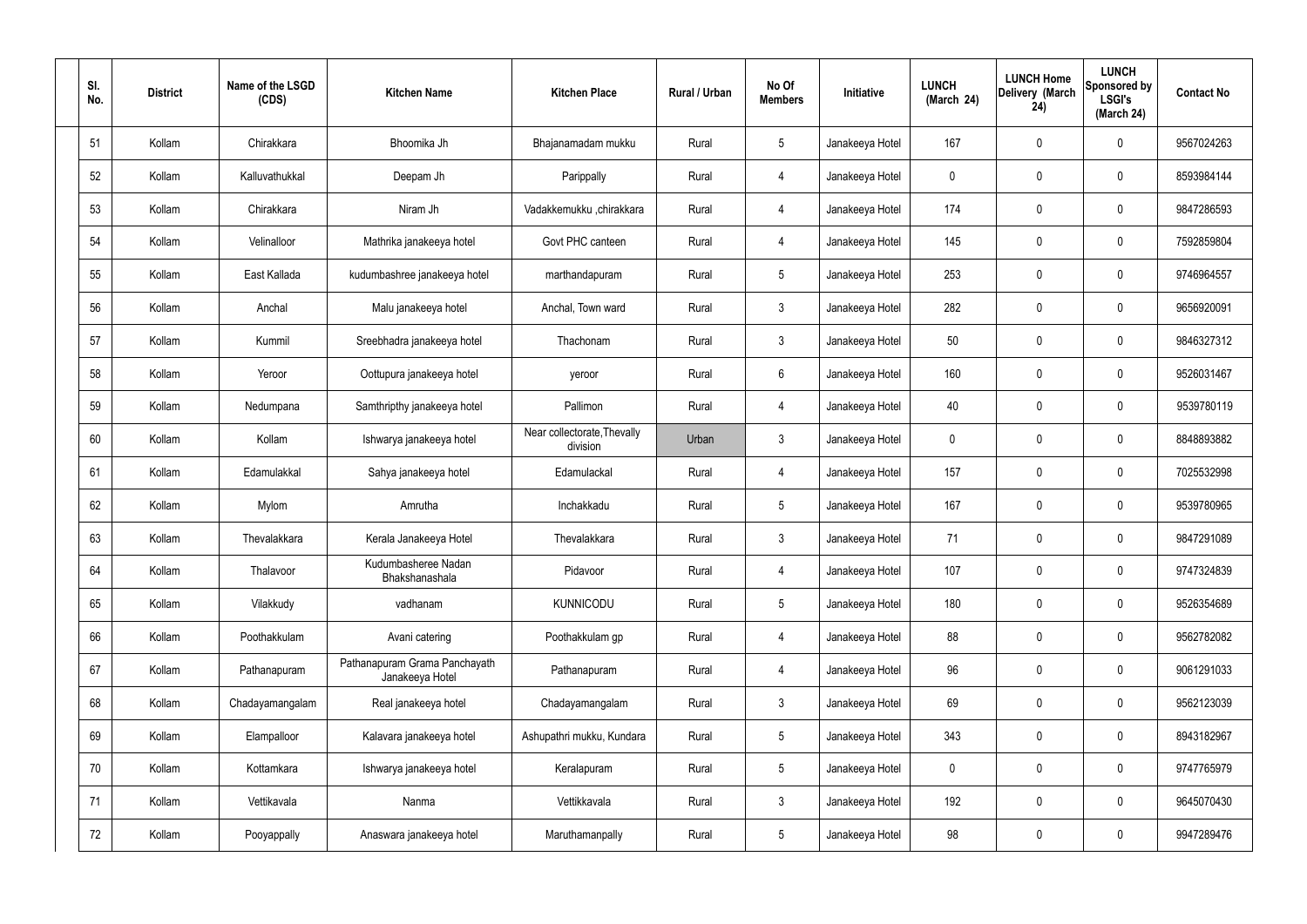| Sl. No. | District | Name of the LSGD (CDS) | Kitchen Name | Kitchen Place | Rural / Urban | No Of Members | Initiative | LUNCH (March 24) | LUNCH Home Delivery (March 24) | LUNCH Sponsored by LSGI's (March 24) | Contact No |
|---|---|---|---|---|---|---|---|---|---|---|---|
| 51 | Kollam | Chirakkara | Bhoomika Jh | Bhajanamadam mukku | Rural | 5 | Janakeeya Hotel | 167 | 0 | 0 | 9567024263 |
| 52 | Kollam | Kalluvathukkal | Deepam Jh | Parippally | Rural | 4 | Janakeeya Hotel | 0 | 0 | 0 | 8593984144 |
| 53 | Kollam | Chirakkara | Niram Jh | Vadakkemukku ,chirakkara | Rural | 4 | Janakeeya Hotel | 174 | 0 | 0 | 9847286593 |
| 54 | Kollam | Velinalloor | Mathrika janakeeya hotel | Govt PHC canteen | Rural | 4 | Janakeeya Hotel | 145 | 0 | 0 | 7592859804 |
| 55 | Kollam | East Kallada | kudumbashree janakeeya hotel | marthandapuram | Rural | 5 | Janakeeya Hotel | 253 | 0 | 0 | 9746964557 |
| 56 | Kollam | Anchal | Malu janakeeya hotel | Anchal, Town ward | Rural | 3 | Janakeeya Hotel | 282 | 0 | 0 | 9656920091 |
| 57 | Kollam | Kummil | Sreebhadra janakeeya hotel | Thachonam | Rural | 3 | Janakeeya Hotel | 50 | 0 | 0 | 9846327312 |
| 58 | Kollam | Yeroor | Oottupura janakeeya hotel | yeroor | Rural | 6 | Janakeeya Hotel | 160 | 0 | 0 | 9526031467 |
| 59 | Kollam | Nedumpana | Samthripthy janakeeya hotel | Pallimon | Rural | 4 | Janakeeya Hotel | 40 | 0 | 0 | 9539780119 |
| 60 | Kollam | Kollam | Ishwarya janakeeya hotel | Near collectorate,Thevally division | Urban | 3 | Janakeeya Hotel | 0 | 0 | 0 | 8848893882 |
| 61 | Kollam | Edamulakkal | Sahya janakeeya hotel | Edamulackal | Rural | 4 | Janakeeya Hotel | 157 | 0 | 0 | 7025532998 |
| 62 | Kollam | Mylom | Amrutha | Inchakkadu | Rural | 5 | Janakeeya Hotel | 167 | 0 | 0 | 9539780965 |
| 63 | Kollam | Thevalakkara | Kerala Janakeeya Hotel | Thevalakkara | Rural | 3 | Janakeeya Hotel | 71 | 0 | 0 | 9847291089 |
| 64 | Kollam | Thalavoor | Kudumbasheree Nadan Bhakshanashala | Pidavoor | Rural | 4 | Janakeeya Hotel | 107 | 0 | 0 | 9747324839 |
| 65 | Kollam | Vilakkudy | vadhanam | KUNNICODU | Rural | 5 | Janakeeya Hotel | 180 | 0 | 0 | 9526354689 |
| 66 | Kollam | Poothakkulam | Avani catering | Poothakkulam gp | Rural | 4 | Janakeeya Hotel | 88 | 0 | 0 | 9562782082 |
| 67 | Kollam | Pathanapuram | Pathanapuram Grama Panchayath Janakeeya Hotel | Pathanapuram | Rural | 4 | Janakeeya Hotel | 96 | 0 | 0 | 9061291033 |
| 68 | Kollam | Chadayamangalam | Real janakeeya hotel | Chadayamangalam | Rural | 3 | Janakeeya Hotel | 69 | 0 | 0 | 9562123039 |
| 69 | Kollam | Elampalloor | Kalavara janakeeya hotel | Ashupathri mukku, Kundara | Rural | 5 | Janakeeya Hotel | 343 | 0 | 0 | 8943182967 |
| 70 | Kollam | Kottamkara | Ishwarya janakeeya hotel | Keralapuram | Rural | 5 | Janakeeya Hotel | 0 | 0 | 0 | 9747765979 |
| 71 | Kollam | Vettikavala | Nanma | Vettikkavala | Rural | 3 | Janakeeya Hotel | 192 | 0 | 0 | 9645070430 |
| 72 | Kollam | Pooyappally | Anaswara janakeeya hotel | Maruthamanpally | Rural | 5 | Janakeeya Hotel | 98 | 0 | 0 | 9947289476 |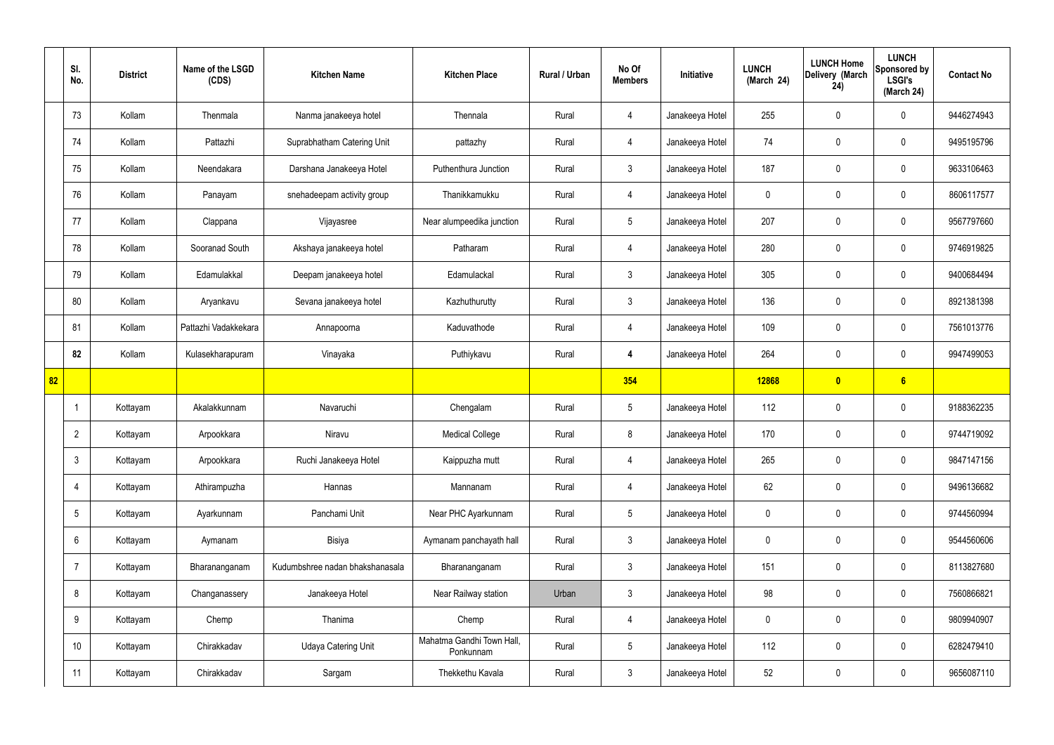| | Sl. No. | District | Name of the LSGD (CDS) | Kitchen Name | Kitchen Place | Rural / Urban | No Of Members | Initiative | LUNCH (March 24) | LUNCH Home Delivery (March 24) | LUNCH Sponsored by LSGI's (March 24) | Contact No |
|---|---|---|---|---|---|---|---|---|---|---|---|---|
| | 73 | Kollam | Thenmala | Nanma janakeeya hotel | Thennala | Rural | 4 | Janakeeya Hotel | 255 | 0 | 0 | 9446274943 |
| | 74 | Kollam | Pattazhi | Suprabhatham Catering Unit | pattazhy | Rural | 4 | Janakeeya Hotel | 74 | 0 | 0 | 9495195796 |
| | 75 | Kollam | Neendakara | Darshana Janakeeya Hotel | Puthenthura Junction | Rural | 3 | Janakeeya Hotel | 187 | 0 | 0 | 9633106463 |
| | 76 | Kollam | Panayam | snehadeepam activity group | Thanikkamukku | Rural | 4 | Janakeeya Hotel | 0 | 0 | 0 | 8606117577 |
| | 77 | Kollam | Clappana | Vijayasree | Near alumpeedika junction | Rural | 5 | Janakeeya Hotel | 207 | 0 | 0 | 9567797660 |
| | 78 | Kollam | Sooranad South | Akshaya janakeeya hotel | Patharam | Rural | 4 | Janakeeya Hotel | 280 | 0 | 0 | 9746919825 |
| | 79 | Kollam | Edamulakkal | Deepam janakeeya hotel | Edamulackal | Rural | 3 | Janakeeya Hotel | 305 | 0 | 0 | 9400684494 |
| | 80 | Kollam | Aryankavu | Sevana janakeeya hotel | Kazhuthurutty | Rural | 3 | Janakeeya Hotel | 136 | 0 | 0 | 8921381398 |
| | 81 | Kollam | Pattazhi Vadakkekara | Annapoorna | Kaduvathode | Rural | 4 | Janakeeya Hotel | 109 | 0 | 0 | 7561013776 |
| | **82** | Kollam | Kulasekharapuram | Vinayaka | Puthiykavu | Rural | **4** | Janakeeya Hotel | 264 | 0 | 0 | 9947499053 |
| **82** | | | | | | | **354** | | **12868** | **0** | **6** | |
| | 1 | Kottayam | Akalakkunnam | Navaruchi | Chengalam | Rural | 5 | Janakeeya Hotel | 112 | 0 | 0 | 9188362235 |
| | 2 | Kottayam | Arpookkara | Niravu | Medical College | Rural | 8 | Janakeeya Hotel | 170 | 0 | 0 | 9744719092 |
| | 3 | Kottayam | Arpookkara | Ruchi Janakeeya Hotel | Kaippuzha mutt | Rural | 4 | Janakeeya Hotel | 265 | 0 | 0 | 9847147156 |
| | 4 | Kottayam | Athirampuzha | Hannas | Mannanam | Rural | 4 | Janakeeya Hotel | 62 | 0 | 0 | 9496136682 |
| | 5 | Kottayam | Ayarkunnam | Panchami Unit | Near PHC Ayarkunnam | Rural | 5 | Janakeeya Hotel | 0 | 0 | 0 | 9744560994 |
| | 6 | Kottayam | Aymanam | Bisiya | Aymanam panchayath hall | Rural | 3 | Janakeeya Hotel | 0 | 0 | 0 | 9544560606 |
| | 7 | Kottayam | Bharananganam | Kudumbshree nadan bhakshanasala | Bharananganam | Rural | 3 | Janakeeya Hotel | 151 | 0 | 0 | 8113827680 |
| | 8 | Kottayam | Changanassery | Janakeeya Hotel | Near Railway station | Urban | 3 | Janakeeya Hotel | 98 | 0 | 0 | 7560866821 |
| | 9 | Kottayam | Chemp | Thanima | Chemp | Rural | 4 | Janakeeya Hotel | 0 | 0 | 0 | 9809940907 |
| | 10 | Kottayam | Chirakkadav | Udaya Catering Unit | Mahatma Gandhi Town Hall, Ponkunnam | Rural | 5 | Janakeeya Hotel | 112 | 0 | 0 | 6282479410 |
| | 11 | Kottayam | Chirakkadav | Sargam | Thekkethu Kavala | Rural | 3 | Janakeeya Hotel | 52 | 0 | 0 | 9656087110 |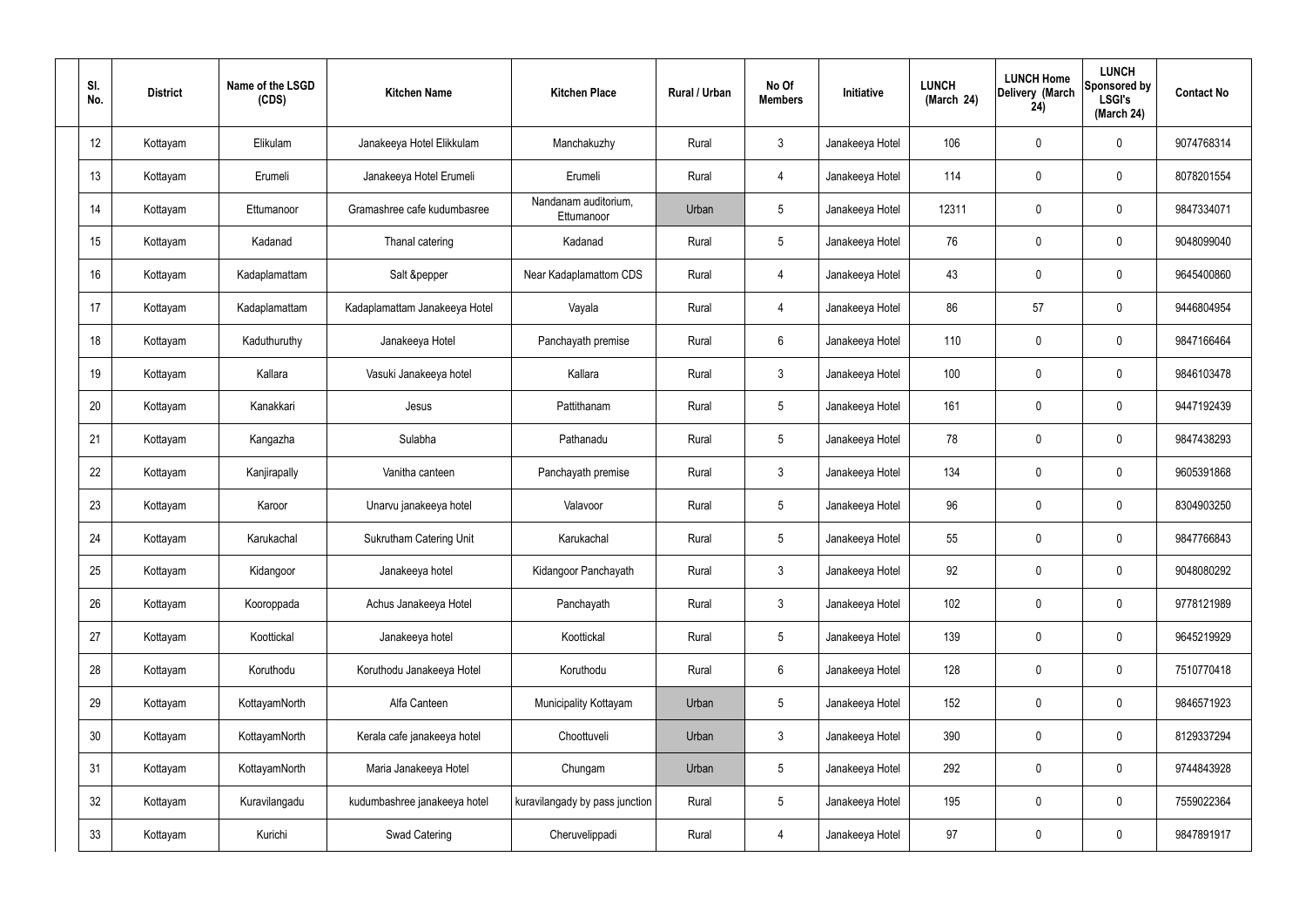| Sl. No. | District | Name of the LSGD (CDS) | Kitchen Name | Kitchen Place | Rural / Urban | No Of Members | Initiative | LUNCH (March 24) | LUNCH Home Delivery (March 24) | LUNCH Sponsored by LSGI's (March 24) | Contact No |
|---|---|---|---|---|---|---|---|---|---|---|---|
| 12 | Kottayam | Elikulam | Janakeeya Hotel Elikkulam | Manchakuzhy | Rural | 3 | Janakeeya Hotel | 106 | 0 | 0 | 9074768314 |
| 13 | Kottayam | Erumeli | Janakeeya Hotel Erumeli | Erumeli | Rural | 4 | Janakeeya Hotel | 114 | 0 | 0 | 8078201554 |
| 14 | Kottayam | Ettumanoor | Gramashree cafe kudumbasree | Nandanam auditorium, Ettumanoor | Urban | 5 | Janakeeya Hotel | 12311 | 0 | 0 | 9847334071 |
| 15 | Kottayam | Kadanad | Thanal catering | Kadanad | Rural | 5 | Janakeeya Hotel | 76 | 0 | 0 | 9048099040 |
| 16 | Kottayam | Kadaplamattam | Salt &pepper | Near Kadaplamattom CDS | Rural | 4 | Janakeeya Hotel | 43 | 0 | 0 | 9645400860 |
| 17 | Kottayam | Kadaplamattam | Kadaplamattam Janakeeya Hotel | Vayala | Rural | 4 | Janakeeya Hotel | 86 | 57 | 0 | 9446804954 |
| 18 | Kottayam | Kaduthuruthy | Janakeeya Hotel | Panchayath premise | Rural | 6 | Janakeeya Hotel | 110 | 0 | 0 | 9847166464 |
| 19 | Kottayam | Kallara | Vasuki Janakeeya hotel | Kallara | Rural | 3 | Janakeeya Hotel | 100 | 0 | 0 | 9846103478 |
| 20 | Kottayam | Kanakkari | Jesus | Pattithanam | Rural | 5 | Janakeeya Hotel | 161 | 0 | 0 | 9447192439 |
| 21 | Kottayam | Kangazha | Sulabha | Pathanadu | Rural | 5 | Janakeeya Hotel | 78 | 0 | 0 | 9847438293 |
| 22 | Kottayam | Kanjirapally | Vanitha canteen | Panchayath premise | Rural | 3 | Janakeeya Hotel | 134 | 0 | 0 | 9605391868 |
| 23 | Kottayam | Karoor | Unarvu janakeeya hotel | Valavoor | Rural | 5 | Janakeeya Hotel | 96 | 0 | 0 | 8304903250 |
| 24 | Kottayam | Karukachal | Sukrutham Catering Unit | Karukachal | Rural | 5 | Janakeeya Hotel | 55 | 0 | 0 | 9847766843 |
| 25 | Kottayam | Kidangoor | Janakeeya hotel | Kidangoor Panchayath | Rural | 3 | Janakeeya Hotel | 92 | 0 | 0 | 9048080292 |
| 26 | Kottayam | Kooroppada | Achus Janakeeya Hotel | Panchayath | Rural | 3 | Janakeeya Hotel | 102 | 0 | 0 | 9778121989 |
| 27 | Kottayam | Koottickal | Janakeeya hotel | Koottickal | Rural | 5 | Janakeeya Hotel | 139 | 0 | 0 | 9645219929 |
| 28 | Kottayam | Koruthodu | Koruthodu Janakeeya Hotel | Koruthodu | Rural | 6 | Janakeeya Hotel | 128 | 0 | 0 | 7510770418 |
| 29 | Kottayam | KottayamNorth | Alfa Canteen | Municipality Kottayam | Urban | 5 | Janakeeya Hotel | 152 | 0 | 0 | 9846571923 |
| 30 | Kottayam | KottayamNorth | Kerala cafe janakeeya hotel | Choottuveli | Urban | 3 | Janakeeya Hotel | 390 | 0 | 0 | 8129337294 |
| 31 | Kottayam | KottayamNorth | Maria Janakeeya Hotel | Chungam | Urban | 5 | Janakeeya Hotel | 292 | 0 | 0 | 9744843928 |
| 32 | Kottayam | Kuravilangadu | kudumbashree janakeeya hotel | kuravilangady by pass junction | Rural | 5 | Janakeeya Hotel | 195 | 0 | 0 | 7559022364 |
| 33 | Kottayam | Kurichi | Swad Catering | Cheruvelippadi | Rural | 4 | Janakeeya Hotel | 97 | 0 | 0 | 9847891917 |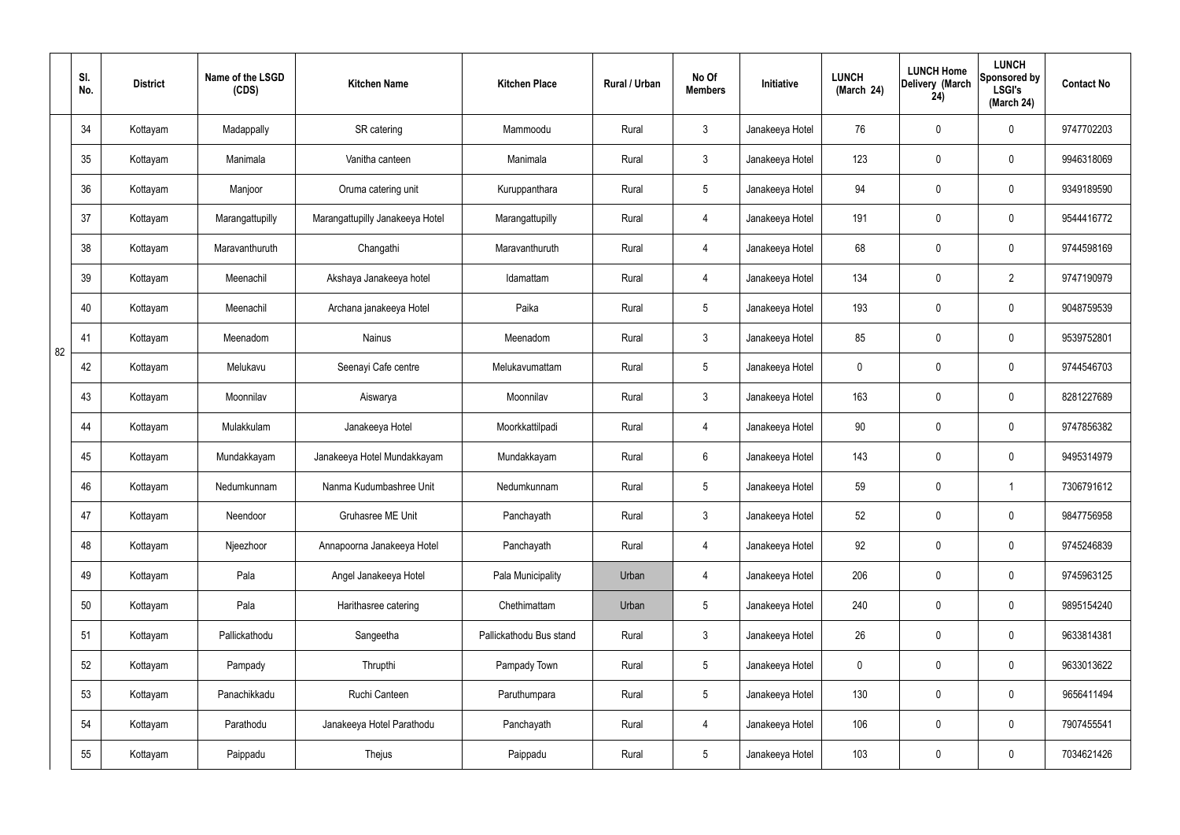| | Sl. No. | District | Name of the LSGD (CDS) | Kitchen Name | Kitchen Place | Rural / Urban | No Of Members | Initiative | LUNCH (March 24) | LUNCH Home Delivery (March 24) | LUNCH Sponsored by LSGI's (March 24) | Contact No |
|---|---|---|---|---|---|---|---|---|---|---|---|---|
| 82 | 34 | Kottayam | Madappally | SR catering | Mammoodu | Rural | 3 | Janakeeya Hotel | 76 | 0 | 0 | 9747702203 |
| | 35 | Kottayam | Manimala | Vanitha canteen | Manimala | Rural | 3 | Janakeeya Hotel | 123 | 0 | 0 | 9946318069 |
| | 36 | Kottayam | Manjoor | Oruma catering unit | Kuruppanthara | Rural | 5 | Janakeeya Hotel | 94 | 0 | 0 | 9349189590 |
| | 37 | Kottayam | Marangattupilly | Marangattupilly Janakeeya Hotel | Marangattupilly | Rural | 4 | Janakeeya Hotel | 191 | 0 | 0 | 9544416772 |
| | 38 | Kottayam | Maravanthuruth | Changathi | Maravanthuruth | Rural | 4 | Janakeeya Hotel | 68 | 0 | 0 | 9744598169 |
| | 39 | Kottayam | Meenachil | Akshaya Janakeeya hotel | Idamattam | Rural | 4 | Janakeeya Hotel | 134 | 0 | 2 | 9747190979 |
| | 40 | Kottayam | Meenachil | Archana janakeeya Hotel | Paika | Rural | 5 | Janakeeya Hotel | 193 | 0 | 0 | 9048759539 |
| | 41 | Kottayam | Meenadom | Nainus | Meenadom | Rural | 3 | Janakeeya Hotel | 85 | 0 | 0 | 9539752801 |
| | 42 | Kottayam | Melukavu | Seenayi Cafe centre | Melukavumattam | Rural | 5 | Janakeeya Hotel | 0 | 0 | 0 | 9744546703 |
| | 43 | Kottayam | Moonnilav | Aiswarya | Moonnilav | Rural | 3 | Janakeeya Hotel | 163 | 0 | 0 | 8281227689 |
| | 44 | Kottayam | Mulakkulam | Janakeeya Hotel | Moorkkattilpadi | Rural | 4 | Janakeeya Hotel | 90 | 0 | 0 | 9747856382 |
| | 45 | Kottayam | Mundakkayam | Janakeeya Hotel Mundakkayam | Mundakkayam | Rural | 6 | Janakeeya Hotel | 143 | 0 | 0 | 9495314979 |
| | 46 | Kottayam | Nedumkunnam | Nanma Kudumbashree Unit | Nedumkunnam | Rural | 5 | Janakeeya Hotel | 59 | 0 | 1 | 7306791612 |
| | 47 | Kottayam | Neendoor | Gruhasree ME Unit | Panchayath | Rural | 3 | Janakeeya Hotel | 52 | 0 | 0 | 9847756958 |
| | 48 | Kottayam | Njeezhoor | Annapoorna Janakeeya Hotel | Panchayath | Rural | 4 | Janakeeya Hotel | 92 | 0 | 0 | 9745246839 |
| | 49 | Kottayam | Pala | Angel Janakeeya Hotel | Pala Municipality | Urban | 4 | Janakeeya Hotel | 206 | 0 | 0 | 9745963125 |
| | 50 | Kottayam | Pala | Harithasree catering | Chethimattam | Urban | 5 | Janakeeya Hotel | 240 | 0 | 0 | 9895154240 |
| | 51 | Kottayam | Pallickathodu | Sangeetha | Pallickathodu Bus stand | Rural | 3 | Janakeeya Hotel | 26 | 0 | 0 | 9633814381 |
| | 52 | Kottayam | Pampady | Thrupthi | Pampady Town | Rural | 5 | Janakeeya Hotel | 0 | 0 | 0 | 9633013622 |
| | 53 | Kottayam | Panachikkadu | Ruchi Canteen | Paruthumpara | Rural | 5 | Janakeeya Hotel | 130 | 0 | 0 | 9656411494 |
| | 54 | Kottayam | Parathodu | Janakeeya Hotel Parathodu | Panchayath | Rural | 4 | Janakeeya Hotel | 106 | 0 | 0 | 7907455541 |
| | 55 | Kottayam | Paippadu | Thejus | Paippadu | Rural | 5 | Janakeeya Hotel | 103 | 0 | 0 | 7034621426 |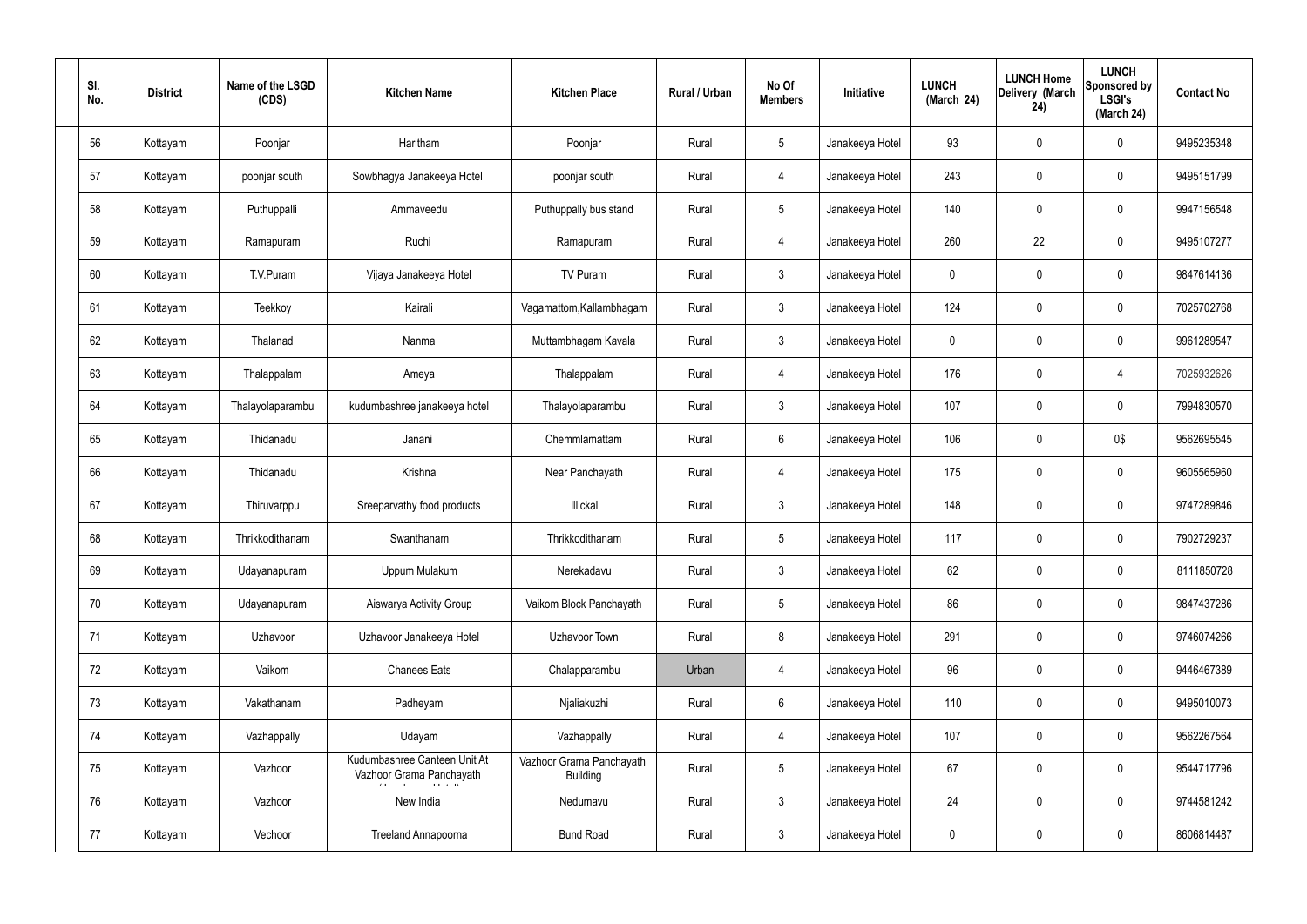| Sl. No. | District | Name of the LSGD (CDS) | Kitchen Name | Kitchen Place | Rural / Urban | No Of Members | Initiative | LUNCH (March 24) | LUNCH Home Delivery (March 24) | LUNCH Sponsored by LSGI's (March 24) | Contact No |
|---|---|---|---|---|---|---|---|---|---|---|---|
| 56 | Kottayam | Poonjar | Haritham | Poonjar | Rural | 5 | Janakeeya Hotel | 93 | 0 | 0 | 9495235348 |
| 57 | Kottayam | poonjar south | Sowbhagya Janakeeya Hotel | poonjar south | Rural | 4 | Janakeeya Hotel | 243 | 0 | 0 | 9495151799 |
| 58 | Kottayam | Puthuppalli | Ammaveedu | Puthuppally bus stand | Rural | 5 | Janakeeya Hotel | 140 | 0 | 0 | 9947156548 |
| 59 | Kottayam | Ramapuram | Ruchi | Ramapuram | Rural | 4 | Janakeeya Hotel | 260 | 22 | 0 | 9495107277 |
| 60 | Kottayam | T.V.Puram | Vijaya Janakeeya Hotel | TV Puram | Rural | 3 | Janakeeya Hotel | 0 | 0 | 0 | 9847614136 |
| 61 | Kottayam | Teekkoy | Kairali | Vagamattom,Kallambhagam | Rural | 3 | Janakeeya Hotel | 124 | 0 | 0 | 7025702768 |
| 62 | Kottayam | Thalanad | Nanma | Muttambhagam Kavala | Rural | 3 | Janakeeya Hotel | 0 | 0 | 0 | 9961289547 |
| 63 | Kottayam | Thalappalam | Ameya | Thalappalam | Rural | 4 | Janakeeya Hotel | 176 | 0 | 4 | 7025932626 |
| 64 | Kottayam | Thalayolaparambu | kudumbashree janakeeya hotel | Thalayolaparambu | Rural | 3 | Janakeeya Hotel | 107 | 0 | 0 | 7994830570 |
| 65 | Kottayam | Thidanadu | Janani | Chemmlamattam | Rural | 6 | Janakeeya Hotel | 106 | 0 | 0$ | 9562695545 |
| 66 | Kottayam | Thidanadu | Krishna | Near Panchayath | Rural | 4 | Janakeeya Hotel | 175 | 0 | 0 | 9605565960 |
| 67 | Kottayam | Thiruvarppu | Sreeparvathy food products | Illickal | Rural | 3 | Janakeeya Hotel | 148 | 0 | 0 | 9747289846 |
| 68 | Kottayam | Thrikkodithanam | Swanthanam | Thrikkodithanam | Rural | 5 | Janakeeya Hotel | 117 | 0 | 0 | 7902729237 |
| 69 | Kottayam | Udayanapuram | Uppum Mulakum | Nerekadavu | Rural | 3 | Janakeeya Hotel | 62 | 0 | 0 | 8111850728 |
| 70 | Kottayam | Udayanapuram | Aiswarya Activity Group | Vaikom Block Panchayath | Rural | 5 | Janakeeya Hotel | 86 | 0 | 0 | 9847437286 |
| 71 | Kottayam | Uzhavoor | Uzhavoor Janakeeya Hotel | Uzhavoor Town | Rural | 8 | Janakeeya Hotel | 291 | 0 | 0 | 9746074266 |
| 72 | Kottayam | Vaikom | Chanees Eats | Chalapparambu | Urban | 4 | Janakeeya Hotel | 96 | 0 | 0 | 9446467389 |
| 73 | Kottayam | Vakathanam | Padheyam | Njaliakuzhi | Rural | 6 | Janakeeya Hotel | 110 | 0 | 0 | 9495010073 |
| 74 | Kottayam | Vazhappally | Udayam | Vazhappally | Rural | 4 | Janakeeya Hotel | 107 | 0 | 0 | 9562267564 |
| 75 | Kottayam | Vazhoor | Kudumbashree Canteen Unit At Vazhoor Grama Panchayath | Vazhoor Grama Panchayath Building | Rural | 5 | Janakeeya Hotel | 67 | 0 | 0 | 9544717796 |
| 76 | Kottayam | Vazhoor | New India | Nedumavu | Rural | 3 | Janakeeya Hotel | 24 | 0 | 0 | 9744581242 |
| 77 | Kottayam | Vechoor | Treeland Annapoorna | Bund Road | Rural | 3 | Janakeeya Hotel | 0 | 0 | 0 | 8606814487 |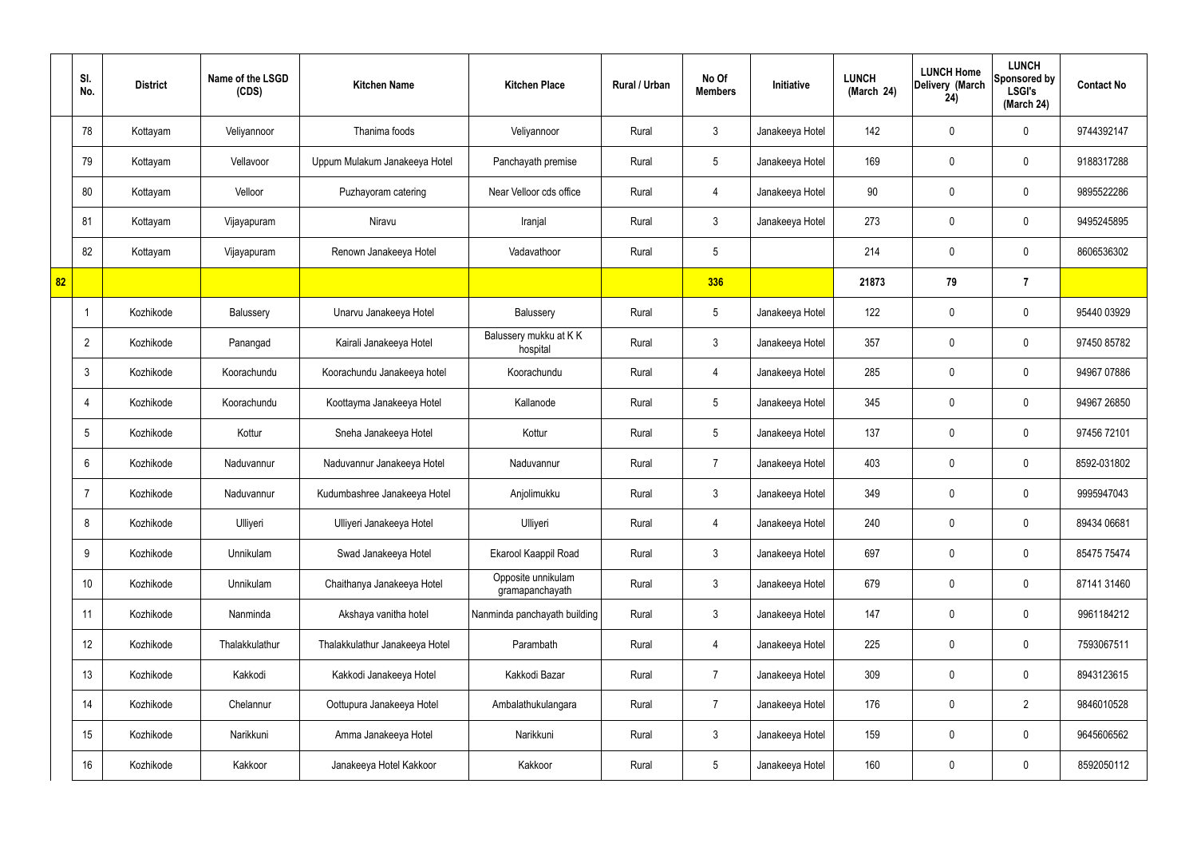|  | Sl. No. | District | Name of the LSGD (CDS) | Kitchen Name | Kitchen Place | Rural / Urban | No Of Members | Initiative | LUNCH (March 24) | LUNCH Home Delivery (March 24) | LUNCH Sponsored by LSGI's (March 24) | Contact No |
|---|---|---|---|---|---|---|---|---|---|---|---|---|
|  | 78 | Kottayam | Veliyannoor | Thanima foods | Veliyannoor | Rural | 3 | Janakeeya Hotel | 142 | 0 | 0 | 9744392147 |
|  | 79 | Kottayam | Vellavoor | Uppum Mulakum Janakeeya Hotel | Panchayath premise | Rural | 5 | Janakeeya Hotel | 169 | 0 | 0 | 9188317288 |
|  | 80 | Kottayam | Velloor | Puzhayoram catering | Near Velloor cds office | Rural | 4 | Janakeeya Hotel | 90 | 0 | 0 | 9895522286 |
|  | 81 | Kottayam | Vijayapuram | Niravu | Iranjal | Rural | 3 | Janakeeya Hotel | 273 | 0 | 0 | 9495245895 |
|  | 82 | Kottayam | Vijayapuram | Renown Janakeeya Hotel | Vadavathoor | Rural | 5 |  | 214 | 0 | 0 | 8606536302 |
| 82 |  |  |  |  |  |  | 336 |  | 21873 | 79 | 7 |  |
|  | 1 | Kozhikode | Balussery | Unarvu Janakeeya Hotel | Balussery | Rural | 5 | Janakeeya Hotel | 122 | 0 | 0 | 95440 03929 |
|  | 2 | Kozhikode | Panangad | Kairali Janakeeya Hotel | Balussery mukku at K K hospital | Rural | 3 | Janakeeya Hotel | 357 | 0 | 0 | 97450 85782 |
|  | 3 | Kozhikode | Koorachundu | Koorachundu Janakeeya hotel | Koorachundu | Rural | 4 | Janakeeya Hotel | 285 | 0 | 0 | 94967 07886 |
|  | 4 | Kozhikode | Koorachundu | Koottayma Janakeeya Hotel | Kallanode | Rural | 5 | Janakeeya Hotel | 345 | 0 | 0 | 94967 26850 |
|  | 5 | Kozhikode | Kottur | Sneha Janakeeya Hotel | Kottur | Rural | 5 | Janakeeya Hotel | 137 | 0 | 0 | 97456 72101 |
|  | 6 | Kozhikode | Naduvannur | Naduvannur Janakeeya Hotel | Naduvannur | Rural | 7 | Janakeeya Hotel | 403 | 0 | 0 | 8592-031802 |
|  | 7 | Kozhikode | Naduvannur | Kudumbashree Janakeeya Hotel | Anjolimukku | Rural | 3 | Janakeeya Hotel | 349 | 0 | 0 | 9995947043 |
|  | 8 | Kozhikode | Ulliyeri | Ulliyeri Janakeeya Hotel | Ulliyeri | Rural | 4 | Janakeeya Hotel | 240 | 0 | 0 | 89434 06681 |
|  | 9 | Kozhikode | Unnikulam | Swad Janakeeya Hotel | Ekarool Kaappil Road | Rural | 3 | Janakeeya Hotel | 697 | 0 | 0 | 85475 75474 |
|  | 10 | Kozhikode | Unnikulam | Chaithanya Janakeeya Hotel | Opposite unnikulam gramapanchayath | Rural | 3 | Janakeeya Hotel | 679 | 0 | 0 | 87141 31460 |
|  | 11 | Kozhikode | Nanminda | Akshaya vanitha hotel | Nanminda panchayath building | Rural | 3 | Janakeeya Hotel | 147 | 0 | 0 | 9961184212 |
|  | 12 | Kozhikode | Thalakkulathur | Thalakkulathur Janakeeya Hotel | Parambath | Rural | 4 | Janakeeya Hotel | 225 | 0 | 0 | 7593067511 |
|  | 13 | Kozhikode | Kakkodi | Kakkodi Janakeeya Hotel | Kakkodi Bazar | Rural | 7 | Janakeeya Hotel | 309 | 0 | 0 | 8943123615 |
|  | 14 | Kozhikode | Chelannur | Oottupura Janakeeya Hotel | Ambalathukulangara | Rural | 7 | Janakeeya Hotel | 176 | 0 | 2 | 9846010528 |
|  | 15 | Kozhikode | Narikkuni | Amma Janakeeya Hotel | Narikkuni | Rural | 3 | Janakeeya Hotel | 159 | 0 | 0 | 9645606562 |
|  | 16 | Kozhikode | Kakkoor | Janakeeya Hotel Kakkoor | Kakkoor | Rural | 5 | Janakeeya Hotel | 160 | 0 | 0 | 8592050112 |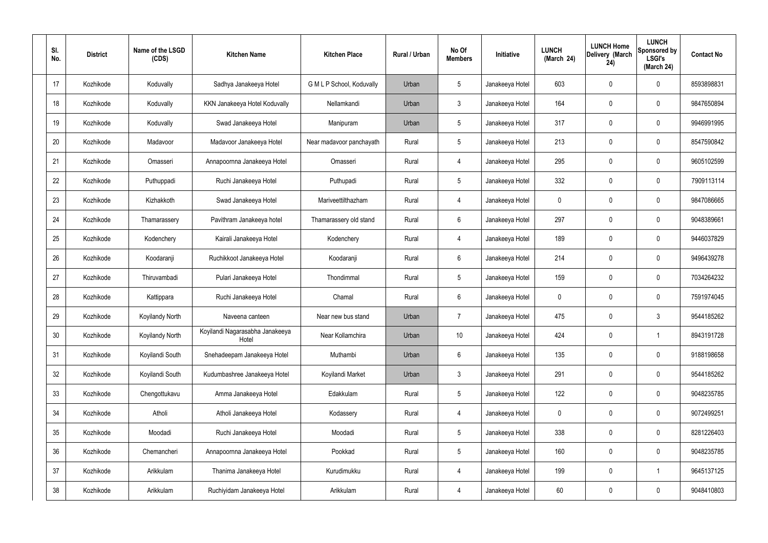| Sl. No. | District | Name of the LSGD (CDS) | Kitchen Name | Kitchen Place | Rural / Urban | No Of Members | Initiative | LUNCH (March 24) | LUNCH Home Delivery (March 24) | LUNCH Sponsored by LSGI's (March 24) | Contact No |
|---|---|---|---|---|---|---|---|---|---|---|---|
| 17 | Kozhikode | Koduvally | Sadhya Janakeeya Hotel | G M L P School, Koduvally | Urban | 5 | Janakeeya Hotel | 603 | 0 | 0 | 8593898831 |
| 18 | Kozhikode | Koduvally | KKN Janakeeya Hotel Koduvally | Nellamkandi | Urban | 3 | Janakeeya Hotel | 164 | 0 | 0 | 9847650894 |
| 19 | Kozhikode | Koduvally | Swad Janakeeya Hotel | Manipuram | Urban | 5 | Janakeeya Hotel | 317 | 0 | 0 | 9946991995 |
| 20 | Kozhikode | Madavoor | Madavoor Janakeeya Hotel | Near madavoor panchayath | Rural | 5 | Janakeeya Hotel | 213 | 0 | 0 | 8547590842 |
| 21 | Kozhikode | Omasseri | Annapoornna Janakeeya Hotel | Omasseri | Rural | 4 | Janakeeya Hotel | 295 | 0 | 0 | 9605102599 |
| 22 | Kozhikode | Puthuppadi | Ruchi Janakeeya Hotel | Puthupadi | Rural | 5 | Janakeeya Hotel | 332 | 0 | 0 | 7909113114 |
| 23 | Kozhikode | Kizhakkoth | Swad Janakeeya Hotel | Mariveettilthazham | Rural | 4 | Janakeeya Hotel | 0 | 0 | 0 | 9847086665 |
| 24 | Kozhikode | Thamarassery | Pavithram Janakeeya hotel | Thamarassery old stand | Rural | 6 | Janakeeya Hotel | 297 | 0 | 0 | 9048389661 |
| 25 | Kozhikode | Kodenchery | Kairali Janakeeya Hotel | Kodenchery | Rural | 4 | Janakeeya Hotel | 189 | 0 | 0 | 9446037829 |
| 26 | Kozhikode | Koodaranji | Ruchikkoot Janakeeya Hotel | Koodaranji | Rural | 6 | Janakeeya Hotel | 214 | 0 | 0 | 9496439278 |
| 27 | Kozhikode | Thiruvambadi | Pulari Janakeeya Hotel | Thondimmal | Rural | 5 | Janakeeya Hotel | 159 | 0 | 0 | 7034264232 |
| 28 | Kozhikode | Kattippara | Ruchi Janakeeya Hotel | Chamal | Rural | 6 | Janakeeya Hotel | 0 | 0 | 0 | 7591974045 |
| 29 | Kozhikode | Koyilandy North | Naveena canteen | Near new bus stand | Urban | 7 | Janakeeya Hotel | 475 | 0 | 3 | 9544185262 |
| 30 | Kozhikode | Koyilandy North | Koyilandi Nagarasabha Janakeeya Hotel | Near Kollamchira | Urban | 10 | Janakeeya Hotel | 424 | 0 | 1 | 8943191728 |
| 31 | Kozhikode | Koyilandi South | Snehadeepam Janakeeya Hotel | Muthambi | Urban | 6 | Janakeeya Hotel | 135 | 0 | 0 | 9188198658 |
| 32 | Kozhikode | Koyilandi South | Kudumbashree Janakeeya Hotel | Koyilandi Market | Urban | 3 | Janakeeya Hotel | 291 | 0 | 0 | 9544185262 |
| 33 | Kozhikode | Chengottukavu | Amma Janakeeya Hotel | Edakkulam | Rural | 5 | Janakeeya Hotel | 122 | 0 | 0 | 9048235785 |
| 34 | Kozhikode | Atholi | Atholi Janakeeya Hotel | Kodassery | Rural | 4 | Janakeeya Hotel | 0 | 0 | 0 | 9072499251 |
| 35 | Kozhikode | Moodadi | Ruchi Janakeeya Hotel | Moodadi | Rural | 5 | Janakeeya Hotel | 338 | 0 | 0 | 8281226403 |
| 36 | Kozhikode | Chemancheri | Annapoornna Janakeeya Hotel | Pookkad | Rural | 5 | Janakeeya Hotel | 160 | 0 | 0 | 9048235785 |
| 37 | Kozhikode | Arikkulam | Thanima Janakeeya Hotel | Kurudimukku | Rural | 4 | Janakeeya Hotel | 199 | 0 | 1 | 9645137125 |
| 38 | Kozhikode | Arikkulam | Ruchiyidam Janakeeya Hotel | Arikkulam | Rural | 4 | Janakeeya Hotel | 60 | 0 | 0 | 9048410803 |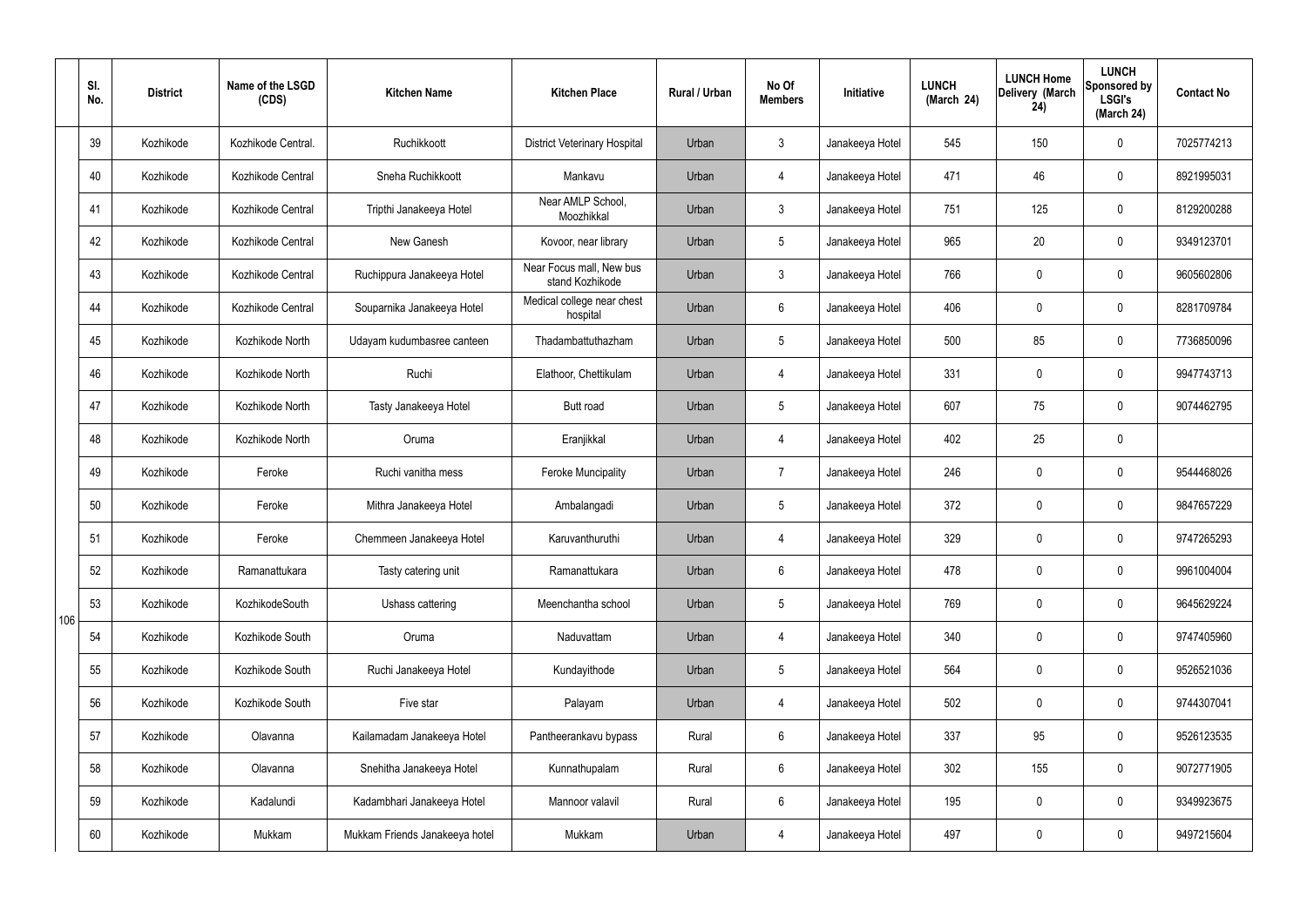| | Sl. No. | District | Name of the LSGD (CDS) | Kitchen Name | Kitchen Place | Rural / Urban | No Of Members | Initiative | LUNCH (March 24) | LUNCH Home Delivery (March 24) | LUNCH Sponsored by LSGI's (March 24) | Contact No |
|---|---|---|---|---|---|---|---|---|---|---|---|---|
| 106 | 39 | Kozhikode | Kozhikode Central. | Ruchikkoott | District Veterinary Hospital | Urban | 3 | Janakeeya Hotel | 545 | 150 | 0 | 7025774213 |
| | 40 | Kozhikode | Kozhikode Central | Sneha Ruchikkoott | Mankavu | Urban | 4 | Janakeeya Hotel | 471 | 46 | 0 | 8921995031 |
| | 41 | Kozhikode | Kozhikode Central | Tripthi Janakeeya Hotel | Near AMLP School, Moozhikkal | Urban | 3 | Janakeeya Hotel | 751 | 125 | 0 | 8129200288 |
| | 42 | Kozhikode | Kozhikode Central | New Ganesh | Kovoor, near library | Urban | 5 | Janakeeya Hotel | 965 | 20 | 0 | 9349123701 |
| | 43 | Kozhikode | Kozhikode Central | Ruchippura Janakeeya Hotel | Near Focus mall, New bus stand Kozhikode | Urban | 3 | Janakeeya Hotel | 766 | 0 | 0 | 9605602806 |
| | 44 | Kozhikode | Kozhikode Central | Souparnika Janakeeya Hotel | Medical college near chest hospital | Urban | 6 | Janakeeya Hotel | 406 | 0 | 0 | 8281709784 |
| | 45 | Kozhikode | Kozhikode North | Udayam kudumbasree canteen | Thadambattuthazham | Urban | 5 | Janakeeya Hotel | 500 | 85 | 0 | 7736850096 |
| | 46 | Kozhikode | Kozhikode North | Ruchi | Elathoor, Chettikulam | Urban | 4 | Janakeeya Hotel | 331 | 0 | 0 | 9947743713 |
| | 47 | Kozhikode | Kozhikode North | Tasty Janakeeya Hotel | Butt road | Urban | 5 | Janakeeya Hotel | 607 | 75 | 0 | 9074462795 |
| | 48 | Kozhikode | Kozhikode North | Oruma | Eranjikkal | Urban | 4 | Janakeeya Hotel | 402 | 25 | 0 | |
| | 49 | Kozhikode | Feroke | Ruchi vanitha mess | Feroke Muncipality | Urban | 7 | Janakeeya Hotel | 246 | 0 | 0 | 9544468026 |
| | 50 | Kozhikode | Feroke | Mithra Janakeeya Hotel | Ambalangadi | Urban | 5 | Janakeeya Hotel | 372 | 0 | 0 | 9847657229 |
| | 51 | Kozhikode | Feroke | Chemmeen Janakeeya Hotel | Karuvanthuruthi | Urban | 4 | Janakeeya Hotel | 329 | 0 | 0 | 9747265293 |
| | 52 | Kozhikode | Ramanattukara | Tasty catering unit | Ramanattukara | Urban | 6 | Janakeeya Hotel | 478 | 0 | 0 | 9961004004 |
| | 53 | Kozhikode | KozhikodeSouth | Ushass cattering | Meenchantha school | Urban | 5 | Janakeeya Hotel | 769 | 0 | 0 | 9645629224 |
| | 54 | Kozhikode | Kozhikode South | Oruma | Naduvattam | Urban | 4 | Janakeeya Hotel | 340 | 0 | 0 | 9747405960 |
| | 55 | Kozhikode | Kozhikode South | Ruchi Janakeeya Hotel | Kundayithode | Urban | 5 | Janakeeya Hotel | 564 | 0 | 0 | 9526521036 |
| | 56 | Kozhikode | Kozhikode South | Five star | Palayam | Urban | 4 | Janakeeya Hotel | 502 | 0 | 0 | 9744307041 |
| | 57 | Kozhikode | Olavanna | Kailamadam Janakeeya Hotel | Pantheerankavu bypass | Rural | 6 | Janakeeya Hotel | 337 | 95 | 0 | 9526123535 |
| | 58 | Kozhikode | Olavanna | Snehitha Janakeeya Hotel | Kunnathupalam | Rural | 6 | Janakeeya Hotel | 302 | 155 | 0 | 9072771905 |
| | 59 | Kozhikode | Kadalundi | Kadambhari Janakeeya Hotel | Mannoor valavil | Rural | 6 | Janakeeya Hotel | 195 | 0 | 0 | 9349923675 |
| | 60 | Kozhikode | Mukkam | Mukkam Friends Janakeeya hotel | Mukkam | Urban | 4 | Janakeeya Hotel | 497 | 0 | 0 | 9497215604 |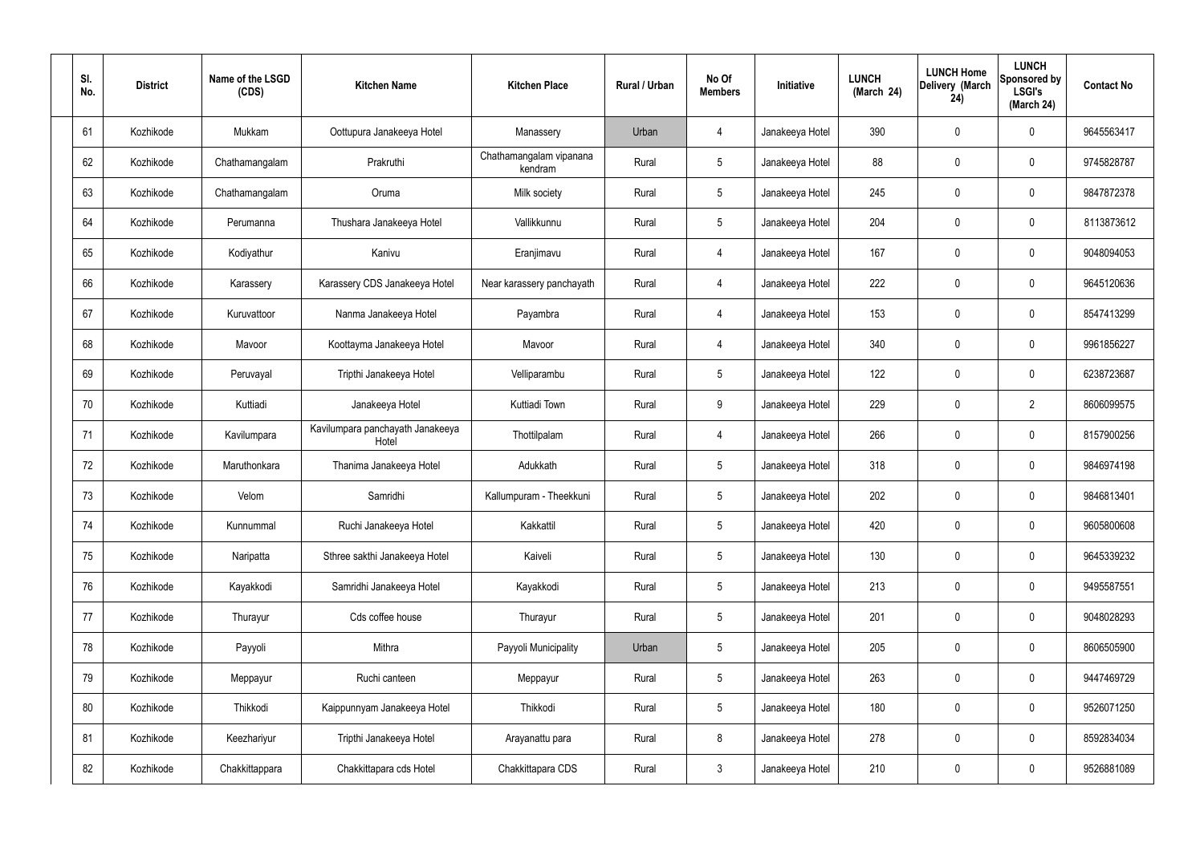| Sl. No. | District | Name of the LSGD (CDS) | Kitchen Name | Kitchen Place | Rural / Urban | No Of Members | Initiative | LUNCH (March 24) | LUNCH Home Delivery (March 24) | LUNCH Sponsored by LSGI's (March 24) | Contact No |
|---|---|---|---|---|---|---|---|---|---|---|---|
| 61 | Kozhikode | Mukkam | Oottupura Janakeeya Hotel | Manassery | Urban | 4 | Janakeeya Hotel | 390 | 0 | 0 | 9645563417 |
| 62 | Kozhikode | Chathamangalam | Prakruthi | Chathamangalam vipanana kendram | Rural | 5 | Janakeeya Hotel | 88 | 0 | 0 | 9745828787 |
| 63 | Kozhikode | Chathamangalam | Oruma | Milk society | Rural | 5 | Janakeeya Hotel | 245 | 0 | 0 | 9847872378 |
| 64 | Kozhikode | Perumanna | Thushara Janakeeya Hotel | Vallikkunnu | Rural | 5 | Janakeeya Hotel | 204 | 0 | 0 | 8113873612 |
| 65 | Kozhikode | Kodiyathur | Kanivu | Eranjimavu | Rural | 4 | Janakeeya Hotel | 167 | 0 | 0 | 9048094053 |
| 66 | Kozhikode | Karassery | Karassery CDS Janakeeya Hotel | Near karassery panchayath | Rural | 4 | Janakeeya Hotel | 222 | 0 | 0 | 9645120636 |
| 67 | Kozhikode | Kuruvattoor | Nanma Janakeeya Hotel | Payambra | Rural | 4 | Janakeeya Hotel | 153 | 0 | 0 | 8547413299 |
| 68 | Kozhikode | Mavoor | Koottayma Janakeeya Hotel | Mavoor | Rural | 4 | Janakeeya Hotel | 340 | 0 | 0 | 9961856227 |
| 69 | Kozhikode | Peruvayal | Tripthi Janakeeya Hotel | Velliparambu | Rural | 5 | Janakeeya Hotel | 122 | 0 | 0 | 6238723687 |
| 70 | Kozhikode | Kuttiadi | Janakeeya Hotel | Kuttiadi Town | Rural | 9 | Janakeeya Hotel | 229 | 0 | 2 | 8606099575 |
| 71 | Kozhikode | Kavilumpara | Kavilumpara panchayath Janakeeya Hotel | Thottilpalam | Rural | 4 | Janakeeya Hotel | 266 | 0 | 0 | 8157900256 |
| 72 | Kozhikode | Maruthonkara | Thanima Janakeeya Hotel | Adukkath | Rural | 5 | Janakeeya Hotel | 318 | 0 | 0 | 9846974198 |
| 73 | Kozhikode | Velom | Samridhi | Kallumpuram - Theekkuni | Rural | 5 | Janakeeya Hotel | 202 | 0 | 0 | 9846813401 |
| 74 | Kozhikode | Kunnummal | Ruchi Janakeeya Hotel | Kakkattil | Rural | 5 | Janakeeya Hotel | 420 | 0 | 0 | 9605800608 |
| 75 | Kozhikode | Naripatta | Sthree sakthi Janakeeya Hotel | Kaiveli | Rural | 5 | Janakeeya Hotel | 130 | 0 | 0 | 9645339232 |
| 76 | Kozhikode | Kayakkodi | Samridhi Janakeeya Hotel | Kayakkodi | Rural | 5 | Janakeeya Hotel | 213 | 0 | 0 | 9495587551 |
| 77 | Kozhikode | Thurayur | Cds coffee house | Thurayur | Rural | 5 | Janakeeya Hotel | 201 | 0 | 0 | 9048028293 |
| 78 | Kozhikode | Payyoli | Mithra | Payyoli Municipality | Urban | 5 | Janakeeya Hotel | 205 | 0 | 0 | 8606505900 |
| 79 | Kozhikode | Meppayur | Ruchi canteen | Meppayur | Rural | 5 | Janakeeya Hotel | 263 | 0 | 0 | 9447469729 |
| 80 | Kozhikode | Thikkodi | Kaippunnyam Janakeeya Hotel | Thikkodi | Rural | 5 | Janakeeya Hotel | 180 | 0 | 0 | 9526071250 |
| 81 | Kozhikode | Keezhariyur | Tripthi Janakeeya Hotel | Arayanattu para | Rural | 8 | Janakeeya Hotel | 278 | 0 | 0 | 8592834034 |
| 82 | Kozhikode | Chakkittappara | Chakkittapara cds Hotel | Chakkittapara CDS | Rural | 3 | Janakeeya Hotel | 210 | 0 | 0 | 9526881089 |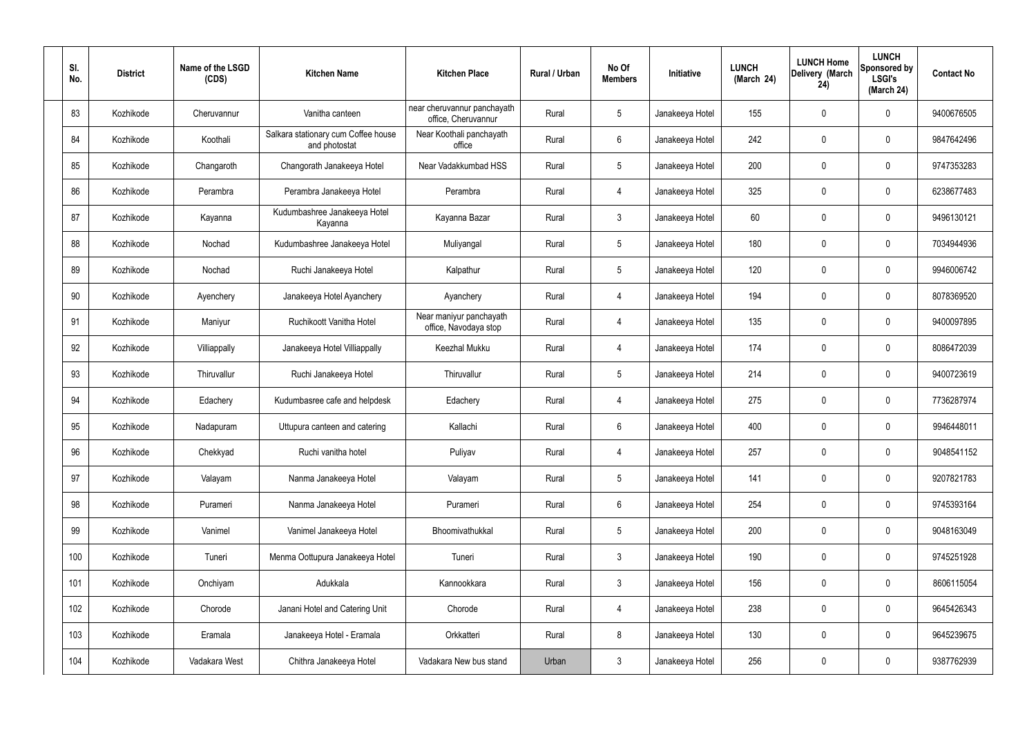| Sl. No. | District | Name of the LSGD (CDS) | Kitchen Name | Kitchen Place | Rural / Urban | No Of Members | Initiative | LUNCH (March 24) | LUNCH Home Delivery (March 24) | LUNCH Sponsored by LSGI's (March 24) | Contact No |
|---|---|---|---|---|---|---|---|---|---|---|---|
| 83 | Kozhikode | Cheruvannur | Vanitha canteen | near cheruvannur panchayath office, Cheruvannur | Rural | 5 | Janakeeya Hotel | 155 | 0 | 0 | 9400676505 |
| 84 | Kozhikode | Koothali | Salkara stationary cum Coffee house and photostat | Near Koothali panchayath office | Rural | 6 | Janakeeya Hotel | 242 | 0 | 0 | 9847642496 |
| 85 | Kozhikode | Changaroth | Changorath Janakeeya Hotel | Near Vadakkumbad HSS | Rural | 5 | Janakeeya Hotel | 200 | 0 | 0 | 9747353283 |
| 86 | Kozhikode | Perambra | Perambra Janakeeya Hotel | Perambra | Rural | 4 | Janakeeya Hotel | 325 | 0 | 0 | 6238677483 |
| 87 | Kozhikode | Kayanna | Kudumbashree Janakeeya Hotel Kayanna | Kayanna Bazar | Rural | 3 | Janakeeya Hotel | 60 | 0 | 0 | 9496130121 |
| 88 | Kozhikode | Nochad | Kudumbashree Janakeeya Hotel | Muliyangal | Rural | 5 | Janakeeya Hotel | 180 | 0 | 0 | 7034944936 |
| 89 | Kozhikode | Nochad | Ruchi Janakeeya Hotel | Kalpathur | Rural | 5 | Janakeeya Hotel | 120 | 0 | 0 | 9946006742 |
| 90 | Kozhikode | Ayenchery | Janakeeya Hotel Ayanchery | Ayanchery | Rural | 4 | Janakeeya Hotel | 194 | 0 | 0 | 8078369520 |
| 91 | Kozhikode | Maniyur | Ruchikoott Vanitha Hotel | Near maniyur panchayath office, Navodaya stop | Rural | 4 | Janakeeya Hotel | 135 | 0 | 0 | 9400097895 |
| 92 | Kozhikode | Villiappally | Janakeeya Hotel Villiappally | Keezhal Mukku | Rural | 4 | Janakeeya Hotel | 174 | 0 | 0 | 8086472039 |
| 93 | Kozhikode | Thiruvallur | Ruchi Janakeeya Hotel | Thiruvallur | Rural | 5 | Janakeeya Hotel | 214 | 0 | 0 | 9400723619 |
| 94 | Kozhikode | Edachery | Kudumbasree cafe and helpdesk | Edachery | Rural | 4 | Janakeeya Hotel | 275 | 0 | 0 | 7736287974 |
| 95 | Kozhikode | Nadapuram | Uttupura canteen and catering | Kallachi | Rural | 6 | Janakeeya Hotel | 400 | 0 | 0 | 9946448011 |
| 96 | Kozhikode | Chekkyad | Ruchi vanitha hotel | Puliyav | Rural | 4 | Janakeeya Hotel | 257 | 0 | 0 | 9048541152 |
| 97 | Kozhikode | Valayam | Nanma Janakeeya Hotel | Valayam | Rural | 5 | Janakeeya Hotel | 141 | 0 | 0 | 9207821783 |
| 98 | Kozhikode | Purameri | Nanma Janakeeya Hotel | Purameri | Rural | 6 | Janakeeya Hotel | 254 | 0 | 0 | 9745393164 |
| 99 | Kozhikode | Vanimel | Vanimel Janakeeya Hotel | Bhoomivathukkal | Rural | 5 | Janakeeya Hotel | 200 | 0 | 0 | 9048163049 |
| 100 | Kozhikode | Tuneri | Menma Oottupura Janakeeya Hotel | Tuneri | Rural | 3 | Janakeeya Hotel | 190 | 0 | 0 | 9745251928 |
| 101 | Kozhikode | Onchiyam | Adukkala | Kannookkara | Rural | 3 | Janakeeya Hotel | 156 | 0 | 0 | 8606115054 |
| 102 | Kozhikode | Chorode | Janani Hotel and Catering Unit | Chorode | Rural | 4 | Janakeeya Hotel | 238 | 0 | 0 | 9645426343 |
| 103 | Kozhikode | Eramala | Janakeeya Hotel - Eramala | Orkkatteri | Rural | 8 | Janakeeya Hotel | 130 | 0 | 0 | 9645239675 |
| 104 | Kozhikode | Vadakara West | Chithra Janakeeya Hotel | Vadakara New bus stand | Urban | 3 | Janakeeya Hotel | 256 | 0 | 0 | 9387762939 |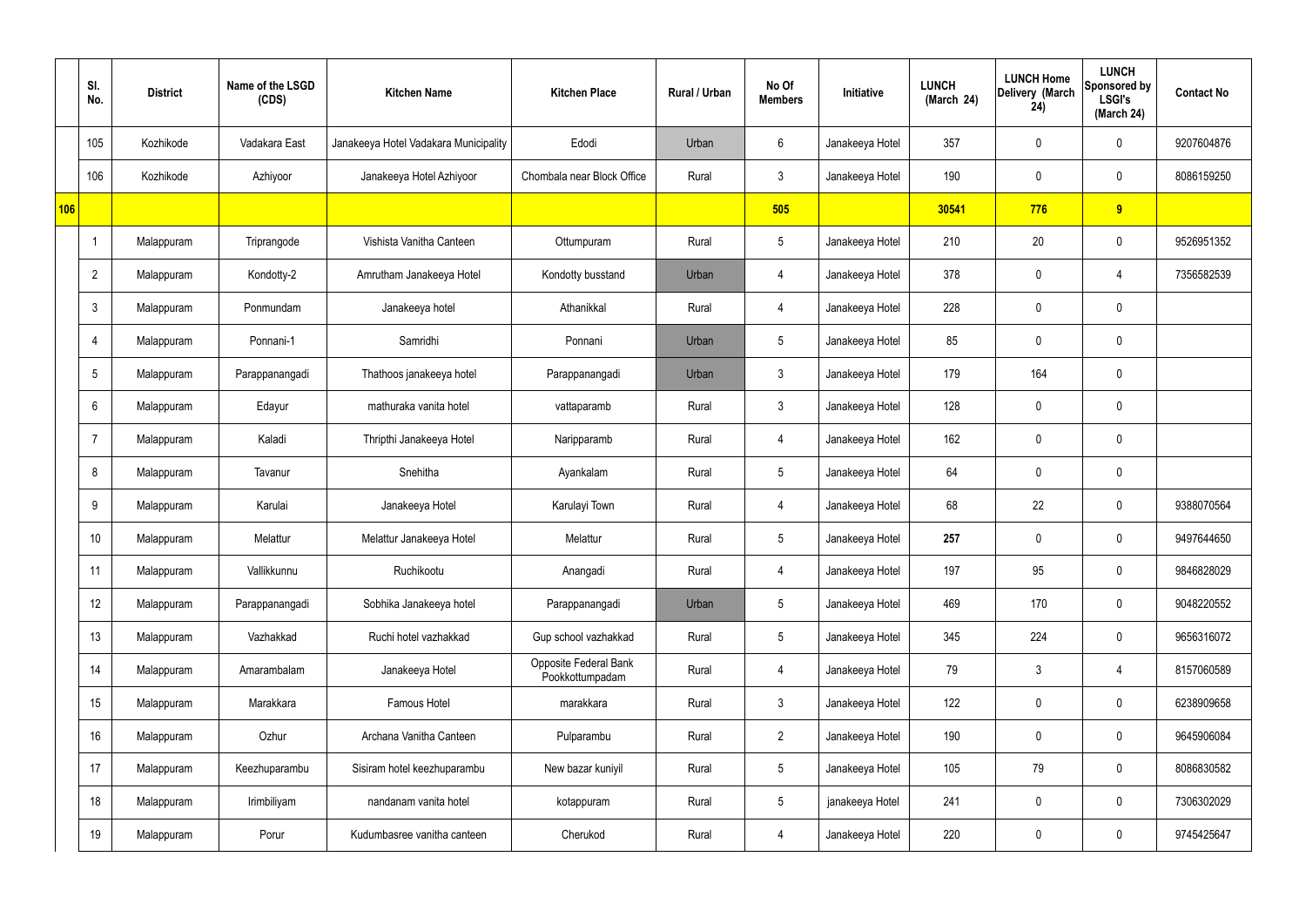| | Sl. No. | District | Name of the LSGD (CDS) | Kitchen Name | Kitchen Place | Rural / Urban | No Of Members | Initiative | LUNCH (March 24) | LUNCH Home Delivery (March 24) | LUNCH Sponsored by LSGI's (March 24) | Contact No |
|---|---|---|---|---|---|---|---|---|---|---|---|---|
| | 105 | Kozhikode | Vadakara East | Janakeeya Hotel Vadakara Municipality | Edodi | Urban | 6 | Janakeeya Hotel | 357 | 0 | 0 | 9207604876 |
| | 106 | Kozhikode | Azhiyoor | Janakeeya Hotel Azhiyoor | Chombala near Block Office | Rural | 3 | Janakeeya Hotel | 190 | 0 | 0 | 8086159250 |
| **106** | | | | | | | **505** | | **30541** | **776** | **9** | |
| | 1 | Malappuram | Triprangode | Vishista Vanitha Canteen | Ottumpuram | Rural | 5 | Janakeeya Hotel | 210 | 20 | 0 | 9526951352 |
| | 2 | Malappuram | Kondotty-2 | Amrutham Janakeeya Hotel | Kondotty busstand | Urban | 4 | Janakeeya Hotel | 378 | 0 | 4 | 7356582539 |
| | 3 | Malappuram | Ponmundam | Janakeeya hotel | Athanikkal | Rural | 4 | Janakeeya Hotel | 228 | 0 | 0 | |
| | 4 | Malappuram | Ponnani-1 | Samridhi | Ponnani | Urban | 5 | Janakeeya Hotel | 85 | 0 | 0 | |
| | 5 | Malappuram | Parappanangadi | Thathoos janakeeya hotel | Parappanangadi | Urban | 3 | Janakeeya Hotel | 179 | 164 | 0 | |
| | 6 | Malappuram | Edayur | mathuraka vanita hotel | vattaparamb | Rural | 3 | Janakeeya Hotel | 128 | 0 | 0 | |
| | 7 | Malappuram | Kaladi | Thripthi Janakeeya Hotel | Naripparamb | Rural | 4 | Janakeeya Hotel | 162 | 0 | 0 | |
| | 8 | Malappuram | Tavanur | Snehitha | Ayankalam | Rural | 5 | Janakeeya Hotel | 64 | 0 | 0 | |
| | 9 | Malappuram | Karulai | Janakeeya Hotel | Karulayi Town | Rural | 4 | Janakeeya Hotel | 68 | 22 | 0 | 9388070564 |
| | 10 | Malappuram | Melattur | Melattur Janakeeya Hotel | Melattur | Rural | 5 | Janakeeya Hotel | **257** | 0 | 0 | 9497644650 |
| | 11 | Malappuram | Vallikkunnu | Ruchikootu | Anangadi | Rural | 4 | Janakeeya Hotel | 197 | 95 | 0 | 9846828029 |
| | 12 | Malappuram | Parappanangadi | Sobhika Janakeeya hotel | Parappanangadi | Urban | 5 | Janakeeya Hotel | 469 | 170 | 0 | 9048220552 |
| | 13 | Malappuram | Vazhakkad | Ruchi hotel vazhakkad | Gup school vazhakkad | Rural | 5 | Janakeeya Hotel | 345 | 224 | 0 | 9656316072 |
| | 14 | Malappuram | Amarambalam | Janakeeya Hotel | Opposite Federal Bank Pookkottumpadam | Rural | 4 | Janakeeya Hotel | 79 | 3 | 4 | 8157060589 |
| | 15 | Malappuram | Marakkara | Famous Hotel | marakkara | Rural | 3 | Janakeeya Hotel | 122 | 0 | 0 | 6238909658 |
| | 16 | Malappuram | Ozhur | Archana Vanitha Canteen | Pulparambu | Rural | 2 | Janakeeya Hotel | 190 | 0 | 0 | 9645906084 |
| | 17 | Malappuram | Keezhuparambu | Sisiram hotel keezhuparambu | New bazar kuniyil | Rural | 5 | Janakeeya Hotel | 105 | 79 | 0 | 8086830582 |
| | 18 | Malappuram | Irimbiliyam | nandanam vanita hotel | kotappuram | Rural | 5 | janakeeya Hotel | 241 | 0 | 0 | 7306302029 |
| | 19 | Malappuram | Porur | Kudumbasree vanitha canteen | Cherukod | Rural | 4 | Janakeeya Hotel | 220 | 0 | 0 | 9745425647 |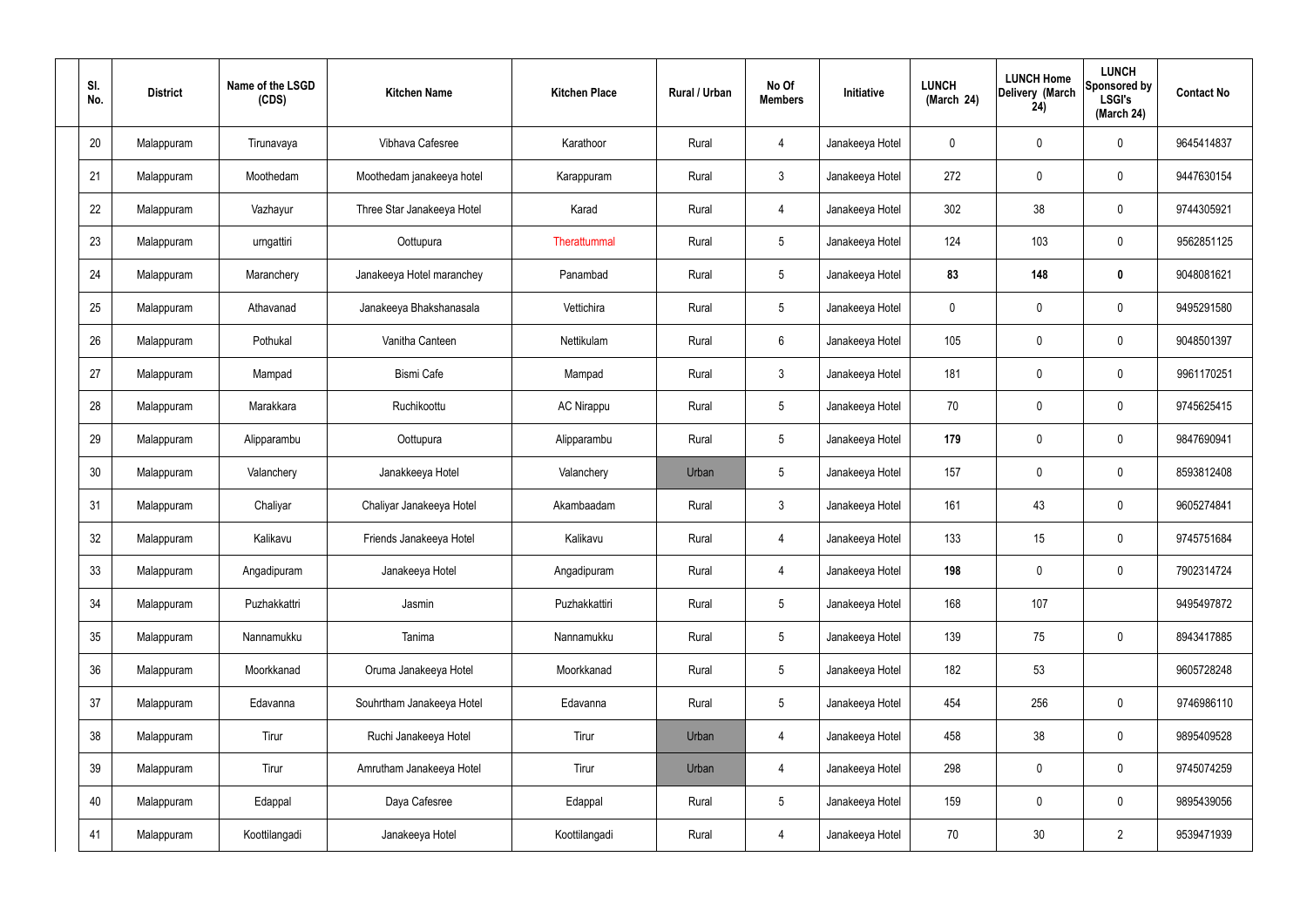| Sl. No. | District | Name of the LSGD (CDS) | Kitchen Name | Kitchen Place | Rural / Urban | No Of Members | Initiative | LUNCH (March 24) | LUNCH Home Delivery (March 24) | LUNCH Sponsored by LSGI's (March 24) | Contact No |
|---|---|---|---|---|---|---|---|---|---|---|---|
| 20 | Malappuram | Tirunavaya | Vibhava Cafesree | Karathoor | Rural | 4 | Janakeeya Hotel | 0 | 0 | 0 | 9645414837 |
| 21 | Malappuram | Moothedam | Moothedam janakeeya hotel | Karappuram | Rural | 3 | Janakeeya Hotel | 272 | 0 | 0 | 9447630154 |
| 22 | Malappuram | Vazhayur | Three Star Janakeeya Hotel | Karad | Rural | 4 | Janakeeya Hotel | 302 | 38 | 0 | 9744305921 |
| 23 | Malappuram | urngattiri | Oottupura | Therattummal | Rural | 5 | Janakeeya Hotel | 124 | 103 | 0 | 9562851125 |
| 24 | Malappuram | Maranchery | Janakeeya Hotel maranchey | Panambad | Rural | 5 | Janakeeya Hotel | **83** | **148** | **0** | 9048081621 |
| 25 | Malappuram | Athavanad | Janakeeya Bhakshanasala | Vettichira | Rural | 5 | Janakeeya Hotel | 0 | 0 | 0 | 9495291580 |
| 26 | Malappuram | Pothukal | Vanitha Canteen | Nettikulam | Rural | 6 | Janakeeya Hotel | 105 | 0 | 0 | 9048501397 |
| 27 | Malappuram | Mampad | Bismi Cafe | Mampad | Rural | 3 | Janakeeya Hotel | 181 | 0 | 0 | 9961170251 |
| 28 | Malappuram | Marakkara | Ruchikoottu | AC Nirappu | Rural | 5 | Janakeeya Hotel | 70 | 0 | 0 | 9745625415 |
| 29 | Malappuram | Alipparambu | Oottupura | Alipparambu | Rural | 5 | Janakeeya Hotel | **179** | 0 | 0 | 9847690941 |
| 30 | Malappuram | Valanchery | Janakkeeya Hotel | Valanchery | Urban | 5 | Janakeeya Hotel | 157 | 0 | 0 | 8593812408 |
| 31 | Malappuram | Chaliyar | Chaliyar Janakeeya Hotel | Akambaadam | Rural | 3 | Janakeeya Hotel | 161 | 43 | 0 | 9605274841 |
| 32 | Malappuram | Kalikavu | Friends Janakeeya Hotel | Kalikavu | Rural | 4 | Janakeeya Hotel | 133 | 15 | 0 | 9745751684 |
| 33 | Malappuram | Angadipuram | Janakeeya Hotel | Angadipuram | Rural | 4 | Janakeeya Hotel | **198** | 0 | 0 | 7902314724 |
| 34 | Malappuram | Puzhakkattri | Jasmin | Puzhakkattiri | Rural | 5 | Janakeeya Hotel | 168 | 107 | | 9495497872 |
| 35 | Malappuram | Nannamukku | Tanima | Nannamukku | Rural | 5 | Janakeeya Hotel | 139 | 75 | 0 | 8943417885 |
| 36 | Malappuram | Moorkkanad | Oruma Janakeeya Hotel | Moorkkanad | Rural | 5 | Janakeeya Hotel | 182 | 53 | | 9605728248 |
| 37 | Malappuram | Edavanna | Souhrtham Janakeeya Hotel | Edavanna | Rural | 5 | Janakeeya Hotel | 454 | 256 | 0 | 9746986110 |
| 38 | Malappuram | Tirur | Ruchi Janakeeya Hotel | Tirur | Urban | 4 | Janakeeya Hotel | 458 | 38 | 0 | 9895409528 |
| 39 | Malappuram | Tirur | Amrutham Janakeeya Hotel | Tirur | Urban | 4 | Janakeeya Hotel | 298 | 0 | 0 | 9745074259 |
| 40 | Malappuram | Edappal | Daya Cafesree | Edappal | Rural | 5 | Janakeeya Hotel | 159 | 0 | 0 | 9895439056 |
| 41 | Malappuram | Koottilangadi | Janakeeya Hotel | Koottilangadi | Rural | 4 | Janakeeya Hotel | 70 | 30 | 2 | 9539471939 |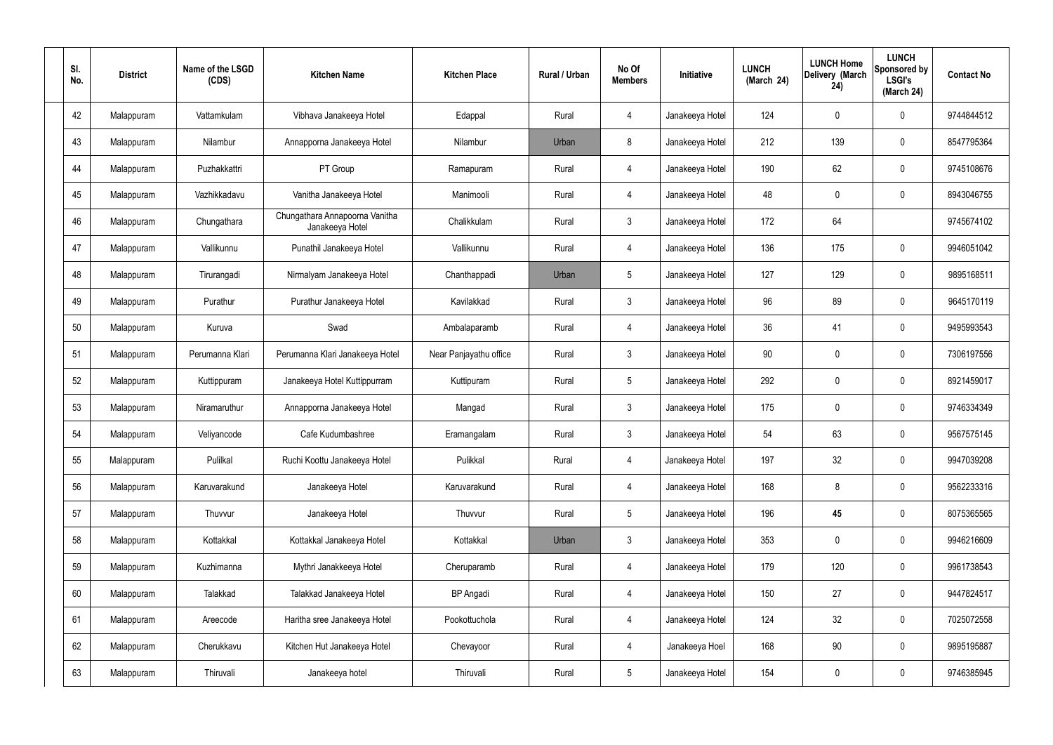| Sl. No. | District | Name of the LSGD (CDS) | Kitchen Name | Kitchen Place | Rural / Urban | No Of Members | Initiative | LUNCH (March 24) | LUNCH Home Delivery (March 24) | LUNCH Sponsored by LSGI's (March 24) | Contact No |
|---|---|---|---|---|---|---|---|---|---|---|---|
| 42 | Malappuram | Vattamkulam | Vibhava Janakeeya Hotel | Edappal | Rural | 4 | Janakeeya Hotel | 124 | 0 | 0 | 9744844512 |
| 43 | Malappuram | Nilambur | Annapporna Janakeeya Hotel | Nilambur | Urban | 8 | Janakeeya Hotel | 212 | 139 | 0 | 8547795364 |
| 44 | Malappuram | Puzhakkattri | PT Group | Ramapuram | Rural | 4 | Janakeeya Hotel | 190 | 62 | 0 | 9745108676 |
| 45 | Malappuram | Vazhikkadavu | Vanitha Janakeeya Hotel | Manimooli | Rural | 4 | Janakeeya Hotel | 48 | 0 | 0 | 8943046755 |
| 46 | Malappuram | Chungathara | Chungathara Annapoorna Vanitha Janakeeya Hotel | Chalikkulam | Rural | 3 | Janakeeya Hotel | 172 | 64 | | 9745674102 |
| 47 | Malappuram | Vallikunnu | Punathil Janakeeya Hotel | Vallikunnu | Rural | 4 | Janakeeya Hotel | 136 | 175 | 0 | 9946051042 |
| 48 | Malappuram | Tirurangadi | Nirmalyam Janakeeya Hotel | Chanthappadi | Urban | 5 | Janakeeya Hotel | 127 | 129 | 0 | 9895168511 |
| 49 | Malappuram | Purathur | Purathur Janakeeya Hotel | Kavilakkad | Rural | 3 | Janakeeya Hotel | 96 | 89 | 0 | 9645170119 |
| 50 | Malappuram | Kuruva | Swad | Ambalaparamb | Rural | 4 | Janakeeya Hotel | 36 | 41 | 0 | 9495993543 |
| 51 | Malappuram | Perumanna Klari | Perumanna Klari Janakeeya Hotel | Near Panjayathu office | Rural | 3 | Janakeeya Hotel | 90 | 0 | 0 | 7306197556 |
| 52 | Malappuram | Kuttippuram | Janakeeya Hotel Kuttippurram | Kuttipuram | Rural | 5 | Janakeeya Hotel | 292 | 0 | 0 | 8921459017 |
| 53 | Malappuram | Niramaruthur | Annapporna Janakeeya Hotel | Mangad | Rural | 3 | Janakeeya Hotel | 175 | 0 | 0 | 9746334349 |
| 54 | Malappuram | Veliyancode | Cafe Kudumbashree | Eramangalam | Rural | 3 | Janakeeya Hotel | 54 | 63 | 0 | 9567575145 |
| 55 | Malappuram | Pulilkal | Ruchi Koottu Janakeeya Hotel | Pulikkal | Rural | 4 | Janakeeya Hotel | 197 | 32 | 0 | 9947039208 |
| 56 | Malappuram | Karuvarakund | Janakeeya Hotel | Karuvarakund | Rural | 4 | Janakeeya Hotel | 168 | 8 | 0 | 9562233316 |
| 57 | Malappuram | Thuvvur | Janakeeya Hotel | Thuvvur | Rural | 5 | Janakeeya Hotel | 196 | **45** | 0 | 8075365565 |
| 58 | Malappuram | Kottakkal | Kottakkal Janakeeya Hotel | Kottakkal | Urban | 3 | Janakeeya Hotel | 353 | 0 | 0 | 9946216609 |
| 59 | Malappuram | Kuzhimanna | Mythri Janakkeeya Hotel | Cheruparamb | Rural | 4 | Janakeeya Hotel | 179 | 120 | 0 | 9961738543 |
| 60 | Malappuram | Talakkad | Talakkad Janakeeya Hotel | BP Angadi | Rural | 4 | Janakeeya Hotel | 150 | 27 | 0 | 9447824517 |
| 61 | Malappuram | Areecode | Haritha sree Janakeeya Hotel | Pookottuchola | Rural | 4 | Janakeeya Hotel | 124 | 32 | 0 | 7025072558 |
| 62 | Malappuram | Cherukkavu | Kitchen Hut Janakeeya Hotel | Chevayoor | Rural | 4 | Janakeeya Hoel | 168 | 90 | 0 | 9895195887 |
| 63 | Malappuram | Thiruvali | Janakeeya hotel | Thiruvali | Rural | 5 | Janakeeya Hotel | 154 | 0 | 0 | 9746385945 |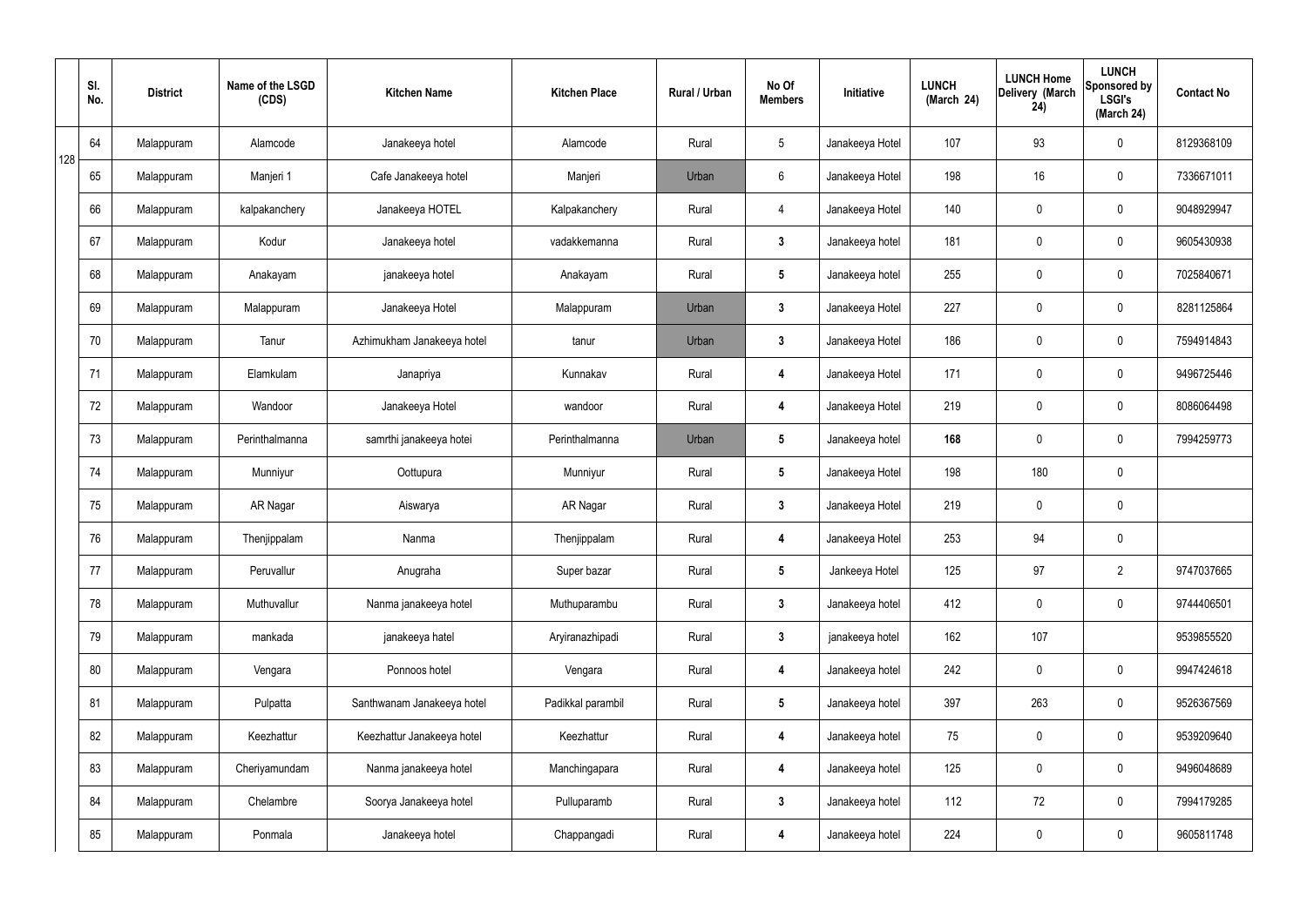| | Sl. No. | District | Name of the LSGD (CDS) | Kitchen Name | Kitchen Place | Rural / Urban | No Of Members | Initiative | LUNCH (March 24) | LUNCH Home Delivery (March 24) | LUNCH Sponsored by LSGI's (March 24) | Contact No |
|---|---|---|---|---|---|---|---|---|---|---|---|---|
| 128 | 64 | Malappuram | Alamcode | Janakeeya hotel | Alamcode | Rural | 5 | Janakeeya Hotel | 107 | 93 | 0 | 8129368109 |
| | 65 | Malappuram | Manjeri 1 | Cafe Janakeeya hotel | Manjeri | Urban | 6 | Janakeeya Hotel | 198 | 16 | 0 | 7336671011 |
| | 66 | Malappuram | kalpakanchery | Janakeeya HOTEL | Kalpakanchery | Rural | 4 | Janakeeya Hotel | 140 | 0 | 0 | 9048929947 |
| | 67 | Malappuram | Kodur | Janakeeya hotel | vadakkemanna | Rural | 3 | Janakeeya hotel | 181 | 0 | 0 | 9605430938 |
| | 68 | Malappuram | Anakayam | janakeeya hotel | Anakayam | Rural | 5 | Janakeeya hotel | 255 | 0 | 0 | 7025840671 |
| | 69 | Malappuram | Malappuram | Janakeeya Hotel | Malappuram | Urban | 3 | Janakeeya Hotel | 227 | 0 | 0 | 8281125864 |
| | 70 | Malappuram | Tanur | Azhimukham Janakeeya hotel | tanur | Urban | 3 | Janakeeya Hotel | 186 | 0 | 0 | 7594914843 |
| | 71 | Malappuram | Elamkulam | Janapriya | Kunnakav | Rural | 4 | Janakeeya Hotel | 171 | 0 | 0 | 9496725446 |
| | 72 | Malappuram | Wandoor | Janakeeya Hotel | wandoor | Rural | 4 | Janakeeya Hotel | 219 | 0 | 0 | 8086064498 |
| | 73 | Malappuram | Perinthalmanna | samrthi janakeeya hotei | Perinthalmanna | Urban | 5 | Janakeeya hotel | **168** | 0 | 0 | 7994259773 |
| | 74 | Malappuram | Munniyur | Oottupura | Munniyur | Rural | 5 | Janakeeya Hotel | 198 | 180 | 0 | |
| | 75 | Malappuram | AR Nagar | Aiswarya | AR Nagar | Rural | 3 | Janakeeya Hotel | 219 | 0 | 0 | |
| | 76 | Malappuram | Thenjippalam | Nanma | Thenjippalam | Rural | 4 | Janakeeya Hotel | 253 | 94 | 0 | |
| | 77 | Malappuram | Peruvallur | Anugraha | Super bazar | Rural | 5 | Jankeeya Hotel | 125 | 97 | 2 | 9747037665 |
| | 78 | Malappuram | Muthuvallur | Nanma janakeeya hotel | Muthuparambu | Rural | 3 | Janakeeya hotel | 412 | 0 | 0 | 9744406501 |
| | 79 | Malappuram | mankada | janakeeya hatel | Aryiranazhipadi | Rural | 3 | janakeeya hotel | 162 | 107 | | 9539855520 |
| | 80 | Malappuram | Vengara | Ponnoos hotel | Vengara | Rural | 4 | Janakeeya hotel | 242 | 0 | 0 | 9947424618 |
| | 81 | Malappuram | Pulpatta | Santhwanam Janakeeya hotel | Padikkal parambil | Rural | 5 | Janakeeya hotel | 397 | 263 | 0 | 9526367569 |
| | 82 | Malappuram | Keezhattur | Keezhattur Janakeeya hotel | Keezhattur | Rural | 4 | Janakeeya hotel | 75 | 0 | 0 | 9539209640 |
| | 83 | Malappuram | Cheriyamundam | Nanma janakeeya hotel | Manchingapara | Rural | 4 | Janakeeya hotel | 125 | 0 | 0 | 9496048689 |
| | 84 | Malappuram | Chelambre | Soorya Janakeeya hotel | Pulluparamb | Rural | 3 | Janakeeya hotel | 112 | 72 | 0 | 7994179285 |
| | 85 | Malappuram | Ponmala | Janakeeya hotel | Chappangadi | Rural | 4 | Janakeeya hotel | 224 | 0 | 0 | 9605811748 |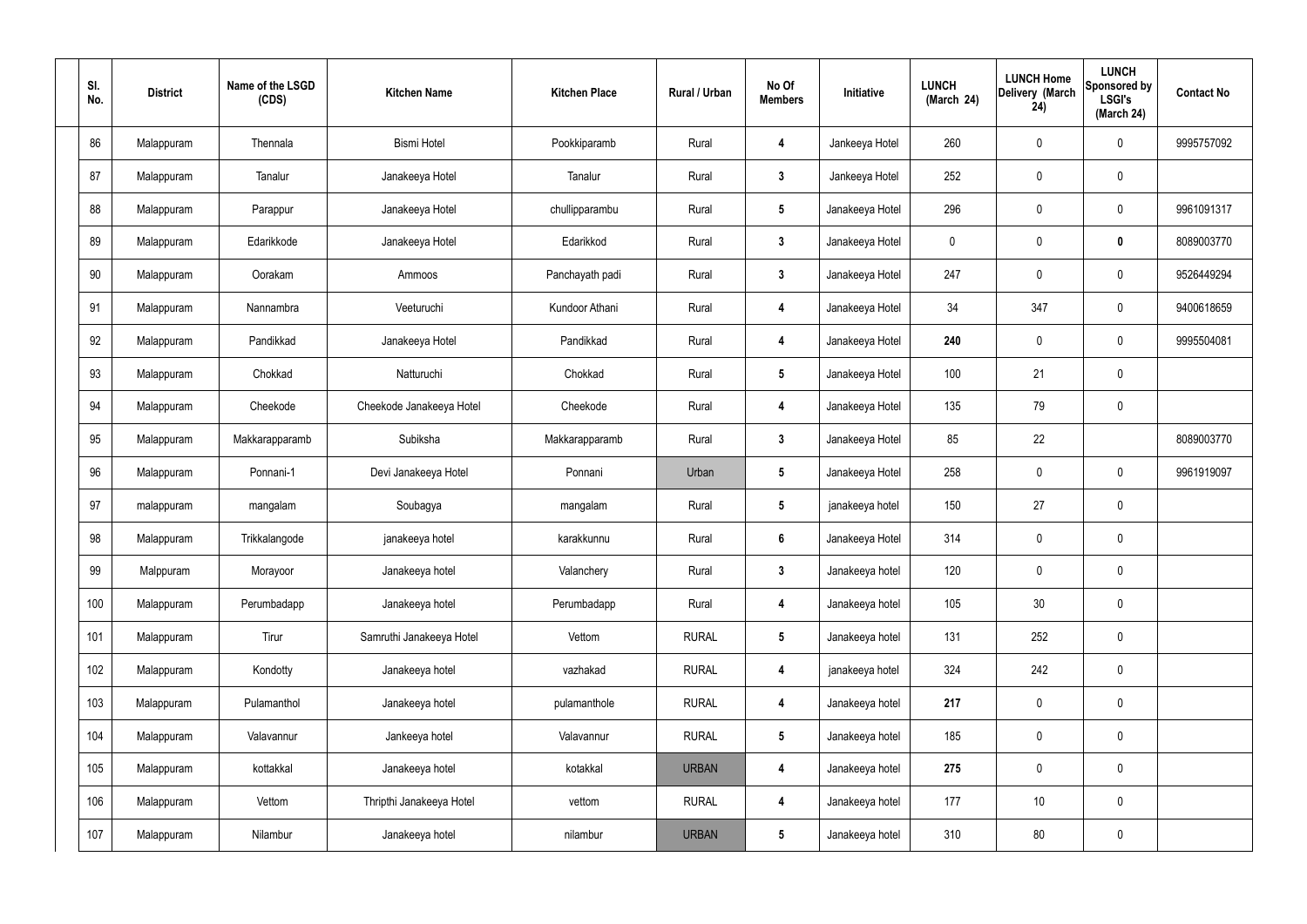| Sl. No. | District | Name of the LSGD (CDS) | Kitchen Name | Kitchen Place | Rural / Urban | No Of Members | Initiative | LUNCH (March 24) | LUNCH Home Delivery (March 24) | LUNCH Sponsored by LSGI's (March 24) | Contact No |
|---|---|---|---|---|---|---|---|---|---|---|---|
| 86 | Malappuram | Thennala | Bismi Hotel | Pookkiparamb | Rural | 4 | Jankeeya Hotel | 260 | 0 | 0 | 9995757092 |
| 87 | Malappuram | Tanalur | Janakeeya Hotel | Tanalur | Rural | 3 | Jankeeya Hotel | 252 | 0 | 0 | |
| 88 | Malappuram | Parappur | Janakeeya Hotel | chullipparambu | Rural | 5 | Janakeeya Hotel | 296 | 0 | 0 | 9961091317 |
| 89 | Malappuram | Edarikkode | Janakeeya Hotel | Edarikkod | Rural | 3 | Janakeeya Hotel | 0 | 0 | **0** | 8089003770 |
| 90 | Malappuram | Oorakam | Ammoos | Panchayath padi | Rural | 3 | Janakeeya Hotel | 247 | 0 | 0 | 9526449294 |
| 91 | Malappuram | Nannambra | Veeturuchi | Kundoor Athani | Rural | 4 | Janakeeya Hotel | 34 | 347 | 0 | 9400618659 |
| 92 | Malappuram | Pandikkad | Janakeeya Hotel | Pandikkad | Rural | 4 | Janakeeya Hotel | **240** | 0 | 0 | 9995504081 |
| 93 | Malappuram | Chokkad | Natturuchi | Chokkad | Rural | 5 | Janakeeya Hotel | 100 | 21 | 0 | |
| 94 | Malappuram | Cheekode | Cheekode Janakeeya Hotel | Cheekode | Rural | 4 | Janakeeya Hotel | 135 | 79 | 0 | |
| 95 | Malappuram | Makkarapparamb | Subiksha | Makkarapparamb | Rural | 3 | Janakeeya Hotel | 85 | 22 | | 8089003770 |
| 96 | Malappuram | Ponnani-1 | Devi Janakeeya Hotel | Ponnani | Urban | 5 | Janakeeya Hotel | 258 | 0 | 0 | 9961919097 |
| 97 | malappuram | mangalam | Soubagya | mangalam | Rural | 5 | janakeeya hotel | 150 | 27 | 0 | |
| 98 | Malappuram | Trikkalangode | janakeeya hotel | karakkunnu | Rural | 6 | Janakeeya Hotel | 314 | 0 | 0 | |
| 99 | Malppuram | Morayoor | Janakeeya hotel | Valanchery | Rural | 3 | Janakeeya hotel | 120 | 0 | 0 | |
| 100 | Malappuram | Perumbadapp | Janakeeya hotel | Perumbadapp | Rural | 4 | Janakeeya hotel | 105 | 30 | 0 | |
| 101 | Malappuram | Tirur | Samruthi Janakeeya Hotel | Vettom | RURAL | 5 | Janakeeya hotel | 131 | 252 | 0 | |
| 102 | Malappuram | Kondotty | Janakeeya hotel | vazhakad | RURAL | 4 | janakeeya hotel | 324 | 242 | 0 | |
| 103 | Malappuram | Pulamanthol | Janakeeya hotel | pulamanthole | RURAL | 4 | Janakeeya hotel | **217** | 0 | 0 | |
| 104 | Malappuram | Valavannur | Jankeeya hotel | Valavannur | RURAL | 5 | Janakeeya hotel | 185 | 0 | 0 | |
| 105 | Malappuram | kottakkal | Janakeeya hotel | kotakkal | URBAN | 4 | Janakeeya hotel | **275** | 0 | 0 | |
| 106 | Malappuram | Vettom | Thripthi Janakeeya Hotel | vettom | RURAL | 4 | Janakeeya hotel | 177 | 10 | 0 | |
| 107 | Malappuram | Nilambur | Janakeeya hotel | nilambur | URBAN | 5 | Janakeeya hotel | 310 | 80 | 0 | |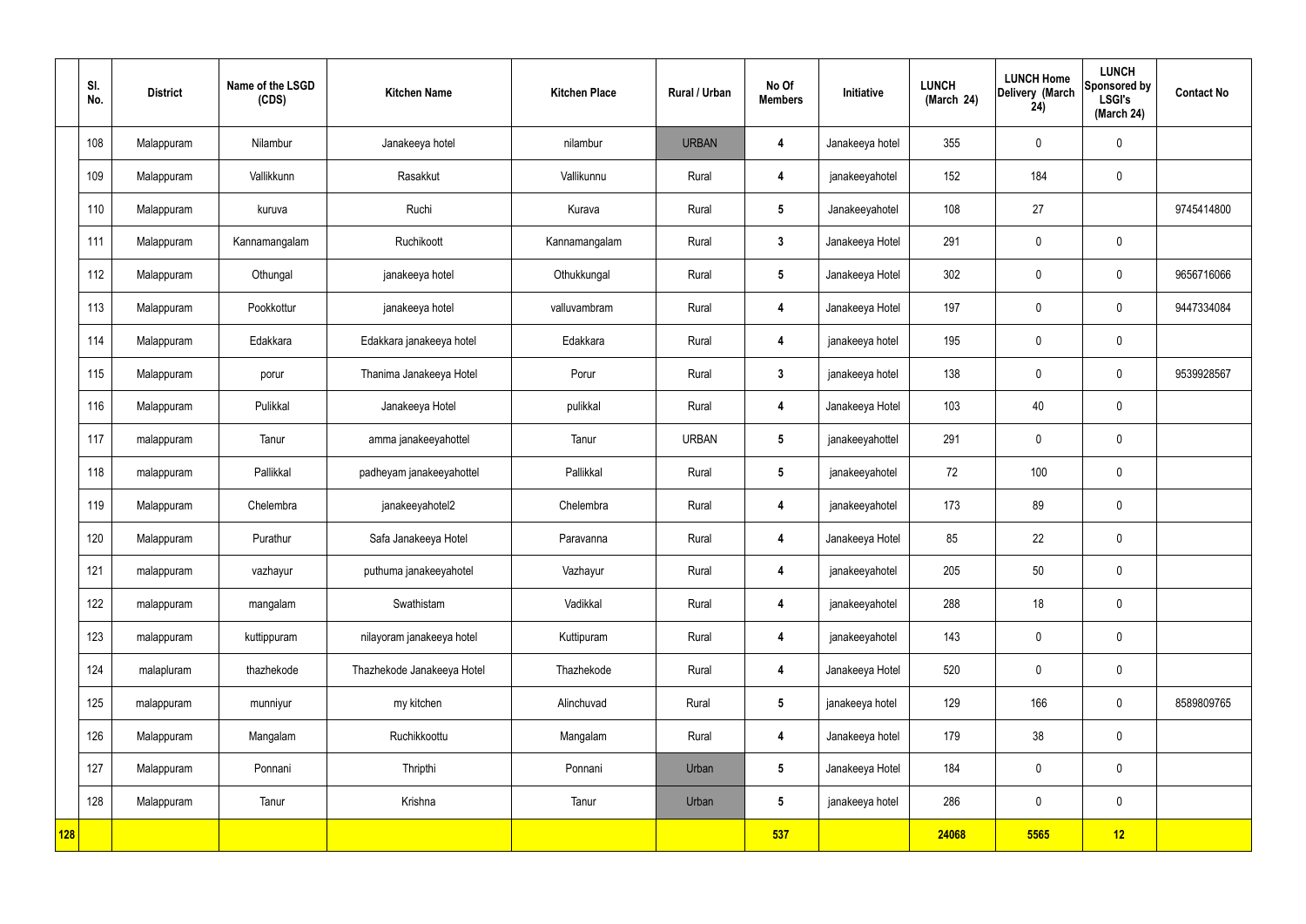| | Sl. No. | District | Name of the LSGD (CDS) | Kitchen Name | Kitchen Place | Rural / Urban | No Of Members | Initiative | LUNCH (March 24) | LUNCH Home Delivery (March 24) | LUNCH Sponsored by LSGI's (March 24) | Contact No |
|---|---|---|---|---|---|---|---|---|---|---|---|---|
| | 108 | Malappuram | Nilambur | Janakeeya hotel | nilambur | URBAN | 4 | Janakeeya hotel | 355 | 0 | 0 | |
| | 109 | Malappuram | Vallikkunn | Rasakkut | Vallikunnu | Rural | 4 | janakeeyahotel | 152 | 184 | 0 | |
| | 110 | Malappuram | kuruva | Ruchi | Kurava | Rural | 5 | Janakeeyahotel | 108 | 27 | | 9745414800 |
| | 111 | Malappuram | Kannamangalam | Ruchikoott | Kannamangalam | Rural | 3 | Janakeeya Hotel | 291 | 0 | 0 | |
| | 112 | Malappuram | Othungal | janakeeya hotel | Othukkungal | Rural | 5 | Janakeeya Hotel | 302 | 0 | 0 | 9656716066 |
| | 113 | Malappuram | Pookkottur | janakeeya hotel | valluvambram | Rural | 4 | Janakeeya Hotel | 197 | 0 | 0 | 9447334084 |
| | 114 | Malappuram | Edakkara | Edakkara janakeeya hotel | Edakkara | Rural | 4 | janakeeya hotel | 195 | 0 | 0 | |
| | 115 | Malappuram | porur | Thanima Janakeeya Hotel | Porur | Rural | 3 | janakeeya hotel | 138 | 0 | 0 | 9539928567 |
| | 116 | Malappuram | Pulikkal | Janakeeya Hotel | pulikkal | Rural | 4 | Janakeeya Hotel | 103 | 40 | 0 | |
| | 117 | malappuram | Tanur | amma janakeeyahottel | Tanur | URBAN | 5 | janakeeyahottel | 291 | 0 | 0 | |
| | 118 | malappuram | Pallikkal | padheyam janakeeyahottel | Pallikkal | Rural | 5 | janakeeyahotel | 72 | 100 | 0 | |
| | 119 | Malappuram | Chelembra | janakeeyahotel2 | Chelembra | Rural | 4 | janakeeyahotel | 173 | 89 | 0 | |
| | 120 | Malappuram | Purathur | Safa Janakeeya Hotel | Paravanna | Rural | 4 | Janakeeya Hotel | 85 | 22 | 0 | |
| | 121 | malappuram | vazhayur | puthuma janakeeyahotel | Vazhayur | Rural | 4 | janakeeyahotel | 205 | 50 | 0 | |
| | 122 | malappuram | mangalam | Swathistam | Vadikkal | Rural | 4 | janakeeyahotel | 288 | 18 | 0 | |
| | 123 | malappuram | kuttippuram | nilayoram janakeeya hotel | Kuttipuram | Rural | 4 | janakeeyahotel | 143 | 0 | 0 | |
| | 124 | malapluram | thazhekode | Thazhekode Janakeeya Hotel | Thazhekode | Rural | 4 | Janakeeya Hotel | 520 | 0 | 0 | |
| | 125 | malappuram | munniyur | my kitchen | Alinchuvad | Rural | 5 | janakeeya hotel | 129 | 166 | 0 | 8589809765 |
| | 126 | Malappuram | Mangalam | Ruchikkoottu | Mangalam | Rural | 4 | Janakeeya hotel | 179 | 38 | 0 | |
| | 127 | Malappuram | Ponnani | Thripthi | Ponnani | Urban | 5 | Janakeeya Hotel | 184 | 0 | 0 | |
| | 128 | Malappuram | Tanur | Krishna | Tanur | Urban | 5 | janakeeya hotel | 286 | 0 | 0 | |
| **128** | | | | | | | **537** | | **24068** | **5565** | **12** | |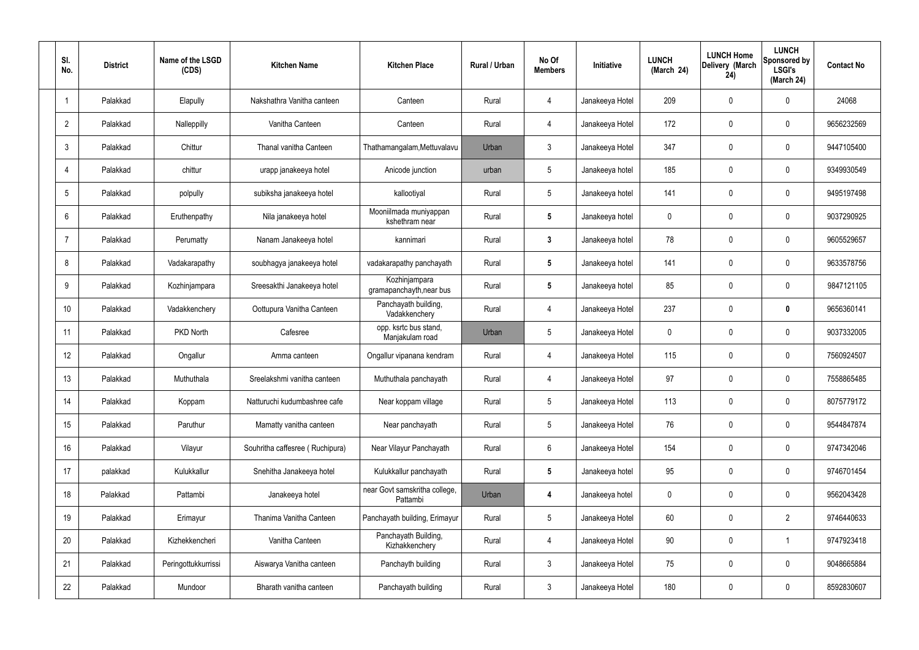| Sl. No. | District | Name of the LSGD (CDS) | Kitchen Name | Kitchen Place | Rural / Urban | No Of Members | Initiative | LUNCH (March 24) | LUNCH Home Delivery (March 24) | LUNCH Sponsored by LSGI's (March 24) | Contact No |
|---|---|---|---|---|---|---|---|---|---|---|---|
| 1 | Palakkad | Elapully | Nakshathra Vanitha canteen | Canteen | Rural | 4 | Janakeeya Hotel | 209 | 0 | 0 | 24068 |
| 2 | Palakkad | Nalleppilly | Vanitha Canteen | Canteen | Rural | 4 | Janakeeya Hotel | 172 | 0 | 0 | 9656232569 |
| 3 | Palakkad | Chittur | Thanal vanitha Canteen | Thathamangalam,Mettuvalavu | Urban | 3 | Janakeeya Hotel | 347 | 0 | 0 | 9447105400 |
| 4 | Palakkad | chittur | urapp janakeeya hotel | Anicode junction | urban | 5 | Janakeeya hotel | 185 | 0 | 0 | 9349930549 |
| 5 | Palakkad | polpully | subiksha janakeeya hotel | kallootiyal | Rural | 5 | Janakeeya hotel | 141 | 0 | 0 | 9495197498 |
| 6 | Palakkad | Eruthenpathy | Nila janakeeya hotel | Mooniilmada muniyappan kshethram near | Rural | **5** | Janakeeya hotel | 0 | 0 | 0 | 9037290925 |
| 7 | Palakkad | Perumatty | Nanam Janakeeya hotel | kannimari | Rural | **3** | Janakeeya hotel | 78 | 0 | 0 | 9605529657 |
| 8 | Palakkad | Vadakarapathy | soubhagya janakeeya hotel | vadakarapathy panchayath | Rural | **5** | Janakeeya hotel | 141 | 0 | 0 | 9633578756 |
| 9 | Palakkad | Kozhinjampara | Sreesakthi Janakeeya hotel | Kozhinjampara gramapanchayth,near bus | Rural | **5** | Janakeeya hotel | 85 | 0 | 0 | 9847121105 |
| 10 | Palakkad | Vadakkenchery | Oottupura Vanitha Canteen | Panchayath building, Vadakkenchery | Rural | 4 | Janakeeya Hotel | 237 | 0 | **0** | 9656360141 |
| 11 | Palakkad | PKD North | Cafesree | opp. ksrtc bus stand, Manjakulam road | Urban | 5 | Janakeeya Hotel | 0 | 0 | 0 | 9037332005 |
| 12 | Palakkad | Ongallur | Amma canteen | Ongallur vipanana kendram | Rural | 4 | Janakeeya Hotel | 115 | 0 | 0 | 7560924507 |
| 13 | Palakkad | Muthuthala | Sreelakshmi vanitha canteen | Muthuthala panchayath | Rural | 4 | Janakeeya Hotel | 97 | 0 | 0 | 7558865485 |
| 14 | Palakkad | Koppam | Natturuchi kudumbashree cafe | Near koppam village | Rural | 5 | Janakeeya Hotel | 113 | 0 | 0 | 8075779172 |
| 15 | Palakkad | Paruthur | Mamatty vanitha canteen | Near panchayath | Rural | 5 | Janakeeya Hotel | 76 | 0 | 0 | 9544847874 |
| 16 | Palakkad | Vilayur | Souhritha caffesree ( Ruchipura) | Near Vilayur Panchayath | Rural | 6 | Janakeeya Hotel | 154 | 0 | 0 | 9747342046 |
| 17 | palakkad | Kulukkallur | Snehitha Janakeeya hotel | Kulukkallur panchayath | Rural | **5** | Janakeeya hotel | 95 | 0 | 0 | 9746701454 |
| 18 | Palakkad | Pattambi | Janakeeya hotel | near Govt samskritha college, Pattambi | Urban | **4** | Janakeeya hotel | 0 | 0 | 0 | 9562043428 |
| 19 | Palakkad | Erimayur | Thanima Vanitha Canteen | Panchayath building, Erimayur | Rural | 5 | Janakeeya Hotel | 60 | 0 | 2 | 9746440633 |
| 20 | Palakkad | Kizhekkencheri | Vanitha Canteen | Panchayath Building, Kizhakkenchery | Rural | 4 | Janakeeya Hotel | 90 | 0 | 1 | 9747923418 |
| 21 | Palakkad | Peringottukkurrissi | Aiswarya Vanitha canteen | Panchayth building | Rural | 3 | Janakeeya Hotel | 75 | 0 | 0 | 9048665884 |
| 22 | Palakkad | Mundoor | Bharath vanitha canteen | Panchayath building | Rural | 3 | Janakeeya Hotel | 180 | 0 | 0 | 8592830607 |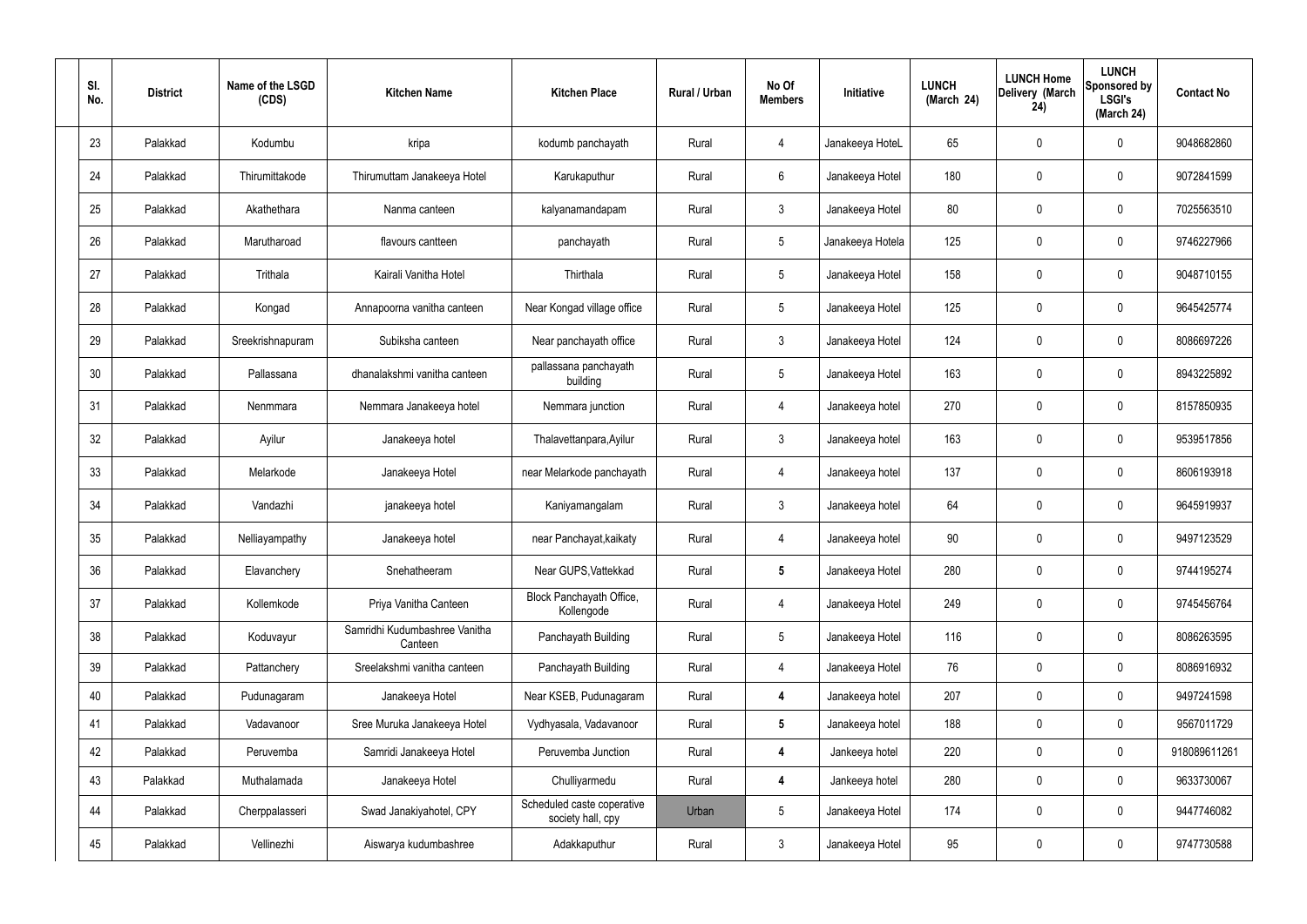| Sl. No. | District | Name of the LSGD (CDS) | Kitchen Name | Kitchen Place | Rural / Urban | No Of Members | Initiative | LUNCH (March 24) | LUNCH Home Delivery (March 24) | LUNCH Sponsored by LSGI's (March 24) | Contact No |
|---|---|---|---|---|---|---|---|---|---|---|---|
| 23 | Palakkad | Kodumbu | kripa | kodumb panchayath | Rural | 4 | Janakeeya HoteL | 65 | 0 | 0 | 9048682860 |
| 24 | Palakkad | Thirumittakode | Thirumuttam Janakeeya Hotel | Karukaputhur | Rural | 6 | Janakeeya Hotel | 180 | 0 | 0 | 9072841599 |
| 25 | Palakkad | Akathethara | Nanma canteen | kalyanamandapam | Rural | 3 | Janakeeya Hotel | 80 | 0 | 0 | 7025563510 |
| 26 | Palakkad | Marutharoad | flavours cantteen | panchayath | Rural | 5 | Janakeeya Hotela | 125 | 0 | 0 | 9746227966 |
| 27 | Palakkad | Trithala | Kairali Vanitha Hotel | Thirthala | Rural | 5 | Janakeeya Hotel | 158 | 0 | 0 | 9048710155 |
| 28 | Palakkad | Kongad | Annapoorna vanitha canteen | Near Kongad village office | Rural | 5 | Janakeeya Hotel | 125 | 0 | 0 | 9645425774 |
| 29 | Palakkad | Sreekrishnapuram | Subiksha canteen | Near panchayath office | Rural | 3 | Janakeeya Hotel | 124 | 0 | 0 | 8086697226 |
| 30 | Palakkad | Pallassana | dhanalakshmi vanitha canteen | pallassana panchayath building | Rural | 5 | Janakeeya Hotel | 163 | 0 | 0 | 8943225892 |
| 31 | Palakkad | Nenmmara | Nemmara Janakeeya hotel | Nemmara junction | Rural | 4 | Janakeeya hotel | 270 | 0 | 0 | 8157850935 |
| 32 | Palakkad | Ayilur | Janakeeya hotel | Thalavettanpara,Ayilur | Rural | 3 | Janakeeya hotel | 163 | 0 | 0 | 9539517856 |
| 33 | Palakkad | Melarkode | Janakeeya Hotel | near Melarkode panchayath | Rural | 4 | Janakeeya hotel | 137 | 0 | 0 | 8606193918 |
| 34 | Palakkad | Vandazhi | janakeeya hotel | Kaniyamangalam | Rural | 3 | Janakeeya hotel | 64 | 0 | 0 | 9645919937 |
| 35 | Palakkad | Nelliayampathy | Janakeeya hotel | near Panchayat,kaikaty | Rural | 4 | Janakeeya hotel | 90 | 0 | 0 | 9497123529 |
| 36 | Palakkad | Elavanchery | Snehatheeram | Near GUPS,Vattekkad | Rural | **5** | Janakeeya Hotel | 280 | 0 | 0 | 9744195274 |
| 37 | Palakkad | Kollemkode | Priya Vanitha Canteen | Block Panchayath Office, Kollengode | Rural | 4 | Janakeeya Hotel | 249 | 0 | 0 | 9745456764 |
| 38 | Palakkad | Koduvayur | Samridhi Kudumbashree Vanitha Canteen | Panchayath Building | Rural | 5 | Janakeeya Hotel | 116 | 0 | 0 | 8086263595 |
| 39 | Palakkad | Pattanchery | Sreelakshmi vanitha canteen | Panchayath Building | Rural | 4 | Janakeeya Hotel | 76 | 0 | 0 | 8086916932 |
| 40 | Palakkad | Pudunagaram | Janakeeya Hotel | Near KSEB, Pudunagaram | Rural | **4** | Janakeeya hotel | 207 | 0 | 0 | 9497241598 |
| 41 | Palakkad | Vadavanoor | Sree Muruka Janakeeya Hotel | Vydhyasala, Vadavanoor | Rural | **5** | Janakeeya hotel | 188 | 0 | 0 | 9567011729 |
| 42 | Palakkad | Peruvemba | Samridi Janakeeya Hotel | Peruvemba Junction | Rural | **4** | Jankeeya hotel | 220 | 0 | 0 | 918089611261 |
| 43 | Palakkad | Muthalamada | Janakeeya Hotel | Chulliyarmedu | Rural | **4** | Jankeeya hotel | 280 | 0 | 0 | 9633730067 |
| 44 | Palakkad | Cherppalasseri | Swad Janakiyahotel, CPY | Scheduled caste coperative society hall, cpy | Urban | 5 | Janakeeya Hotel | 174 | 0 | 0 | 9447746082 |
| 45 | Palakkad | Vellinezhi | Aiswarya kudumbashree | Adakkaputhur | Rural | 3 | Janakeeya Hotel | 95 | 0 | 0 | 9747730588 |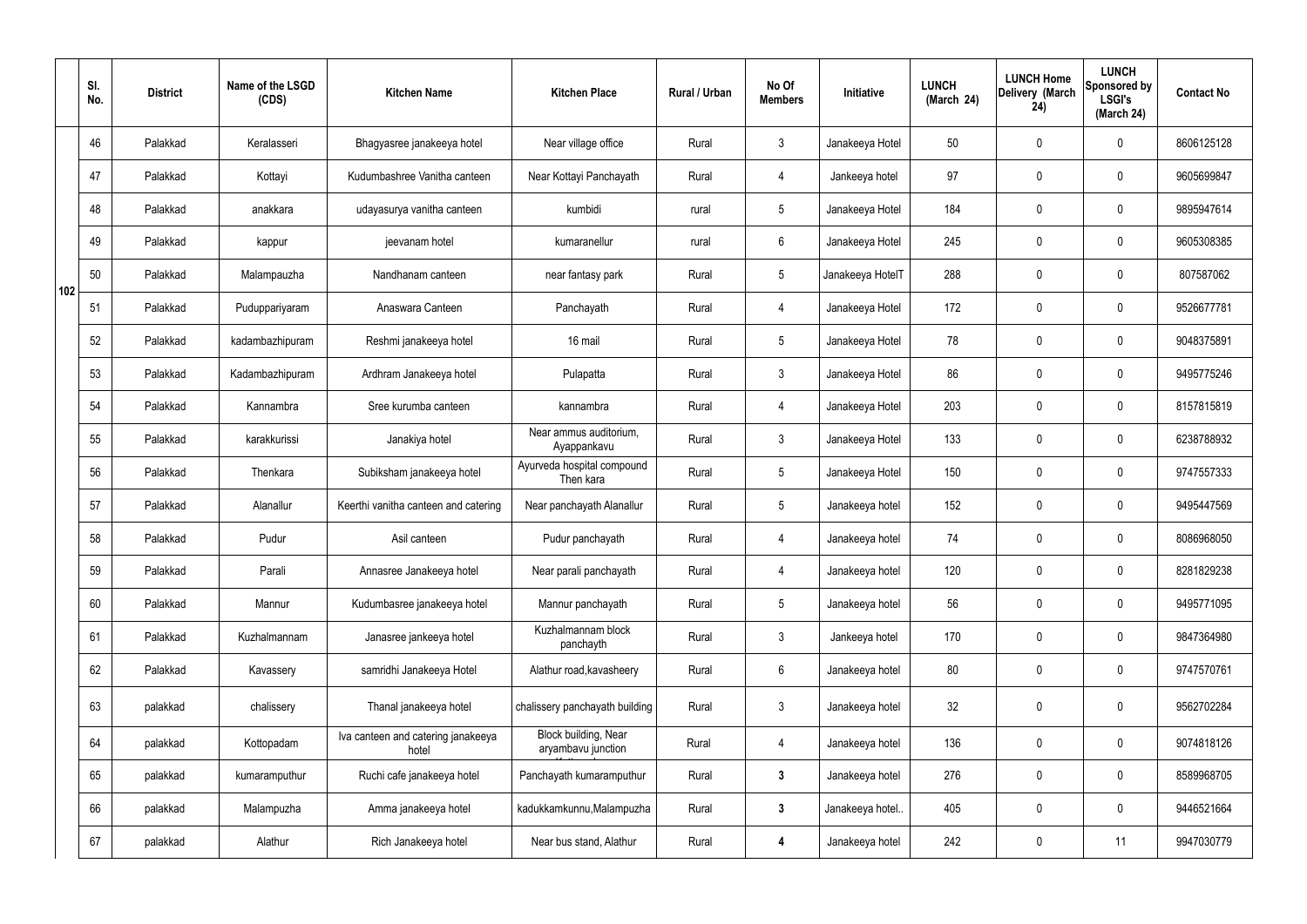| | Sl. No. | District | Name of the LSGD (CDS) | Kitchen Name | Kitchen Place | Rural / Urban | No Of Members | Initiative | LUNCH (March 24) | LUNCH Home Delivery (March 24) | LUNCH Sponsored by LSGI's (March 24) | Contact No |
|---|---|---|---|---|---|---|---|---|---|---|---|---|
| 102 | 46 | Palakkad | Keralasseri | Bhagyasree janakeeya hotel | Near village office | Rural | 3 | Janakeeya Hotel | 50 | 0 | 0 | 8606125128 |
| | 47 | Palakkad | Kottayi | Kudumbashree Vanitha canteen | Near Kottayi Panchayath | Rural | 4 | Jankeeya hotel | 97 | 0 | 0 | 9605699847 |
| | 48 | Palakkad | anakkara | udayasurya vanitha canteen | kumbidi | rural | 5 | Janakeeya Hotel | 184 | 0 | 0 | 9895947614 |
| | 49 | Palakkad | kappur | jeevanam hotel | kumaranellur | rural | 6 | Janakeeya Hotel | 245 | 0 | 0 | 9605308385 |
| | 50 | Palakkad | Malampauzha | Nandhanam canteen | near fantasy park | Rural | 5 | Janakeeya HotelT | 288 | 0 | 0 | 807587062 |
| | 51 | Palakkad | Puduppariyaram | Anaswara Canteen | Panchayath | Rural | 4 | Janakeeya Hotel | 172 | 0 | 0 | 9526677781 |
| | 52 | Palakkad | kadambazhipuram | Reshmi janakeeya hotel | 16 mail | Rural | 5 | Janakeeya Hotel | 78 | 0 | 0 | 9048375891 |
| | 53 | Palakkad | Kadambazhipuram | Ardhram Janakeeya hotel | Pulapatta | Rural | 3 | Janakeeya Hotel | 86 | 0 | 0 | 9495775246 |
| | 54 | Palakkad | Kannambra | Sree kurumba canteen | kannambra | Rural | 4 | Janakeeya Hotel | 203 | 0 | 0 | 8157815819 |
| | 55 | Palakkad | karakkurissi | Janakiya hotel | Near ammus auditorium, Ayappankavu | Rural | 3 | Janakeeya Hotel | 133 | 0 | 0 | 6238788932 |
| | 56 | Palakkad | Thenkara | Subiksham janakeeya hotel | Ayurveda hospital compound Then kara | Rural | 5 | Janakeeya Hotel | 150 | 0 | 0 | 9747557333 |
| | 57 | Palakkad | Alanallur | Keerthi vanitha canteen and catering | Near panchayath Alanallur | Rural | 5 | Janakeeya hotel | 152 | 0 | 0 | 9495447569 |
| | 58 | Palakkad | Pudur | Asil canteen | Pudur panchayath | Rural | 4 | Janakeeya hotel | 74 | 0 | 0 | 8086968050 |
| | 59 | Palakkad | Parali | Annasree Janakeeya hotel | Near parali panchayath | Rural | 4 | Janakeeya hotel | 120 | 0 | 0 | 8281829238 |
| | 60 | Palakkad | Mannur | Kudumbasree janakeeya hotel | Mannur panchayath | Rural | 5 | Janakeeya hotel | 56 | 0 | 0 | 9495771095 |
| | 61 | Palakkad | Kuzhalmannam | Janasree jankeeya hotel | Kuzhalmannam block panchayth | Rural | 3 | Jankeeya hotel | 170 | 0 | 0 | 9847364980 |
| | 62 | Palakkad | Kavassery | samridhi Janakeeya Hotel | Alathur road,kavasheery | Rural | 6 | Janakeeya hotel | 80 | 0 | 0 | 9747570761 |
| | 63 | palakkad | chalissery | Thanal janakeeya hotel | chalissery panchayath building | Rural | 3 | Janakeeya hotel | 32 | 0 | 0 | 9562702284 |
| | 64 | palakkad | Kottopadam | Iva canteen and catering janakeeya hotel | Block building, Near aryambavu junction | Rural | 4 | Janakeeya hotel | 136 | 0 | 0 | 9074818126 |
| | 65 | palakkad | kumaramputhur | Ruchi cafe janakeeya hotel | Panchayath kumaramputhur | Rural | **3** | Janakeeya hotel | 276 | 0 | 0 | 8589968705 |
| | 66 | palakkad | Malampuzha | Amma janakeeya hotel | kadukkamkunnu,Malampuzha | Rural | **3** | Janakeeya hotel.. | 405 | 0 | 0 | 9446521664 |
| | 67 | palakkad | Alathur | Rich Janakeeya hotel | Near bus stand, Alathur | Rural | **4** | Janakeeya hotel | 242 | 0 | 11 | 9947030779 |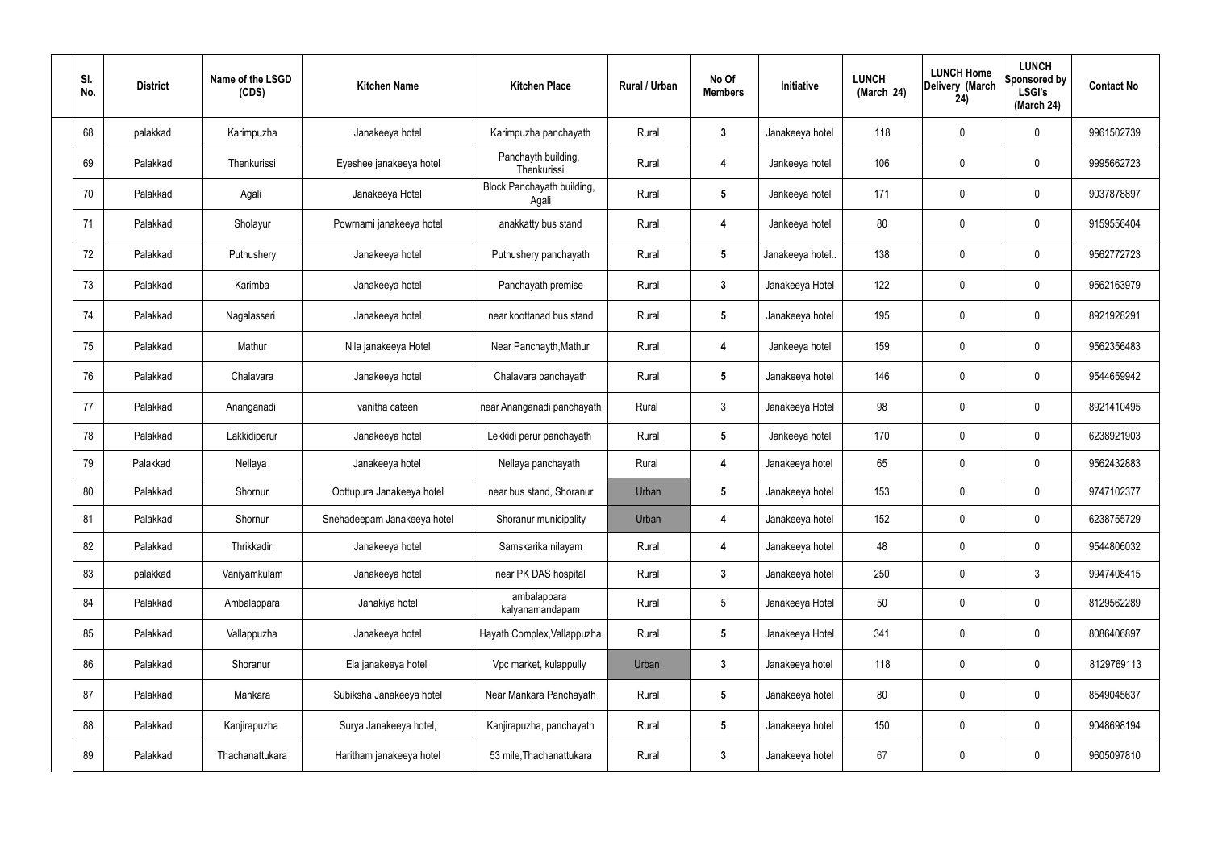| Sl. No. | District | Name of the LSGD (CDS) | Kitchen Name | Kitchen Place | Rural / Urban | No Of Members | Initiative | LUNCH (March 24) | LUNCH Home Delivery (March 24) | LUNCH Sponsored by LSGI's (March 24) | Contact No |
|---|---|---|---|---|---|---|---|---|---|---|---|
| 68 | palakkad | Karimpuzha | Janakeeya hotel | Karimpuzha panchayath | Rural | 3 | Janakeeya hotel | 118 | 0 | 0 | 9961502739 |
| 69 | Palakkad | Thenkurissi | Eyeshee janakeeya hotel | Panchayth building, Thenkurissi | Rural | 4 | Jankeeya hotel | 106 | 0 | 0 | 9995662723 |
| 70 | Palakkad | Agali | Janakeeya Hotel | Block Panchayath building, Agali | Rural | 5 | Jankeeya hotel | 171 | 0 | 0 | 9037878897 |
| 71 | Palakkad | Sholayur | Powrnami janakeeya hotel | anakkatty bus stand | Rural | 4 | Jankeeya hotel | 80 | 0 | 0 | 9159556404 |
| 72 | Palakkad | Puthushery | Janakeeya hotel | Puthushery panchayath | Rural | 5 | Janakeeya hotel.. | 138 | 0 | 0 | 9562772723 |
| 73 | Palakkad | Karimba | Janakeeya hotel | Panchayath premise | Rural | 3 | Janakeeya Hotel | 122 | 0 | 0 | 9562163979 |
| 74 | Palakkad | Nagalasseri | Janakeeya hotel | near koottanad bus stand | Rural | 5 | Janakeeya hotel | 195 | 0 | 0 | 8921928291 |
| 75 | Palakkad | Mathur | Nila janakeeya Hotel | Near Panchayth,Mathur | Rural | 4 | Jankeeya hotel | 159 | 0 | 0 | 9562356483 |
| 76 | Palakkad | Chalavara | Janakeeya hotel | Chalavara panchayath | Rural | 5 | Janakeeya hotel | 146 | 0 | 0 | 9544659942 |
| 77 | Palakkad | Ananganadi | vanitha cateen | near Ananganadi panchayath | Rural | 3 | Janakeeya Hotel | 98 | 0 | 0 | 8921410495 |
| 78 | Palakkad | Lakkidiperur | Janakeeya hotel | Lekkidi perur panchayath | Rural | 5 | Jankeeya hotel | 170 | 0 | 0 | 6238921903 |
| 79 | Palakkad | Nellaya | Janakeeya hotel | Nellaya panchayath | Rural | 4 | Janakeeya hotel | 65 | 0 | 0 | 9562432883 |
| 80 | Palakkad | Shornur | Oottupura Janakeeya hotel | near bus stand, Shoranur | Urban | 5 | Janakeeya hotel | 153 | 0 | 0 | 9747102377 |
| 81 | Palakkad | Shornur | Snehadeepam Janakeeya hotel | Shoranur municipality | Urban | 4 | Janakeeya hotel | 152 | 0 | 0 | 6238755729 |
| 82 | Palakkad | Thrikkadiri | Janakeeya hotel | Samskarika nilayam | Rural | 4 | Janakeeya hotel | 48 | 0 | 0 | 9544806032 |
| 83 | palakkad | Vaniyamkulam | Janakeeya hotel | near PK DAS hospital | Rural | 3 | Janakeeya hotel | 250 | 0 | 3 | 9947408415 |
| 84 | Palakkad | Ambalappara | Janakiya hotel | ambalappara kalyanamandapam | Rural | 5 | Janakeeya Hotel | 50 | 0 | 0 | 8129562289 |
| 85 | Palakkad | Vallappuzha | Janakeeya hotel | Hayath Complex,Vallappuzha | Rural | 5 | Janakeeya Hotel | 341 | 0 | 0 | 8086406897 |
| 86 | Palakkad | Shoranur | Ela janakeeya hotel | Vpc market, kulappully | Urban | 3 | Janakeeya hotel | 118 | 0 | 0 | 8129769113 |
| 87 | Palakkad | Mankara | Subiksha Janakeeya hotel | Near Mankara Panchayath | Rural | 5 | Janakeeya hotel | 80 | 0 | 0 | 8549045637 |
| 88 | Palakkad | Kanjirapuzha | Surya Janakeeya hotel, | Kanjirapuzha, panchayath | Rural | 5 | Janakeeya hotel | 150 | 0 | 0 | 9048698194 |
| 89 | Palakkad | Thachanattukara | Haritham janakeeya hotel | 53 mile,Thachanattukara | Rural | 3 | Janakeeya hotel | 67 | 0 | 0 | 9605097810 |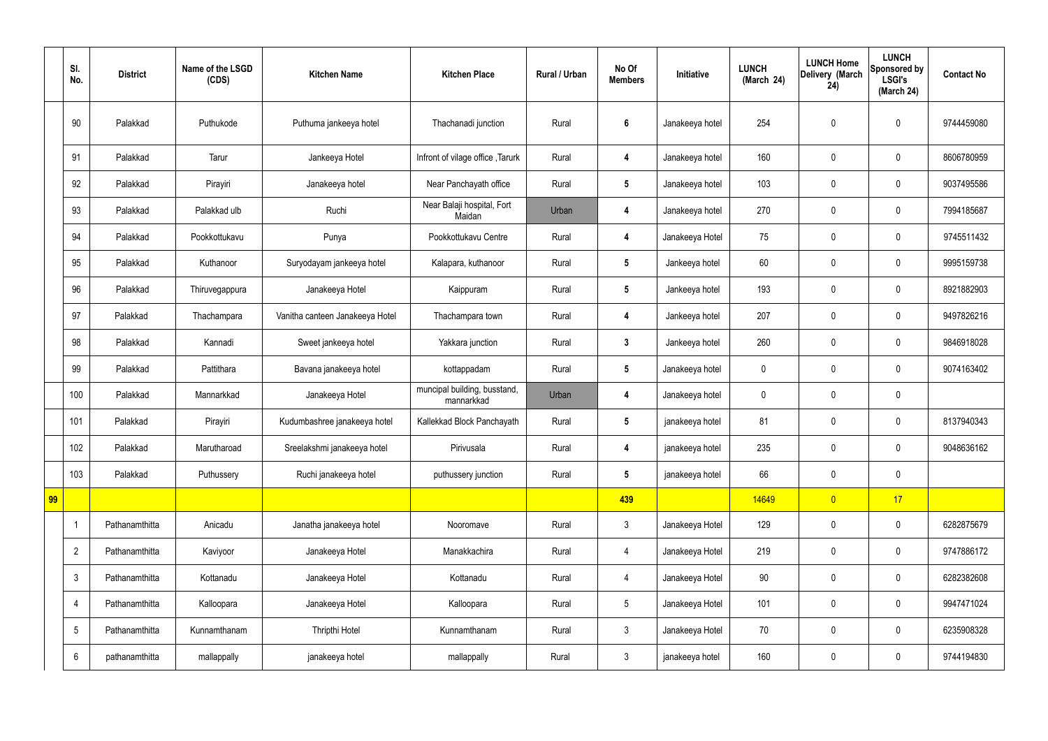| | Sl. No. | District | Name of the LSGD (CDS) | Kitchen Name | Kitchen Place | Rural / Urban | No Of Members | Initiative | LUNCH (March 24) | LUNCH Home Delivery (March 24) | LUNCH Sponsored by LSGI's (March 24) | Contact No |
|---|---|---|---|---|---|---|---|---|---|---|---|---|
| | 90 | Palakkad | Puthukode | Puthuma jankeeya hotel | Thachanadi junction | Rural | 6 | Janakeeya hotel | 254 | 0 | 0 | 9744459080 |
| | 91 | Palakkad | Tarur | Jankeeya Hotel | Infront of vilage office ,Tarurk | Rural | 4 | Janakeeya hotel | 160 | 0 | 0 | 8606780959 |
| | 92 | Palakkad | Pirayiri | Janakeeya hotel | Near Panchayath office | Rural | 5 | Janakeeya hotel | 103 | 0 | 0 | 9037495586 |
| | 93 | Palakkad | Palakkad ulb | Ruchi | Near Balaji hospital, Fort Maidan | Urban | 4 | Janakeeya hotel | 270 | 0 | 0 | 7994185687 |
| | 94 | Palakkad | Pookkottukavu | Punya | Pookkottukavu Centre | Rural | 4 | Janakeeya Hotel | 75 | 0 | 0 | 9745511432 |
| | 95 | Palakkad | Kuthanoor | Suryodayam jankeeya hotel | Kalapara, kuthanoor | Rural | 5 | Jankeeya hotel | 60 | 0 | 0 | 9995159738 |
| | 96 | Palakkad | Thiruvegappura | Janakeeya Hotel | Kaippuram | Rural | 5 | Jankeeya hotel | 193 | 0 | 0 | 8921882903 |
| | 97 | Palakkad | Thachampara | Vanitha canteen Janakeeya Hotel | Thachampara town | Rural | 4 | Jankeeya hotel | 207 | 0 | 0 | 9497826216 |
| | 98 | Palakkad | Kannadi | Sweet jankeeya hotel | Yakkara junction | Rural | 3 | Jankeeya hotel | 260 | 0 | 0 | 9846918028 |
| | 99 | Palakkad | Pattithara | Bavana janakeeya hotel | kottappadam | Rural | 5 | Janakeeya hotel | 0 | 0 | 0 | 9074163402 |
| | 100 | Palakkad | Mannarkkad | Janakeeya Hotel | muncipal building, busstand, mannarkkad | Urban | 4 | Janakeeya hotel | 0 | 0 | 0 | |
| | 101 | Palakkad | Pirayiri | Kudumbashree janakeeya hotel | Kallekkad Block Panchayath | Rural | 5 | janakeeya hotel | 81 | 0 | 0 | 8137940343 |
| | 102 | Palakkad | Marutharoad | Sreelakshmi janakeeya hotel | Pirivusala | Rural | 4 | janakeeya hotel | 235 | 0 | 0 | 9048636162 |
| | 103 | Palakkad | Puthussery | Ruchi janakeeya hotel | puthussery junction | Rural | 5 | janakeeya hotel | 66 | 0 | 0 | |
| **99** | | | | | | | **439** | | 14649 | 0 | 17 | |
| | 1 | Pathanamthitta | Anicadu | Janatha janakeeya hotel | Nooromave | Rural | 3 | Janakeeya Hotel | 129 | 0 | 0 | 6282875679 |
| | 2 | Pathanamthitta | Kaviyoor | Janakeeya Hotel | Manakkachira | Rural | 4 | Janakeeya Hotel | 219 | 0 | 0 | 9747886172 |
| | 3 | Pathanamthitta | Kottanadu | Janakeeya Hotel | Kottanadu | Rural | 4 | Janakeeya Hotel | 90 | 0 | 0 | 6282382608 |
| | 4 | Pathanamthitta | Kalloopara | Janakeeya Hotel | Kalloopara | Rural | 5 | Janakeeya Hotel | 101 | 0 | 0 | 9947471024 |
| | 5 | Pathanamthitta | Kunnamthanam | Thripthi Hotel | Kunnamthanam | Rural | 3 | Janakeeya Hotel | 70 | 0 | 0 | 6235908328 |
| | 6 | pathanamthitta | mallappally | janakeeya hotel | mallappally | Rural | 3 | janakeeya hotel | 160 | 0 | 0 | 9744194830 |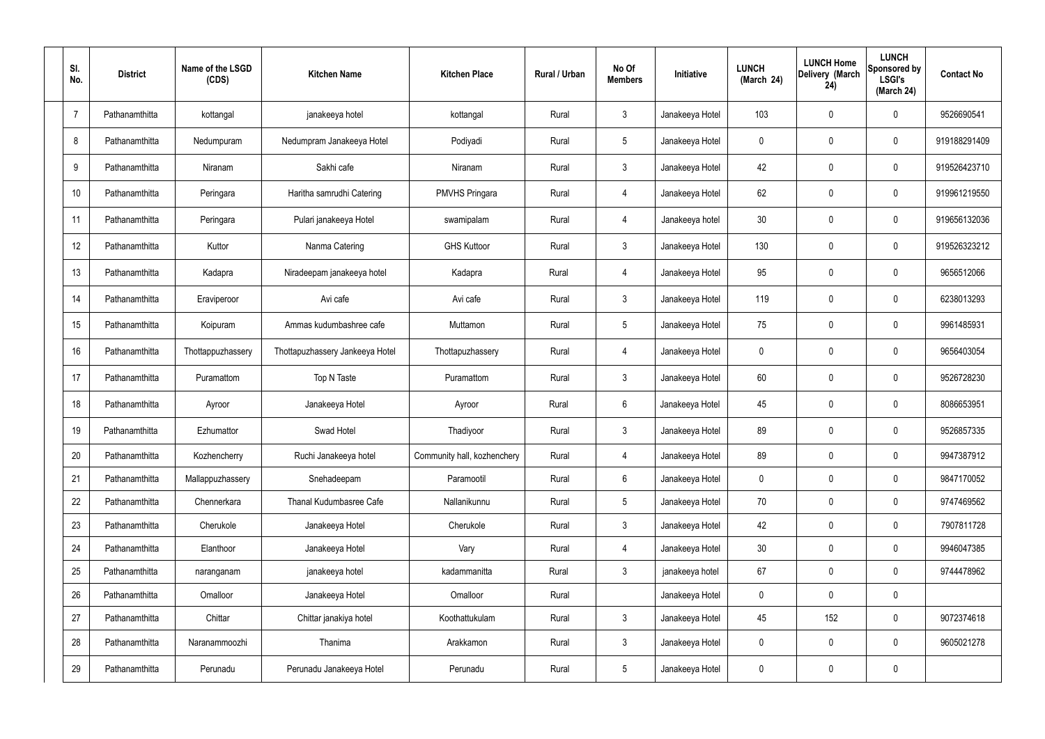| Sl. No. | District | Name of the LSGD (CDS) | Kitchen Name | Kitchen Place | Rural / Urban | No Of Members | Initiative | LUNCH (March 24) | LUNCH Home Delivery (March 24) | LUNCH Sponsored by LSGI's (March 24) | Contact No |
|---|---|---|---|---|---|---|---|---|---|---|---|
| 7 | Pathanamthitta | kottangal | janakeeya hotel | kottangal | Rural | 3 | Janakeeya Hotel | 103 | 0 | 0 | 9526690541 |
| 8 | Pathanamthitta | Nedumpuram | Nedumpram Janakeeya Hotel | Podiyadi | Rural | 5 | Janakeeya Hotel | 0 | 0 | 0 | 919188291409 |
| 9 | Pathanamthitta | Niranam | Sakhi cafe | Niranam | Rural | 3 | Janakeeya Hotel | 42 | 0 | 0 | 919526423710 |
| 10 | Pathanamthitta | Peringara | Haritha samrudhi Catering | PMVHS Pringara | Rural | 4 | Janakeeya Hotel | 62 | 0 | 0 | 919961219550 |
| 11 | Pathanamthitta | Peringara | Pulari janakeeya Hotel | swamipalam | Rural | 4 | Janakeeya hotel | 30 | 0 | 0 | 919656132036 |
| 12 | Pathanamthitta | Kuttor | Nanma Catering | GHS Kuttoor | Rural | 3 | Janakeeya Hotel | 130 | 0 | 0 | 919526323212 |
| 13 | Pathanamthitta | Kadapra | Niradeepam janakeeya hotel | Kadapra | Rural | 4 | Janakeeya Hotel | 95 | 0 | 0 | 9656512066 |
| 14 | Pathanamthitta | Eraviperoor | Avi cafe | Avi cafe | Rural | 3 | Janakeeya Hotel | 119 | 0 | 0 | 6238013293 |
| 15 | Pathanamthitta | Koipuram | Ammas kudumbashree cafe | Muttamon | Rural | 5 | Janakeeya Hotel | 75 | 0 | 0 | 9961485931 |
| 16 | Pathanamthitta | Thottappuzhassery | Thottapuzhassery Jankeeya Hotel | Thottapuzhassery | Rural | 4 | Janakeeya Hotel | 0 | 0 | 0 | 9656403054 |
| 17 | Pathanamthitta | Puramattom | Top N Taste | Puramattom | Rural | 3 | Janakeeya Hotel | 60 | 0 | 0 | 9526728230 |
| 18 | Pathanamthitta | Ayroor | Janakeeya Hotel | Ayroor | Rural | 6 | Janakeeya Hotel | 45 | 0 | 0 | 8086653951 |
| 19 | Pathanamthitta | Ezhumattor | Swad Hotel | Thadiyoor | Rural | 3 | Janakeeya Hotel | 89 | 0 | 0 | 9526857335 |
| 20 | Pathanamthitta | Kozhencherry | Ruchi Janakeeya hotel | Community hall, kozhenchery | Rural | 4 | Janakeeya Hotel | 89 | 0 | 0 | 9947387912 |
| 21 | Pathanamthitta | Mallappuzhassery | Snehadeepam | Paramootil | Rural | 6 | Janakeeya Hotel | 0 | 0 | 0 | 9847170052 |
| 22 | Pathanamthitta | Chennerkara | Thanal Kudumbasree Cafe | Nallanikunnu | Rural | 5 | Janakeeya Hotel | 70 | 0 | 0 | 9747469562 |
| 23 | Pathanamthitta | Cherukole | Janakeeya Hotel | Cherukole | Rural | 3 | Janakeeya Hotel | 42 | 0 | 0 | 7907811728 |
| 24 | Pathanamthitta | Elanthoor | Janakeeya Hotel | Vary | Rural | 4 | Janakeeya Hotel | 30 | 0 | 0 | 9946047385 |
| 25 | Pathanamthitta | naranganam | janakeeya hotel | kadammanitta | Rural | 3 | janakeeya hotel | 67 | 0 | 0 | 9744478962 |
| 26 | Pathanamthitta | Omalloor | Janakeeya Hotel | Omalloor | Rural | | Janakeeya Hotel | 0 | 0 | 0 | |
| 27 | Pathanamthitta | Chittar | Chittar janakiya hotel | Koothattukulam | Rural | 3 | Janakeeya Hotel | 45 | 152 | 0 | 9072374618 |
| 28 | Pathanamthitta | Naranammoozhi | Thanima | Arakkamon | Rural | 3 | Janakeeya Hotel | 0 | 0 | 0 | 9605021278 |
| 29 | Pathanamthitta | Perunadu | Perunadu Janakeeya Hotel | Perunadu | Rural | 5 | Janakeeya Hotel | 0 | 0 | 0 | |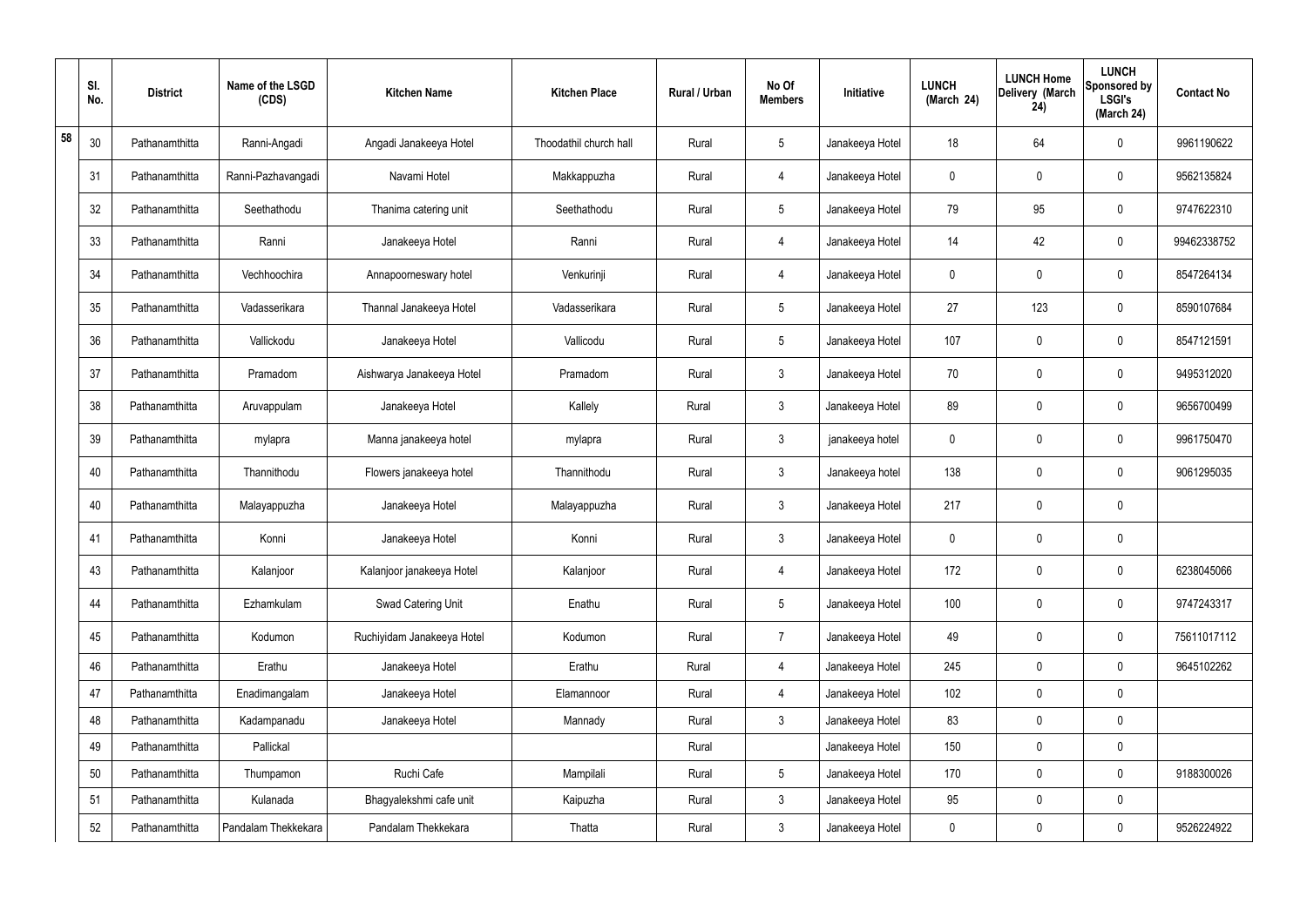| | Sl. No. | District | Name of the LSGD (CDS) | Kitchen Name | Kitchen Place | Rural / Urban | No Of Members | Initiative | LUNCH (March 24) | LUNCH Home Delivery (March 24) | LUNCH Sponsored by LSGI's (March 24) | Contact No |
|---|---|---|---|---|---|---|---|---|---|---|---|---|
| 58 | 30 | Pathanamthitta | Ranni-Angadi | Angadi Janakeeya Hotel | Thoodathil church hall | Rural | 5 | Janakeeya Hotel | 18 | 64 | 0 | 9961190622 |
| | 31 | Pathanamthitta | Ranni-Pazhavangadi | Navami Hotel | Makkappuzha | Rural | 4 | Janakeeya Hotel | 0 | 0 | 0 | 9562135824 |
| | 32 | Pathanamthitta | Seethathodu | Thanima catering unit | Seethathodu | Rural | 5 | Janakeeya Hotel | 79 | 95 | 0 | 9747622310 |
| | 33 | Pathanamthitta | Ranni | Janakeeya Hotel | Ranni | Rural | 4 | Janakeeya Hotel | 14 | 42 | 0 | 99462338752 |
| | 34 | Pathanamthitta | Vechhoochira | Annapoorneswary hotel | Venkurinji | Rural | 4 | Janakeeya Hotel | 0 | 0 | 0 | 8547264134 |
| | 35 | Pathanamthitta | Vadasserikara | Thannal Janakeeya Hotel | Vadasserikara | Rural | 5 | Janakeeya Hotel | 27 | 123 | 0 | 8590107684 |
| | 36 | Pathanamthitta | Vallickodu | Janakeeya Hotel | Vallicodu | Rural | 5 | Janakeeya Hotel | 107 | 0 | 0 | 8547121591 |
| | 37 | Pathanamthitta | Pramadom | Aishwarya Janakeeya Hotel | Pramadom | Rural | 3 | Janakeeya Hotel | 70 | 0 | 0 | 9495312020 |
| | 38 | Pathanamthitta | Aruvappulam | Janakeeya Hotel | Kallely | Rural | 3 | Janakeeya Hotel | 89 | 0 | 0 | 9656700499 |
| | 39 | Pathanamthitta | mylapra | Manna janakeeya hotel | mylapra | Rural | 3 | janakeeya hotel | 0 | 0 | 0 | 9961750470 |
| | 40 | Pathanamthitta | Thannithodu | Flowers janakeeya hotel | Thannithodu | Rural | 3 | Janakeeya hotel | 138 | 0 | 0 | 9061295035 |
| | 40 | Pathanamthitta | Malayappuzha | Janakeeya Hotel | Malayappuzha | Rural | 3 | Janakeeya Hotel | 217 | 0 | 0 | |
| | 41 | Pathanamthitta | Konni | Janakeeya Hotel | Konni | Rural | 3 | Janakeeya Hotel | 0 | 0 | 0 | |
| | 43 | Pathanamthitta | Kalanjoor | Kalanjoor janakeeya Hotel | Kalanjoor | Rural | 4 | Janakeeya Hotel | 172 | 0 | 0 | 6238045066 |
| | 44 | Pathanamthitta | Ezhamkulam | Swad Catering Unit | Enathu | Rural | 5 | Janakeeya Hotel | 100 | 0 | 0 | 9747243317 |
| | 45 | Pathanamthitta | Kodumon | Ruchiyidam Janakeeya Hotel | Kodumon | Rural | 7 | Janakeeya Hotel | 49 | 0 | 0 | 75611017112 |
| | 46 | Pathanamthitta | Erathu | Janakeeya Hotel | Erathu | Rural | 4 | Janakeeya Hotel | 245 | 0 | 0 | 9645102262 |
| | 47 | Pathanamthitta | Enadimangalam | Janakeeya Hotel | Elamannoor | Rural | 4 | Janakeeya Hotel | 102 | 0 | 0 | |
| | 48 | Pathanamthitta | Kadampanadu | Janakeeya Hotel | Mannady | Rural | 3 | Janakeeya Hotel | 83 | 0 | 0 | |
| | 49 | Pathanamthitta | Pallickal | | | Rural | | Janakeeya Hotel | 150 | 0 | 0 | |
| | 50 | Pathanamthitta | Thumpamon | Ruchi Cafe | Mampilali | Rural | 5 | Janakeeya Hotel | 170 | 0 | 0 | 9188300026 |
| | 51 | Pathanamthitta | Kulanada | Bhagyalekshmi cafe unit | Kaipuzha | Rural | 3 | Janakeeya Hotel | 95 | 0 | 0 | |
| | 52 | Pathanamthitta | Pandalam Thekkekara | Pandalam Thekkekara | Thatta | Rural | 3 | Janakeeya Hotel | 0 | 0 | 0 | 9526224922 |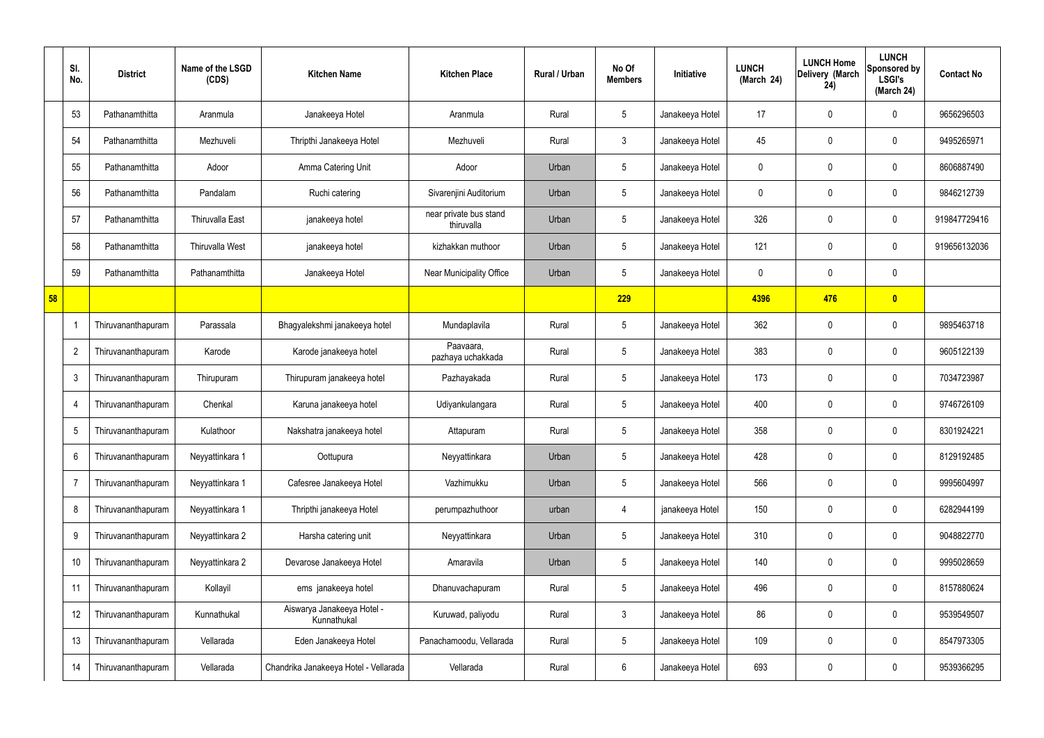| | Sl. No. | District | Name of the LSGD (CDS) | Kitchen Name | Kitchen Place | Rural / Urban | No Of Members | Initiative | LUNCH (March 24) | LUNCH Home Delivery (March 24) | LUNCH Sponsored by LSGI's (March 24) | Contact No |
|---|---|---|---|---|---|---|---|---|---|---|---|---|
| | 53 | Pathanamthitta | Aranmula | Janakeeya Hotel | Aranmula | Rural | 5 | Janakeeya Hotel | 17 | 0 | 0 | 9656296503 |
| | 54 | Pathanamthitta | Mezhuveli | Thripthi Janakeeya Hotel | Mezhuveli | Rural | 3 | Janakeeya Hotel | 45 | 0 | 0 | 9495265971 |
| | 55 | Pathanamthitta | Adoor | Amma Catering Unit | Adoor | Urban | 5 | Janakeeya Hotel | 0 | 0 | 0 | 8606887490 |
| | 56 | Pathanamthitta | Pandalam | Ruchi catering | Sivarenjini Auditorium | Urban | 5 | Janakeeya Hotel | 0 | 0 | 0 | 9846212739 |
| | 57 | Pathanamthitta | Thiruvalla East | janakeeya hotel | near private bus stand thiruvalla | Urban | 5 | Janakeeya Hotel | 326 | 0 | 0 | 919847729416 |
| | 58 | Pathanamthitta | Thiruvalla West | janakeeya hotel | kizhakkan muthoor | Urban | 5 | Janakeeya Hotel | 121 | 0 | 0 | 919656132036 |
| | 59 | Pathanamthitta | Pathanamthitta | Janakeeya Hotel | Near Municipality Office | Urban | 5 | Janakeeya Hotel | 0 | 0 | 0 | |
| **58** | | | | | | | **229** | | **4396** | **476** | **0** | |
| | 1 | Thiruvananthapuram | Parassala | Bhagyalekshmi janakeeya hotel | Mundaplavila | Rural | 5 | Janakeeya Hotel | 362 | 0 | 0 | 9895463718 |
| | 2 | Thiruvananthapuram | Karode | Karode janakeeya hotel | Paavaara, pazhaya uchakkada | Rural | 5 | Janakeeya Hotel | 383 | 0 | 0 | 9605122139 |
| | 3 | Thiruvananthapuram | Thirupuram | Thirupuram janakeeya hotel | Pazhayakada | Rural | 5 | Janakeeya Hotel | 173 | 0 | 0 | 7034723987 |
| | 4 | Thiruvananthapuram | Chenkal | Karuna janakeeya hotel | Udiyankulangara | Rural | 5 | Janakeeya Hotel | 400 | 0 | 0 | 9746726109 |
| | 5 | Thiruvananthapuram | Kulathoor | Nakshatra janakeeya hotel | Attapuram | Rural | 5 | Janakeeya Hotel | 358 | 0 | 0 | 8301924221 |
| | 6 | Thiruvananthapuram | Neyyattinkara 1 | Oottupura | Neyyattinkara | Urban | 5 | Janakeeya Hotel | 428 | 0 | 0 | 8129192485 |
| | 7 | Thiruvananthapuram | Neyyattinkara 1 | Cafesree Janakeeya Hotel | Vazhimukku | Urban | 5 | Janakeeya Hotel | 566 | 0 | 0 | 9995604997 |
| | 8 | Thiruvananthapuram | Neyyattinkara 1 | Thripthi janakeeya Hotel | perumpazhuthoor | urban | 4 | janakeeya Hotel | 150 | 0 | 0 | 6282944199 |
| | 9 | Thiruvananthapuram | Neyyattinkara 2 | Harsha catering unit | Neyyattinkara | Urban | 5 | Janakeeya Hotel | 310 | 0 | 0 | 9048822770 |
| | 10 | Thiruvananthapuram | Neyyattinkara 2 | Devarose Janakeeya Hotel | Amaravila | Urban | 5 | Janakeeya Hotel | 140 | 0 | 0 | 9995028659 |
| | 11 | Thiruvananthapuram | Kollayil | ems janakeeya hotel | Dhanuvachapuram | Rural | 5 | Janakeeya Hotel | 496 | 0 | 0 | 8157880624 |
| | 12 | Thiruvananthapuram | Kunnathukal | Aiswarya Janakeeya Hotel - Kunnathukal | Kuruwad, paliyodu | Rural | 3 | Janakeeya Hotel | 86 | 0 | 0 | 9539549507 |
| | 13 | Thiruvananthapuram | Vellarada | Eden Janakeeya Hotel | Panachamoodu, Vellarada | Rural | 5 | Janakeeya Hotel | 109 | 0 | 0 | 8547973305 |
| | 14 | Thiruvananthapuram | Vellarada | Chandrika Janakeeya Hotel - Vellarada | Vellarada | Rural | 6 | Janakeeya Hotel | 693 | 0 | 0 | 9539366295 |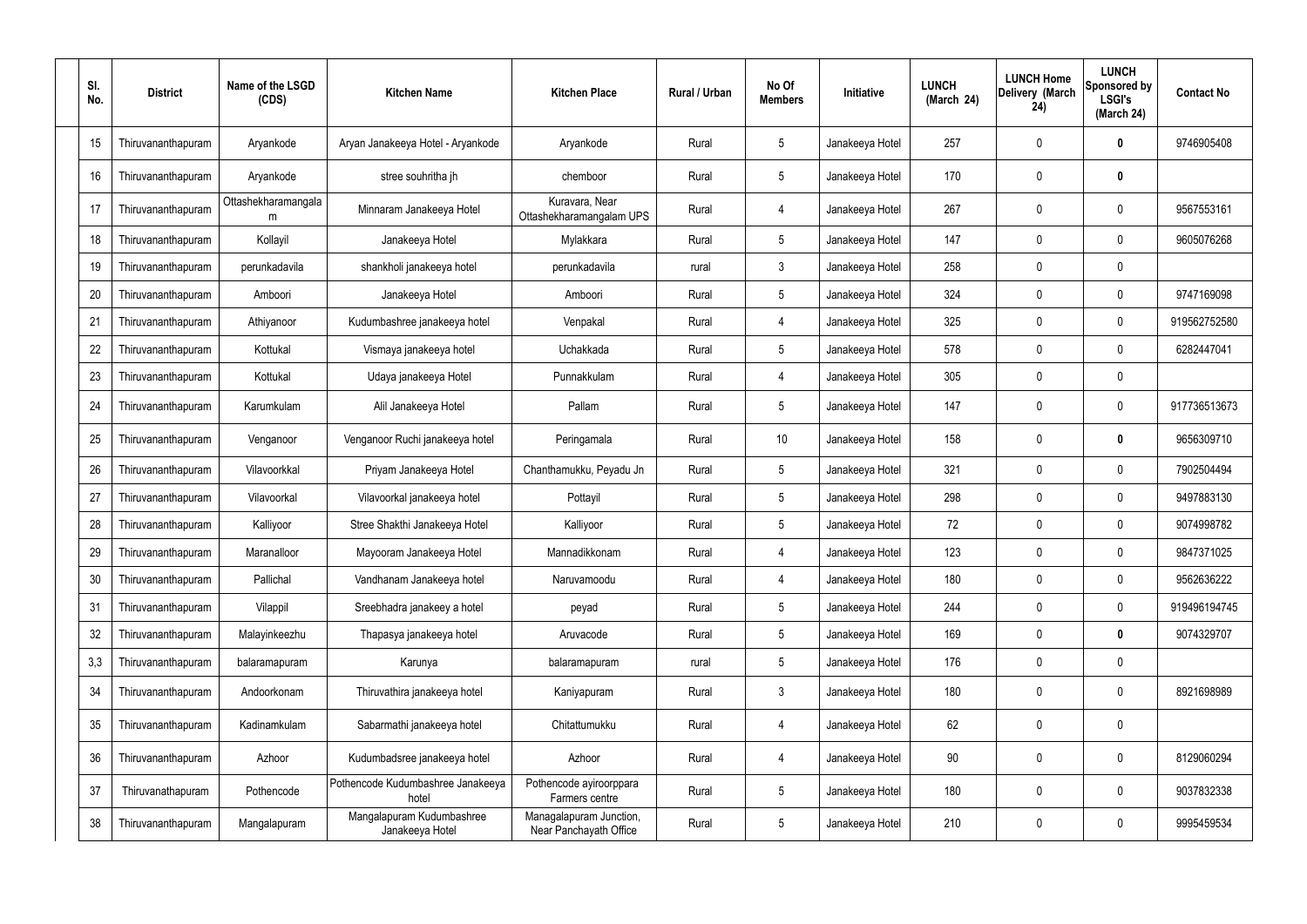| Sl. No. | District | Name of the LSGD (CDS) | Kitchen Name | Kitchen Place | Rural / Urban | No Of Members | Initiative | LUNCH (March 24) | LUNCH Home Delivery (March 24) | LUNCH Sponsored by LSGI's (March 24) | Contact No |
|---|---|---|---|---|---|---|---|---|---|---|---|
| 15 | Thiruvananthapuram | Aryankode | Aryan Janakeeya Hotel - Aryankode | Aryankode | Rural | 5 | Janakeeya Hotel | 257 | 0 | **0** | 9746905408 |
| 16 | Thiruvananthapuram | Aryankode | stree souhritha jh | chemboor | Rural | 5 | Janakeeya Hotel | 170 | 0 | **0** | |
| 17 | Thiruvananthapuram | Ottashekharamangalam | Minnaram Janakeeya Hotel | Kuravara, Near Ottashekharamangalam UPS | Rural | 4 | Janakeeya Hotel | 267 | 0 | 0 | 9567553161 |
| 18 | Thiruvananthapuram | Kollayil | Janakeeya Hotel | Mylakkara | Rural | 5 | Janakeeya Hotel | 147 | 0 | 0 | 9605076268 |
| 19 | Thiruvananthapuram | perunkadavila | shankholi janakeeya hotel | perunkadavila | rural | 3 | Janakeeya Hotel | 258 | 0 | 0 | |
| 20 | Thiruvananthapuram | Amboori | Janakeeya Hotel | Amboori | Rural | 5 | Janakeeya Hotel | 324 | 0 | 0 | 9747169098 |
| 21 | Thiruvananthapuram | Athiyanoor | Kudumbashree janakeeya hotel | Venpakal | Rural | 4 | Janakeeya Hotel | 325 | 0 | 0 | 919562752580 |
| 22 | Thiruvananthapuram | Kottukal | Vismaya janakeeya hotel | Uchakkada | Rural | 5 | Janakeeya Hotel | 578 | 0 | 0 | 6282447041 |
| 23 | Thiruvananthapuram | Kottukal | Udaya janakeeya Hotel | Punnakkulam | Rural | 4 | Janakeeya Hotel | 305 | 0 | 0 | |
| 24 | Thiruvananthapuram | Karumkulam | Alil Janakeeya Hotel | Pallam | Rural | 5 | Janakeeya Hotel | 147 | 0 | 0 | 917736513673 |
| 25 | Thiruvananthapuram | Venganoor | Venganoor Ruchi janakeeya hotel | Peringamala | Rural | 10 | Janakeeya Hotel | 158 | 0 | **0** | 9656309710 |
| 26 | Thiruvananthapuram | Vilavoorkkal | Priyam Janakeeya Hotel | Chanthamukku, Peyadu Jn | Rural | 5 | Janakeeya Hotel | 321 | 0 | 0 | 7902504494 |
| 27 | Thiruvananthapuram | Vilavoorkal | Vilavoorkal janakeeya hotel | Pottayil | Rural | 5 | Janakeeya Hotel | 298 | 0 | 0 | 9497883130 |
| 28 | Thiruvananthapuram | Kalliyoor | Stree Shakthi Janakeeya Hotel | Kalliyoor | Rural | 5 | Janakeeya Hotel | 72 | 0 | 0 | 9074998782 |
| 29 | Thiruvananthapuram | Maranalloor | Mayooram Janakeeya Hotel | Mannadikkonam | Rural | 4 | Janakeeya Hotel | 123 | 0 | 0 | 9847371025 |
| 30 | Thiruvananthapuram | Pallichal | Vandhanam Janakeeya hotel | Naruvamoodu | Rural | 4 | Janakeeya Hotel | 180 | 0 | 0 | 9562636222 |
| 31 | Thiruvananthapuram | Vilappil | Sreebhadra janakeey a hotel | peyad | Rural | 5 | Janakeeya Hotel | 244 | 0 | 0 | 919496194745 |
| 32 | Thiruvananthapuram | Malayinkeezhu | Thapasya janakeeya hotel | Aruvacode | Rural | 5 | Janakeeya Hotel | 169 | 0 | **0** | 9074329707 |
| 3,3 | Thiruvananthapuram | balaramapuram | Karunya | balaramapuram | rural | 5 | Janakeeya Hotel | 176 | 0 | 0 | |
| 34 | Thiruvananthapuram | Andoorkonam | Thiruvathira janakeeya hotel | Kaniyapuram | Rural | 3 | Janakeeya Hotel | 180 | 0 | 0 | 8921698989 |
| 35 | Thiruvananthapuram | Kadinamkulam | Sabarmathi janakeeya hotel | Chitattumukku | Rural | 4 | Janakeeya Hotel | 62 | 0 | 0 | |
| 36 | Thiruvananthapuram | Azhoor | Kudumbadsree janakeeya hotel | Azhoor | Rural | 4 | Janakeeya Hotel | 90 | 0 | 0 | 8129060294 |
| 37 | Thiruvanathapuram | Pothencode | Pothencode Kudumbashree Janakeeya hotel | Pothencode ayiroorppara Farmers centre | Rural | 5 | Janakeeya Hotel | 180 | 0 | 0 | 9037832338 |
| 38 | Thiruvananthapuram | Mangalapuram | Mangalapuram Kudumbashree Janakeeya Hotel | Managalapuram Junction, Near Panchayath Office | Rural | 5 | Janakeeya Hotel | 210 | 0 | 0 | 9995459534 |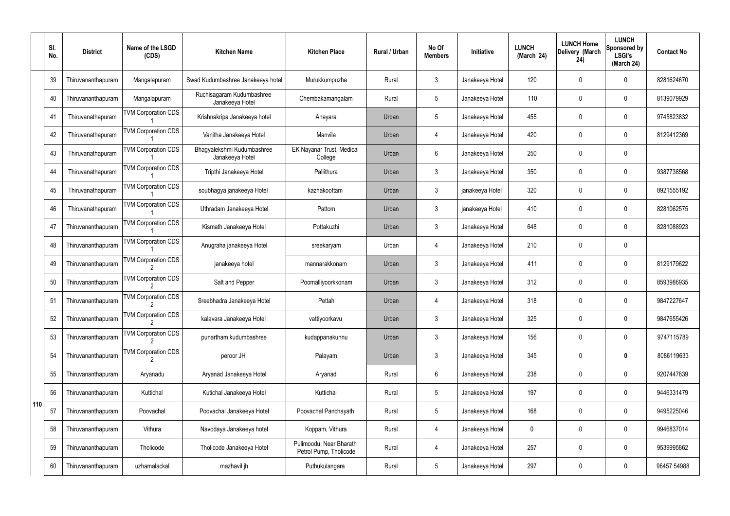| | Sl. No. | District | Name of the LSGD (CDS) | Kitchen Name | Kitchen Place | Rural / Urban | No Of Members | Initiative | LUNCH (March 24) | LUNCH Home Delivery (March 24) | LUNCH Sponsored by LSGI's (March 24) | Contact No |
|---|---|---|---|---|---|---|---|---|---|---|---|---|
| 110 | 39 | Thiruvananthapuram | Mangalapuram | Swad Kudumbashree Janakeeya hotel | Murukkumpuzha | Rural | 3 | Janakeeya Hotel | 120 | 0 | 0 | 8281624670 |
| | 40 | Thiruvananthapuram | Mangalapuram | Ruchisagaram Kudumbashree Janakeeya Hotel | Chembakamangalam | Rural | 5 | Janakeeya Hotel | 110 | 0 | 0 | 8139079929 |
| | 41 | Thiruvanathapuram | TVM Corporation CDS 1 | Krishnakripa Janakeeya hotel | Anayara | Urban | 5 | Janakeeya Hotel | 455 | 0 | 0 | 9745823832 |
| | 42 | Thiruvanathapuram | TVM Corporation CDS 1 | Vanitha Janakeeya Hotel | Manvila | Urban | 4 | Janakeeya Hotel | 420 | 0 | 0 | 8129412369 |
| | 43 | Thiruvanathapuram | TVM Corporation CDS 1 | Bhagyalekshmi Kudumbashree Janakeeya Hotel | EK Nayanar Trust, Medical College | Urban | 6 | Janakeeya Hotel | 250 | 0 | 0 | |
| | 44 | Thiruvanathapuram | TVM Corporation CDS 1 | Tripthi Janakeeya Hotel | Pallithura | Urban | 3 | Janakeeya Hotel | 350 | 0 | 0 | 9387738568 |
| | 45 | Thiruvanathapuram | TVM Corporation CDS 1 | soubhagya janakeeya Hotel | kazhakoottam | Urban | 3 | janakeeya Hotel | 320 | 0 | 0 | 8921555192 |
| | 46 | Thiruvanathapuram | TVM Corporation CDS 1 | Uthradam Janakeeya Hotel | Pattom | Urban | 3 | janakeeya Hotel | 410 | 0 | 0 | 8281062575 |
| | 47 | Thiruvananthapuram | TVM Corporation CDS 1 | Kismath Janakeeya Hotel | Pottakuzhi | Urban | 3 | Janakeeya Hotel | 648 | 0 | 0 | 8281088923 |
| | 48 | Thiruvananthapuram | TVM Corporation CDS 1 | Anugraha janakeeya Hotel | sreekaryam | Urban | 4 | Janakeeya Hotel | 210 | 0 | 0 | |
| | 49 | Thiruvananthapuram | TVM Corporation CDS 2 | janakeeya hotel | mannarakkonam | Urban | 3 | Janakeeya Hotel | 411 | 0 | 0 | 8129179622 |
| | 50 | Thiruvananthapuram | TVM Corporation CDS 2 | Salt and Pepper | Poomalliyoorkkonam | Urban | 3 | Janakeeya Hotel | 312 | 0 | 0 | 8593986935 |
| | 51 | Thiruvananthapuram | TVM Corporation CDS 2 | Sreebhadra Janakeeya Hotel | Pettah | Urban | 4 | Janakeeya Hotel | 318 | 0 | 0 | 9847227647 |
| | 52 | Thiruvananthapuram | TVM Corporation CDS 2 | kalavara Janakeeya Hotel | vattiyoorkavu | Urban | 3 | Janakeeya Hotel | 325 | 0 | 0 | 9847655426 |
| | 53 | Thiruvananthapuram | TVM Corporation CDS 2 | punartham kudumbashree | kudappanakunnu | Urban | 3 | Janakeeya Hotel | 156 | 0 | 0 | 9747115789 |
| | 54 | Thiruvananthapuram | TVM Corporation CDS 2 | peroor JH | Palayam | Urban | 3 | Janakeeya Hotel | 345 | 0 | **0** | 8086119633 |
| | 55 | Thiruvananthapuram | Aryanadu | Aryanad Janakeeya Hotel | Aryanad | Rural | 6 | Janakeeya Hotel | 238 | 0 | 0 | 9207447839 |
| | 56 | Thiruvananthapuram | Kuttichal | Kutichal Janakeeya Hotel | Kuttichal | Rural | 5 | Janakeeya Hotel | 197 | 0 | 0 | 9446331479 |
| | 57 | Thiruvananthapuram | Poovachal | Poovachal Janakeeya Hotel | Poovachal Panchayath | Rural | 5 | Janakeeya Hotel | 168 | 0 | 0 | 9495225046 |
| | 58 | Thiruvananthapuram | Vithura | Navodaya Janakeeya hotel | Koppam, Vithura | Rural | 4 | Janakeeya Hotel | 0 | 0 | 0 | 9946837014 |
| | 59 | Thiruvananthapuram | Tholicode | Tholicode Janakeeya Hotel | Pulimoodu, Near Bharath Petrol Pump, Tholicode | Rural | 4 | Janakeeya Hotel | 257 | 0 | 0 | 9539995862 |
| | 60 | Thiruvananthapuram | uzhamalackal | mazhavil jh | Puthukulangara | Rural | 5 | Janakeeya Hotel | 297 | 0 | 0 | 96457 54988 |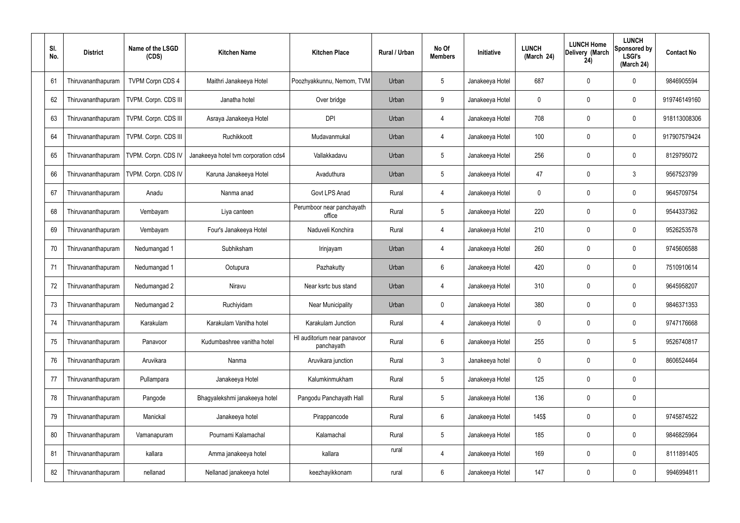| Sl. No. | District | Name of the LSGD (CDS) | Kitchen Name | Kitchen Place | Rural / Urban | No Of Members | Initiative | LUNCH (March 24) | LUNCH Home Delivery (March 24) | LUNCH Sponsored by LSGI's (March 24) | Contact No |
|---|---|---|---|---|---|---|---|---|---|---|---|
| 61 | Thiruvananthapuram | TVPM Corpn CDS 4 | Maithri Janakeeya Hotel | Poozhyakkunnu, Nemom, TVM | Urban | 5 | Janakeeya Hotel | 687 | 0 | 0 | 9846905594 |
| 62 | Thiruvananthapuram | TVPM. Corpn. CDS III | Janatha hotel | Over bridge | Urban | 9 | Janakeeya Hotel | 0 | 0 | 0 | 919746149160 |
| 63 | Thiruvananthapuram | TVPM. Corpn. CDS III | Asraya Janakeeya Hotel | DPI | Urban | 4 | Janakeeya Hotel | 708 | 0 | 0 | 918113008306 |
| 64 | Thiruvananthapuram | TVPM. Corpn. CDS III | Ruchikkoott | Mudavanmukal | Urban | 4 | Janakeeya Hotel | 100 | 0 | 0 | 917907579424 |
| 65 | Thiruvananthapuram | TVPM. Corpn. CDS IV | Janakeeya hotel tvm corporation cds4 | Vallakkadavu | Urban | 5 | Janakeeya Hotel | 256 | 0 | 0 | 8129795072 |
| 66 | Thiruvananthapuram | TVPM. Corpn. CDS IV | Karuna Janakeeya Hotel | Avaduthura | Urban | 5 | Janakeeya Hotel | 47 | 0 | 3 | 9567523799 |
| 67 | Thiruvananthapuram | Anadu | Nanma anad | Govt LPS Anad | Rural | 4 | Janakeeya Hotel | 0 | 0 | 0 | 9645709754 |
| 68 | Thiruvananthapuram | Vembayam | Liya canteen | Perumboor near panchayath office | Rural | 5 | Janakeeya Hotel | 220 | 0 | 0 | 9544337362 |
| 69 | Thiruvananthapuram | Vembayam | Four's Janakeeya Hotel | Naduveli Konchira | Rural | 4 | Janakeeya Hotel | 210 | 0 | 0 | 9526253578 |
| 70 | Thiruvananthapuram | Nedumangad 1 | Subhiksham | Irinjayam | Urban | 4 | Janakeeya Hotel | 260 | 0 | 0 | 9745606588 |
| 71 | Thiruvananthapuram | Nedumangad 1 | Ootupura | Pazhakutty | Urban | 6 | Janakeeya Hotel | 420 | 0 | 0 | 7510910614 |
| 72 | Thiruvananthapuram | Nedumangad 2 | Niravu | Near ksrtc bus stand | Urban | 4 | Janakeeya Hotel | 310 | 0 | 0 | 9645958207 |
| 73 | Thiruvananthapuram | Nedumangad 2 | Ruchiyidam | Near Municipality | Urban | 0 | Janakeeya Hotel | 380 | 0 | 0 | 9846371353 |
| 74 | Thiruvananthapuram | Karakulam | Karakulam Vanitha hotel | Karakulam Junction | Rural | 4 | Janakeeya Hotel | 0 | 0 | 0 | 9747176668 |
| 75 | Thiruvananthapuram | Panavoor | Kudumbashree vanitha hotel | HI auditorium near panavoor panchayath | Rural | 6 | Janakeeya Hotel | 255 | 0 | 5 | 9526740817 |
| 76 | Thiruvananthapuram | Aruvikara | Nanma | Aruvikara junction | Rural | 3 | Janakeeya hotel | 0 | 0 | 0 | 8606524464 |
| 77 | Thiruvananthapuram | Pullampara | Janakeeya Hotel | Kalumkinmukham | Rural | 5 | Janakeeya Hotel | 125 | 0 | 0 | |
| 78 | Thiruvananthapuram | Pangode | Bhagyalekshmi janakeeya hotel | Pangodu Panchayath Hall | Rural | 5 | Janakeeya Hotel | 136 | 0 | 0 | |
| 79 | Thiruvananthapuram | Manickal | Janakeeya hotel | Pirappancode | Rural | 6 | Janakeeya Hotel | 145$ | 0 | 0 | 9745874522 |
| 80 | Thiruvananthapuram | Vamanapuram | Pournami Kalamachal | Kalamachal | Rural | 5 | Janakeeya Hotel | 185 | 0 | 0 | 9846825964 |
| 81 | Thiruvananthapuram | kallara | Amma janakeeya hotel | kallara | rural | 4 | Janakeeya Hotel | 169 | 0 | 0 | 8111891405 |
| 82 | Thiruvananthapuram | nellanad | Nellanad janakeeya hotel | keezhayikkonam | rural | 6 | Janakeeya Hotel | 147 | 0 | 0 | 9946994811 |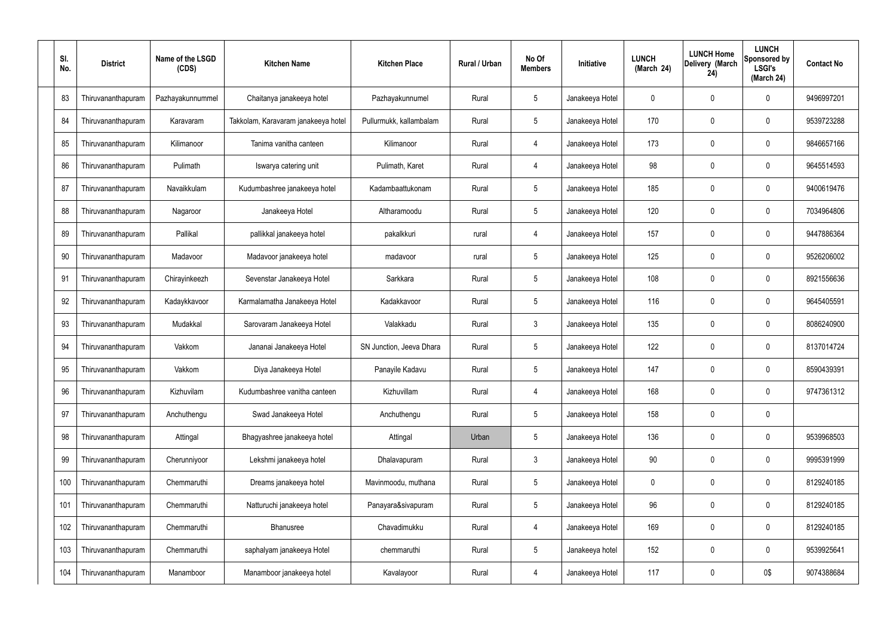| Sl. No. | District | Name of the LSGD (CDS) | Kitchen Name | Kitchen Place | Rural / Urban | No Of Members | Initiative | LUNCH (March 24) | LUNCH Home Delivery (March 24) | LUNCH Sponsored by LSGI's (March 24) | Contact No |
|---|---|---|---|---|---|---|---|---|---|---|---|
| 83 | Thiruvananthapuram | Pazhayakunnummel | Chaitanya janakeeya hotel | Pazhayakunnumel | Rural | 5 | Janakeeya Hotel | 0 | 0 | 0 | 9496997201 |
| 84 | Thiruvananthapuram | Karavaram | Takkolam, Karavaram janakeeya hotel | Pullurmukk, kallambalam | Rural | 5 | Janakeeya Hotel | 170 | 0 | 0 | 9539723288 |
| 85 | Thiruvananthapuram | Kilimanoor | Tanima vanitha canteen | Kilimanoor | Rural | 4 | Janakeeya Hotel | 173 | 0 | 0 | 9846657166 |
| 86 | Thiruvananthapuram | Pulimath | Iswarya catering unit | Pulimath, Karet | Rural | 4 | Janakeeya Hotel | 98 | 0 | 0 | 9645514593 |
| 87 | Thiruvananthapuram | Navaikkulam | Kudumbashree janakeeya hotel | Kadambaattukonam | Rural | 5 | Janakeeya Hotel | 185 | 0 | 0 | 9400619476 |
| 88 | Thiruvananthapuram | Nagaroor | Janakeeya Hotel | Altharamoodu | Rural | 5 | Janakeeya Hotel | 120 | 0 | 0 | 7034964806 |
| 89 | Thiruvananthapuram | Pallikal | pallikkal janakeeya hotel | pakalkkuri | rural | 4 | Janakeeya Hotel | 157 | 0 | 0 | 9447886364 |
| 90 | Thiruvananthapuram | Madavoor | Madavoor janakeeya hotel | madavoor | rural | 5 | Janakeeya Hotel | 125 | 0 | 0 | 9526206002 |
| 91 | Thiruvananthapuram | Chirayinkeezh | Sevenstar Janakeeya Hotel | Sarkkara | Rural | 5 | Janakeeya Hotel | 108 | 0 | 0 | 8921556636 |
| 92 | Thiruvananthapuram | Kadaykkavoor | Karmalamatha Janakeeya Hotel | Kadakkavoor | Rural | 5 | Janakeeya Hotel | 116 | 0 | 0 | 9645405591 |
| 93 | Thiruvananthapuram | Mudakkal | Sarovaram Janakeeya Hotel | Valakkadu | Rural | 3 | Janakeeya Hotel | 135 | 0 | 0 | 8086240900 |
| 94 | Thiruvananthapuram | Vakkom | Jananai Janakeeya Hotel | SN Junction, Jeeva Dhara | Rural | 5 | Janakeeya Hotel | 122 | 0 | 0 | 8137014724 |
| 95 | Thiruvananthapuram | Vakkom | Diya Janakeeya Hotel | Panayile Kadavu | Rural | 5 | Janakeeya Hotel | 147 | 0 | 0 | 8590439391 |
| 96 | Thiruvananthapuram | Kizhuvilam | Kudumbashree vanitha canteen | Kizhuvillam | Rural | 4 | Janakeeya Hotel | 168 | 0 | 0 | 9747361312 |
| 97 | Thiruvananthapuram | Anchuthengu | Swad Janakeeya Hotel | Anchuthengu | Rural | 5 | Janakeeya Hotel | 158 | 0 | 0 | |
| 98 | Thiruvananthapuram | Attingal | Bhagyashree janakeeya hotel | Attingal | Urban | 5 | Janakeeya Hotel | 136 | 0 | 0 | 9539968503 |
| 99 | Thiruvananthapuram | Cherunniyoor | Lekshmi janakeeya hotel | Dhalavapuram | Rural | 3 | Janakeeya Hotel | 90 | 0 | 0 | 9995391999 |
| 100 | Thiruvananthapuram | Chemmaruthi | Dreams janakeeya hotel | Mavinmoodu, muthana | Rural | 5 | Janakeeya Hotel | 0 | 0 | 0 | 8129240185 |
| 101 | Thiruvananthapuram | Chemmaruthi | Natturuchi janakeeya hotel | Panayara&sivapuram | Rural | 5 | Janakeeya Hotel | 96 | 0 | 0 | 8129240185 |
| 102 | Thiruvananthapuram | Chemmaruthi | Bhanusree | Chavadimukku | Rural | 4 | Janakeeya Hotel | 169 | 0 | 0 | 8129240185 |
| 103 | Thiruvananthapuram | Chemmaruthi | saphalyam janakeeya Hotel | chemmaruthi | Rural | 5 | Janakeeya hotel | 152 | 0 | 0 | 9539925641 |
| 104 | Thiruvananthapuram | Manamboor | Manamboor janakeeya hotel | Kavalayoor | Rural | 4 | Janakeeya Hotel | 117 | 0 | 0$ | 9074388684 |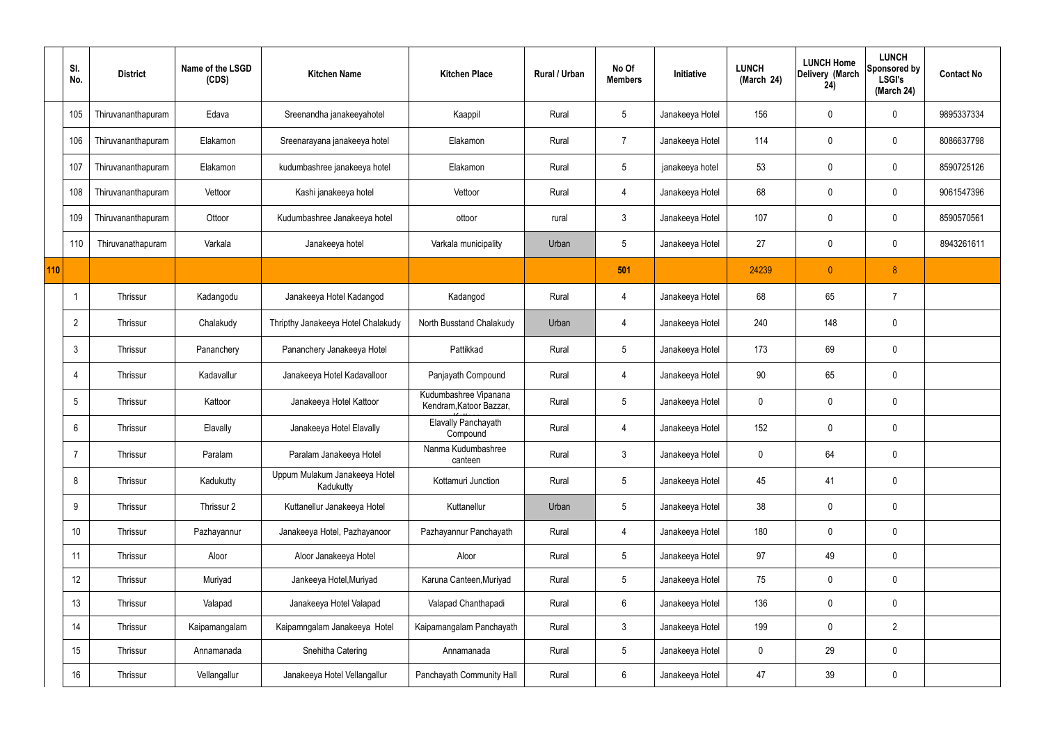| | Sl. No. | District | Name of the LSGD (CDS) | Kitchen Name | Kitchen Place | Rural / Urban | No Of Members | Initiative | LUNCH (March 24) | LUNCH Home Delivery (March 24) | LUNCH Sponsored by LSGI's (March 24) | Contact No |
|---|---|---|---|---|---|---|---|---|---|---|---|---|
| | 105 | Thiruvananthapuram | Edava | Sreenandha janakeeyahotel | Kaappil | Rural | 5 | Janakeeya Hotel | 156 | 0 | 0 | 9895337334 |
| | 106 | Thiruvananthapuram | Elakamon | Sreenarayana janakeeya hotel | Elakamon | Rural | 7 | Janakeeya Hotel | 114 | 0 | 0 | 8086637798 |
| | 107 | Thiruvananthapuram | Elakamon | kudumbashree janakeeya hotel | Elakamon | Rural | 5 | janakeeya hotel | 53 | 0 | 0 | 8590725126 |
| | 108 | Thiruvananthapuram | Vettoor | Kashi janakeeya hotel | Vettoor | Rural | 4 | Janakeeya Hotel | 68 | 0 | 0 | 9061547396 |
| | 109 | Thiruvananthapuram | Ottoor | Kudumbashree Janakeeya hotel | ottoor | rural | 3 | Janakeeya Hotel | 107 | 0 | 0 | 8590570561 |
| | 110 | Thiruvanathapuram | Varkala | Janakeeya hotel | Varkala municipality | Urban | 5 | Janakeeya Hotel | 27 | 0 | 0 | 8943261611 |
| 110 | | | | | | | 501 | | 24239 | 0 | 8 | |
| | 1 | Thrissur | Kadangodu | Janakeeya Hotel Kadangod | Kadangod | Rural | 4 | Janakeeya Hotel | 68 | 65 | 7 | |
| | 2 | Thrissur | Chalakudy | Thripthy Janakeeya Hotel Chalakudy | North Busstand Chalakudy | Urban | 4 | Janakeeya Hotel | 240 | 148 | 0 | |
| | 3 | Thrissur | Pananchery | Pananchery Janakeeya Hotel | Pattikkad | Rural | 5 | Janakeeya Hotel | 173 | 69 | 0 | |
| | 4 | Thrissur | Kadavallur | Janakeeya Hotel Kadavalloor | Panjayath Compound | Rural | 4 | Janakeeya Hotel | 90 | 65 | 0 | |
| | 5 | Thrissur | Kattoor | Janakeeya Hotel Kattoor | Kudumbashree Vipanana Kendram,Katoor Bazzar, Kattoor | Rural | 5 | Janakeeya Hotel | 0 | 0 | 0 | |
| | 6 | Thrissur | Elavally | Janakeeya Hotel Elavally | Elavally Panchayath Compound | Rural | 4 | Janakeeya Hotel | 152 | 0 | 0 | |
| | 7 | Thrissur | Paralam | Paralam Janakeeya Hotel | Nanma Kudumbashree canteen | Rural | 3 | Janakeeya Hotel | 0 | 64 | 0 | |
| | 8 | Thrissur | Kadukutty | Uppum Mulakum Janakeeya Hotel Kadukutty | Kottamuri Junction | Rural | 5 | Janakeeya Hotel | 45 | 41 | 0 | |
| | 9 | Thrissur | Thrissur 2 | Kuttanellur Janakeeya Hotel | Kuttanellur | Urban | 5 | Janakeeya Hotel | 38 | 0 | 0 | |
| | 10 | Thrissur | Pazhayannur | Janakeeya Hotel, Pazhayanoor | Pazhayannur Panchayath | Rural | 4 | Janakeeya Hotel | 180 | 0 | 0 | |
| | 11 | Thrissur | Aloor | Aloor Janakeeya Hotel | Aloor | Rural | 5 | Janakeeya Hotel | 97 | 49 | 0 | |
| | 12 | Thrissur | Muriyad | Jankeeya Hotel,Muriyad | Karuna Canteen,Muriyad | Rural | 5 | Janakeeya Hotel | 75 | 0 | 0 | |
| | 13 | Thrissur | Valapad | Janakeeya Hotel Valapad | Valapad Chanthapadi | Rural | 6 | Janakeeya Hotel | 136 | 0 | 0 | |
| | 14 | Thrissur | Kaipamangalam | Kaipamngalam Janakeeya Hotel | Kaipamangalam Panchayath | Rural | 3 | Janakeeya Hotel | 199 | 0 | 2 | |
| | 15 | Thrissur | Annamanada | Snehitha Catering | Annamanada | Rural | 5 | Janakeeya Hotel | 0 | 29 | 0 | |
| | 16 | Thrissur | Vellangallur | Janakeeya Hotel Vellangallur | Panchayath Community Hall | Rural | 6 | Janakeeya Hotel | 47 | 39 | 0 | |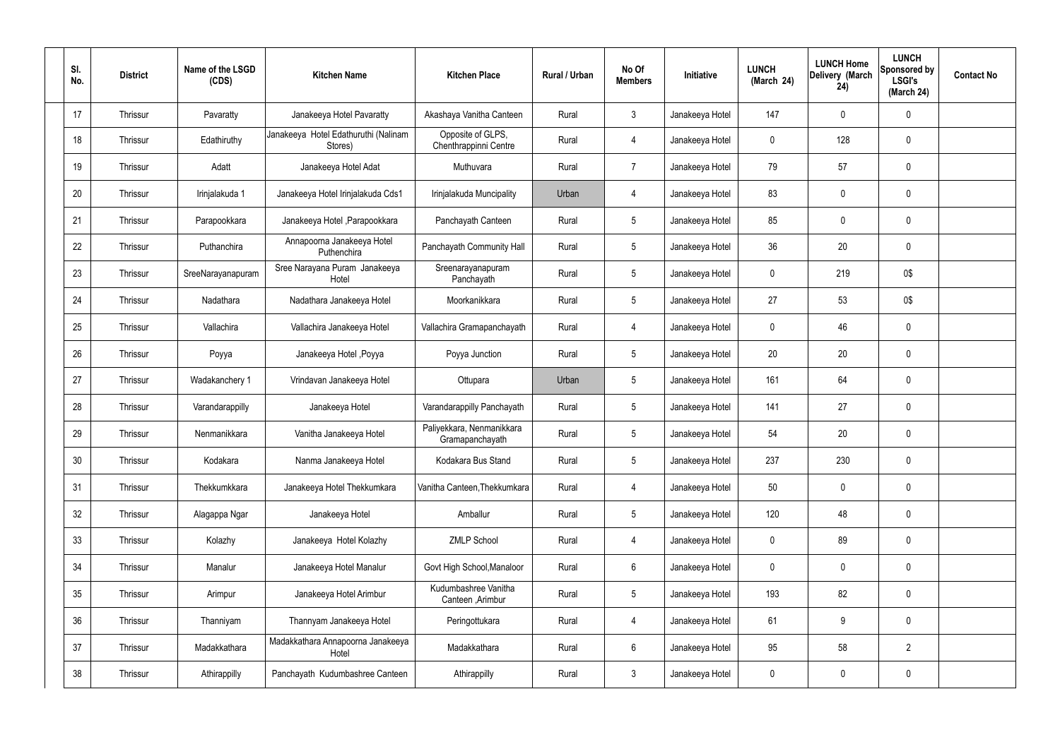| Sl. No. | District | Name of the LSGD (CDS) | Kitchen Name | Kitchen Place | Rural / Urban | No Of Members | Initiative | LUNCH (March 24) | LUNCH Home Delivery (March 24) | LUNCH Sponsored by LSGI's (March 24) | Contact No |
|---|---|---|---|---|---|---|---|---|---|---|---|
| 17 | Thrissur | Pavaratty | Janakeeya Hotel Pavaratty | Akashaya Vanitha Canteen | Rural | 3 | Janakeeya Hotel | 147 | 0 | 0 | |
| 18 | Thrissur | Edathiruthy | Janakeeya Hotel Edathuruthi (Nalinam Stores) | Opposite of GLPS, Chenthrappinni Centre | Rural | 4 | Janakeeya Hotel | 0 | 128 | 0 | |
| 19 | Thrissur | Adatt | Janakeeya Hotel Adat | Muthuvara | Rural | 7 | Janakeeya Hotel | 79 | 57 | 0 | |
| 20 | Thrissur | Irinjalakuda 1 | Janakeeya Hotel Irinjalakuda Cds1 | Irinjalakuda Muncipality | Urban | 4 | Janakeeya Hotel | 83 | 0 | 0 | |
| 21 | Thrissur | Parapookkara | Janakeeya Hotel ,Parapookkara | Panchayath Canteen | Rural | 5 | Janakeeya Hotel | 85 | 0 | 0 | |
| 22 | Thrissur | Puthanchira | Annapoorna Janakeeya Hotel Puthenchira | Panchayath Community Hall | Rural | 5 | Janakeeya Hotel | 36 | 20 | 0 | |
| 23 | Thrissur | SreeNarayanapuram | Sree Narayana Puram Janakeeya Hotel | Sreenarayanapuram Panchayath | Rural | 5 | Janakeeya Hotel | 0 | 219 | 0$ | |
| 24 | Thrissur | Nadathara | Nadathara Janakeeya Hotel | Moorkanikkara | Rural | 5 | Janakeeya Hotel | 27 | 53 | 0$ | |
| 25 | Thrissur | Vallachira | Vallachira Janakeeya Hotel | Vallachira Gramapanchayath | Rural | 4 | Janakeeya Hotel | 0 | 46 | 0 | |
| 26 | Thrissur | Poyya | Janakeeya Hotel ,Poyya | Poyya Junction | Rural | 5 | Janakeeya Hotel | 20 | 20 | 0 | |
| 27 | Thrissur | Wadakanchery 1 | Vrindavan Janakeeya Hotel | Ottupara | Urban | 5 | Janakeeya Hotel | 161 | 64 | 0 | |
| 28 | Thrissur | Varandarappilly | Janakeeya Hotel | Varandarappilly Panchayath | Rural | 5 | Janakeeya Hotel | 141 | 27 | 0 | |
| 29 | Thrissur | Nenmanikkara | Vanitha Janakeeya Hotel | Paliyekkara, Nenmanikkara Gramapanchayath | Rural | 5 | Janakeeya Hotel | 54 | 20 | 0 | |
| 30 | Thrissur | Kodakara | Nanma Janakeeya Hotel | Kodakara Bus Stand | Rural | 5 | Janakeeya Hotel | 237 | 230 | 0 | |
| 31 | Thrissur | Thekkumkkara | Janakeeya Hotel Thekkumkara | Vanitha Canteen,Thekkumkara | Rural | 4 | Janakeeya Hotel | 50 | 0 | 0 | |
| 32 | Thrissur | Alagappa Ngar | Janakeeya Hotel | Amballur | Rural | 5 | Janakeeya Hotel | 120 | 48 | 0 | |
| 33 | Thrissur | Kolazhy | Janakeeya Hotel Kolazhy | ZMLP School | Rural | 4 | Janakeeya Hotel | 0 | 89 | 0 | |
| 34 | Thrissur | Manalur | Janakeeya Hotel Manalur | Govt High School,Manaloor | Rural | 6 | Janakeeya Hotel | 0 | 0 | 0 | |
| 35 | Thrissur | Arimpur | Janakeeya Hotel Arimbur | Kudumbashree Vanitha Canteen ,Arimbur | Rural | 5 | Janakeeya Hotel | 193 | 82 | 0 | |
| 36 | Thrissur | Thanniyam | Thannyam Janakeeya Hotel | Peringottukara | Rural | 4 | Janakeeya Hotel | 61 | 9 | 0 | |
| 37 | Thrissur | Madakkathara | Madakkathara Annapoorna Janakeeya Hotel | Madakkathara | Rural | 6 | Janakeeya Hotel | 95 | 58 | 2 | |
| 38 | Thrissur | Athirappilly | Panchayath Kudumbashree Canteen | Athirappilly | Rural | 3 | Janakeeya Hotel | 0 | 0 | 0 | |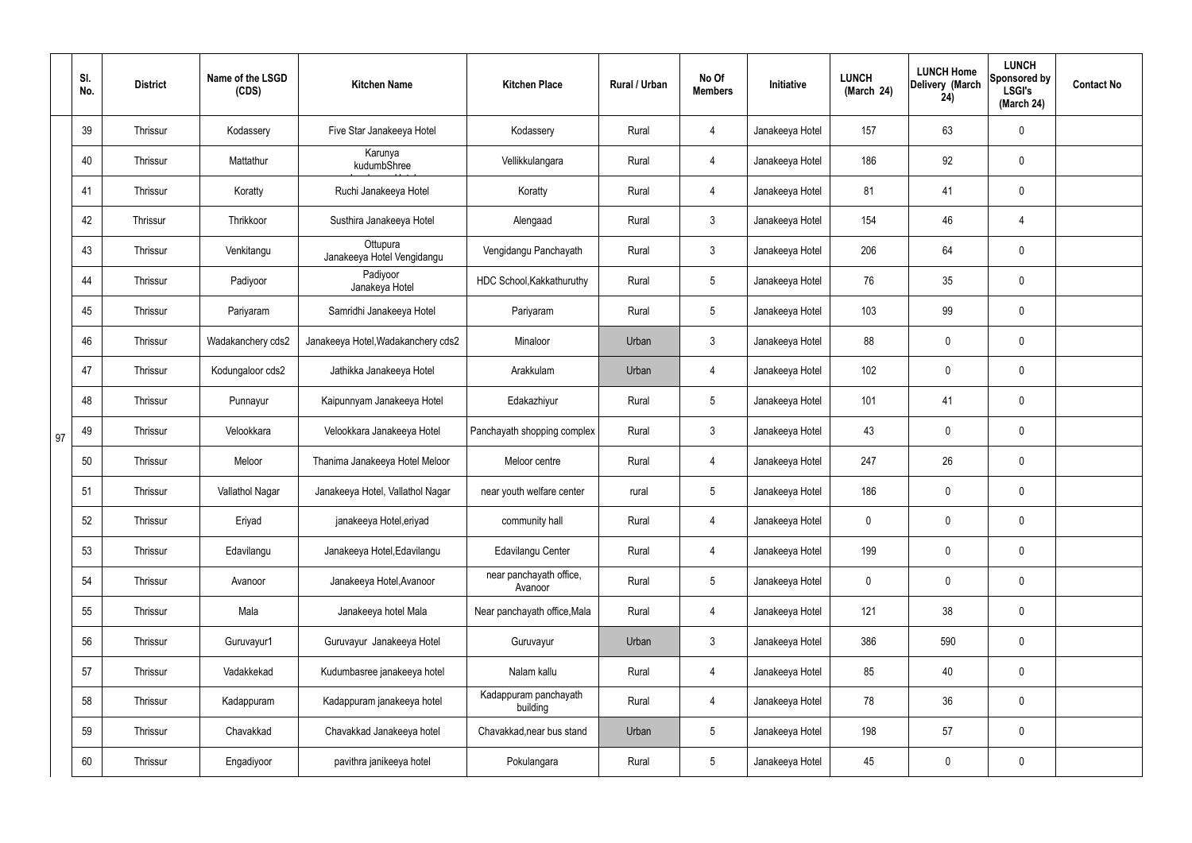| | Sl. No. | District | Name of the LSGD (CDS) | Kitchen Name | Kitchen Place | Rural / Urban | No Of Members | Initiative | LUNCH (March 24) | LUNCH Home Delivery (March 24) | LUNCH Sponsored by LSGI's (March 24) | Contact No |
|---|---|---|---|---|---|---|---|---|---|---|---|---|
| 97 | 39 | Thrissur | Kodassery | Five Star Janakeeya Hotel | Kodassery | Rural | 4 | Janakeeya Hotel | 157 | 63 | 0 | |
| | 40 | Thrissur | Mattathur | Karunya kudumbShree | Vellikkulangara | Rural | 4 | Janakeeya Hotel | 186 | 92 | 0 | |
| | 41 | Thrissur | Koratty | Ruchi Janakeeya Hotel | Koratty | Rural | 4 | Janakeeya Hotel | 81 | 41 | 0 | |
| | 42 | Thrissur | Thrikkoor | Susthira Janakeeya Hotel | Alengaad | Rural | 3 | Janakeeya Hotel | 154 | 46 | 4 | |
| | 43 | Thrissur | Venkitangu | Ottupura Janakeeya Hotel Vengidangu | Vengidangu Panchayath | Rural | 3 | Janakeeya Hotel | 206 | 64 | 0 | |
| | 44 | Thrissur | Padiyoor | Padiyoor Janakeya Hotel | HDC School,Kakkathuruthy | Rural | 5 | Janakeeya Hotel | 76 | 35 | 0 | |
| | 45 | Thrissur | Pariyaram | Samridhi Janakeeya Hotel | Pariyaram | Rural | 5 | Janakeeya Hotel | 103 | 99 | 0 | |
| | 46 | Thrissur | Wadakanchery cds2 | Janakeeya Hotel,Wadakanchery cds2 | Minaloor | Urban | 3 | Janakeeya Hotel | 88 | 0 | 0 | |
| | 47 | Thrissur | Kodungaloor cds2 | Jathikka Janakeeya Hotel | Arakkulam | Urban | 4 | Janakeeya Hotel | 102 | 0 | 0 | |
| | 48 | Thrissur | Punnayur | Kaipunnyam Janakeeya Hotel | Edakazhiyur | Rural | 5 | Janakeeya Hotel | 101 | 41 | 0 | |
| | 49 | Thrissur | Velookkara | Velookkara Janakeeya Hotel | Panchayath shopping complex | Rural | 3 | Janakeeya Hotel | 43 | 0 | 0 | |
| | 50 | Thrissur | Meloor | Thanima Janakeeya Hotel Meloor | Meloor centre | Rural | 4 | Janakeeya Hotel | 247 | 26 | 0 | |
| | 51 | Thrissur | Vallathol Nagar | Janakeeya Hotel, Vallathol Nagar | near youth welfare center | rural | 5 | Janakeeya Hotel | 186 | 0 | 0 | |
| | 52 | Thrissur | Eriyad | janakeeya Hotel,eriyad | community hall | Rural | 4 | Janakeeya Hotel | 0 | 0 | 0 | |
| | 53 | Thrissur | Edavilangu | Janakeeya Hotel,Edavilangu | Edavilangu Center | Rural | 4 | Janakeeya Hotel | 199 | 0 | 0 | |
| | 54 | Thrissur | Avanoor | Janakeeya Hotel,Avanoor | near panchayath office, Avanoor | Rural | 5 | Janakeeya Hotel | 0 | 0 | 0 | |
| | 55 | Thrissur | Mala | Janakeeya hotel Mala | Near panchayath office,Mala | Rural | 4 | Janakeeya Hotel | 121 | 38 | 0 | |
| | 56 | Thrissur | Guruvayur1 | Guruvayur Janakeeya Hotel | Guruvayur | Urban | 3 | Janakeeya Hotel | 386 | 590 | 0 | |
| | 57 | Thrissur | Vadakkekad | Kudumbasree janakeeya hotel | Nalam kallu | Rural | 4 | Janakeeya Hotel | 85 | 40 | 0 | |
| | 58 | Thrissur | Kadappuram | Kadappuram janakeeya hotel | Kadappuram panchayath building | Rural | 4 | Janakeeya Hotel | 78 | 36 | 0 | |
| | 59 | Thrissur | Chavakkad | Chavakkad Janakeeya hotel | Chavakkad,near bus stand | Urban | 5 | Janakeeya Hotel | 198 | 57 | 0 | |
| | 60 | Thrissur | Engadiyoor | pavithra janikeeya hotel | Pokulangara | Rural | 5 | Janakeeya Hotel | 45 | 0 | 0 | |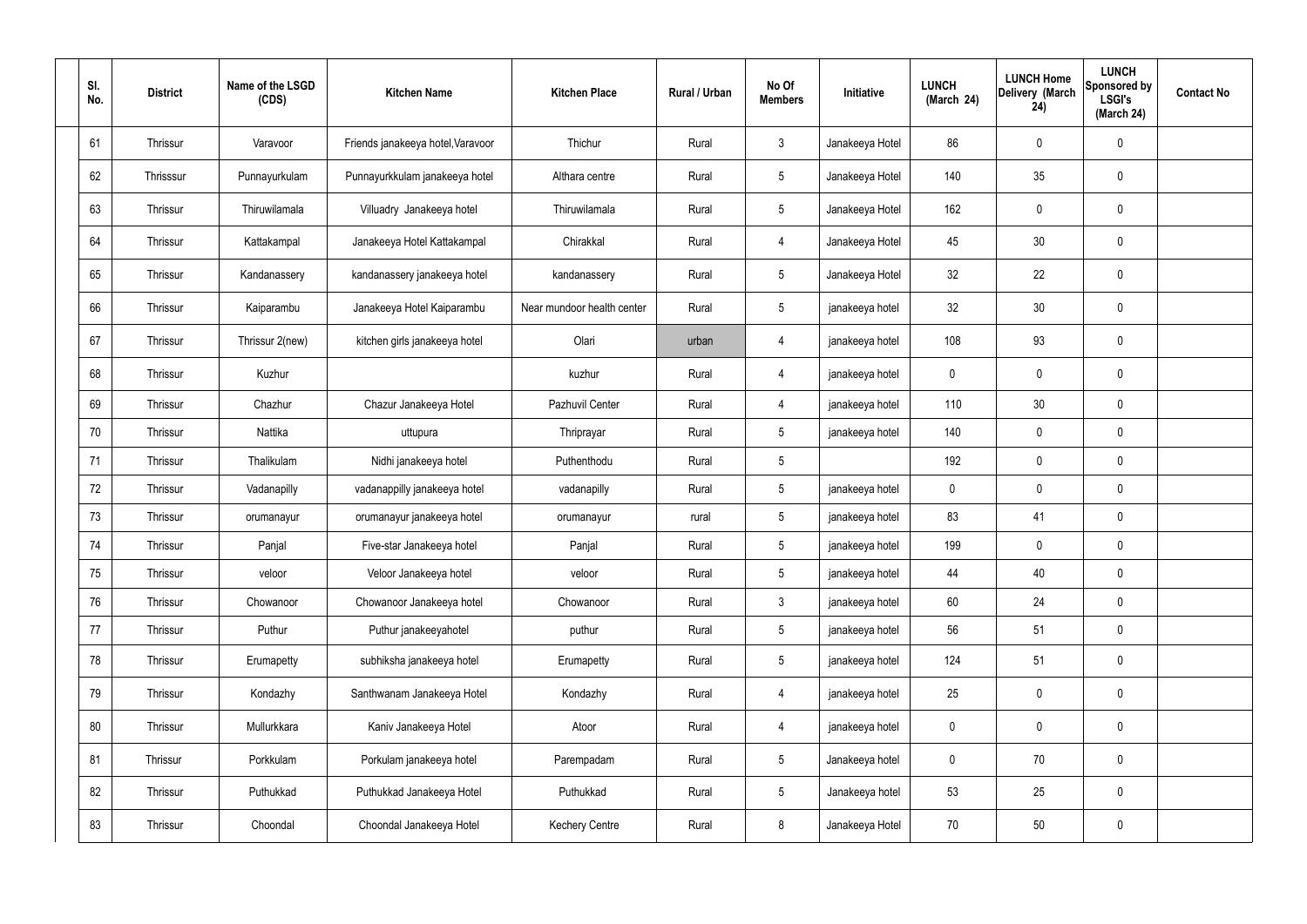| Sl. No. | District | Name of the LSGD (CDS) | Kitchen Name | Kitchen Place | Rural / Urban | No Of Members | Initiative | LUNCH (March 24) | LUNCH Home Delivery (March 24) | LUNCH Sponsored by LSGI's (March 24) | Contact No |
|---|---|---|---|---|---|---|---|---|---|---|---|
| 61 | Thrissur | Varavoor | Friends janakeeya hotel,Varavoor | Thichur | Rural | 3 | Janakeeya Hotel | 86 | 0 | 0 | |
| 62 | Thrisssur | Punnayurkulam | Punnayurkkulam janakeeya hotel | Althara centre | Rural | 5 | Janakeeya Hotel | 140 | 35 | 0 | |
| 63 | Thrissur | Thiruwilamala | Villuadry Janakeeya hotel | Thiruwilamala | Rural | 5 | Janakeeya Hotel | 162 | 0 | 0 | |
| 64 | Thrissur | Kattakampal | Janakeeya Hotel Kattakampal | Chirakkal | Rural | 4 | Janakeeya Hotel | 45 | 30 | 0 | |
| 65 | Thrissur | Kandanassery | kandanassery janakeeya hotel | kandanassery | Rural | 5 | Janakeeya Hotel | 32 | 22 | 0 | |
| 66 | Thrissur | Kaiparambu | Janakeeya Hotel Kaiparambu | Near mundoor health center | Rural | 5 | janakeeya hotel | 32 | 30 | 0 | |
| 67 | Thrissur | Thrissur 2(new) | kitchen girls janakeeya hotel | Olari | urban | 4 | janakeeya hotel | 108 | 93 | 0 | |
| 68 | Thrissur | Kuzhur | | kuzhur | Rural | 4 | janakeeya hotel | 0 | 0 | 0 | |
| 69 | Thrissur | Chazhur | Chazur Janakeeya Hotel | Pazhuvil Center | Rural | 4 | janakeeya hotel | 110 | 30 | 0 | |
| 70 | Thrissur | Nattika | uttupura | Thriprayar | Rural | 5 | janakeeya hotel | 140 | 0 | 0 | |
| 71 | Thrissur | Thalikulam | Nidhi janakeeya hotel | Puthenthodu | Rural | 5 | | 192 | 0 | 0 | |
| 72 | Thrissur | Vadanapilly | vadanappilly janakeeya hotel | vadanapilly | Rural | 5 | janakeeya hotel | 0 | 0 | 0 | |
| 73 | Thrissur | orumanayur | orumanayur janakeeya hotel | orumanayur | rural | 5 | janakeeya hotel | 83 | 41 | 0 | |
| 74 | Thrissur | Panjal | Five-star Janakeeya hotel | Panjal | Rural | 5 | janakeeya hotel | 199 | 0 | 0 | |
| 75 | Thrissur | veloor | Veloor Janakeeya hotel | veloor | Rural | 5 | janakeeya hotel | 44 | 40 | 0 | |
| 76 | Thrissur | Chowanoor | Chowanoor Janakeeya hotel | Chowanoor | Rural | 3 | janakeeya hotel | 60 | 24 | 0 | |
| 77 | Thrissur | Puthur | Puthur janakeeyahotel | puthur | Rural | 5 | janakeeya hotel | 56 | 51 | 0 | |
| 78 | Thrissur | Erumapetty | subhiksha janakeeya hotel | Erumapetty | Rural | 5 | janakeeya hotel | 124 | 51 | 0 | |
| 79 | Thrissur | Kondazhy | Santhwanam Janakeeya Hotel | Kondazhy | Rural | 4 | janakeeya hotel | 25 | 0 | 0 | |
| 80 | Thrissur | Mullurkkara | Kaniv Janakeeya Hotel | Atoor | Rural | 4 | janakeeya hotel | 0 | 0 | 0 | |
| 81 | Thrissur | Porkkulam | Porkulam janakeeya hotel | Parempadam | Rural | 5 | Janakeeya hotel | 0 | 70 | 0 | |
| 82 | Thrissur | Puthukkad | Puthukkad Janakeeya Hotel | Puthukkad | Rural | 5 | Janakeeya hotel | 53 | 25 | 0 | |
| 83 | Thrissur | Choondal | Choondal Janakeeya Hotel | Kechery Centre | Rural | 8 | Janakeeya Hotel | 70 | 50 | 0 | |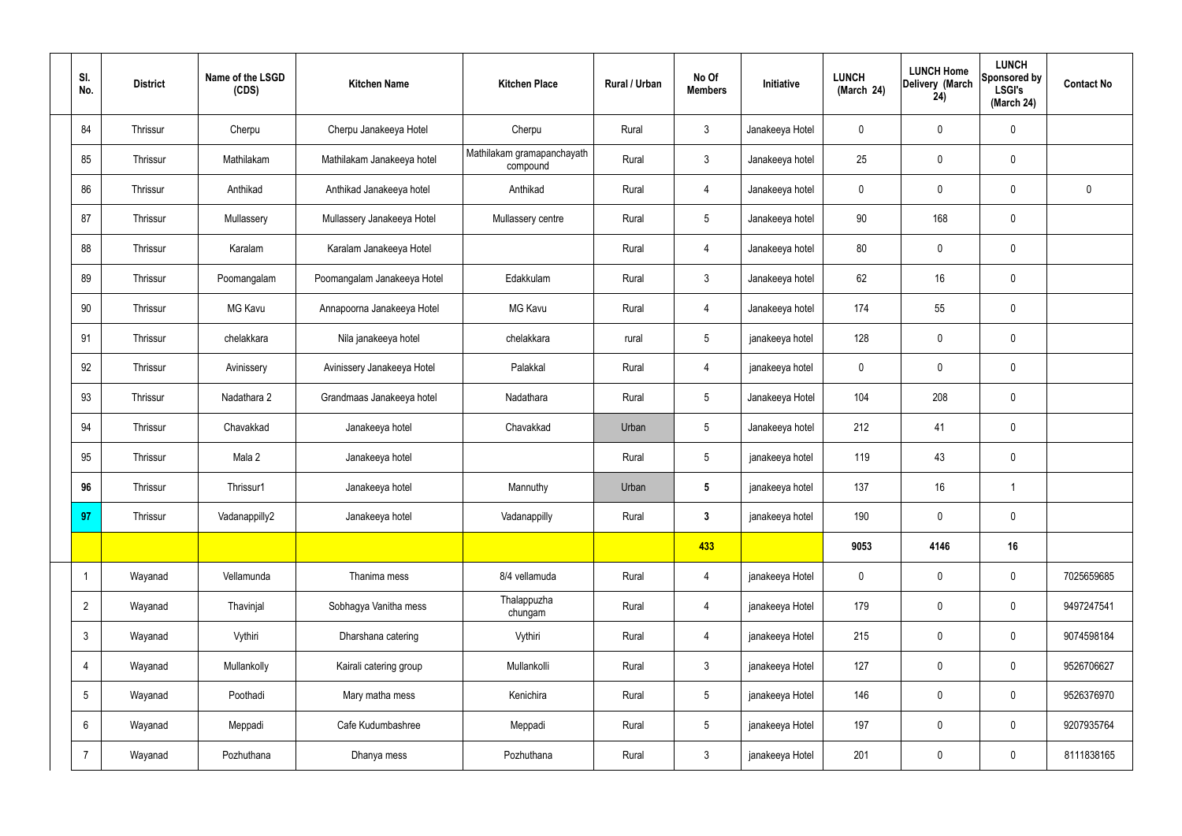| Sl. No. | District | Name of the LSGD (CDS) | Kitchen Name | Kitchen Place | Rural / Urban | No Of Members | Initiative | LUNCH (March 24) | LUNCH Home Delivery (March 24) | LUNCH Sponsored by LSGI's (March 24) | Contact No |
|---|---|---|---|---|---|---|---|---|---|---|---|
| 84 | Thrissur | Cherpu | Cherpu Janakeeya Hotel | Cherpu | Rural | 3 | Janakeeya Hotel | 0 | 0 | 0 | |
| 85 | Thrissur | Mathilakam | Mathilakam Janakeeya hotel | Mathilakam gramapanchayath compound | Rural | 3 | Janakeeya hotel | 25 | 0 | 0 | |
| 86 | Thrissur | Anthikad | Anthikad Janakeeya hotel | Anthikad | Rural | 4 | Janakeeya hotel | 0 | 0 | 0 | 0 |
| 87 | Thrissur | Mullassery | Mullassery Janakeeya Hotel | Mullassery centre | Rural | 5 | Janakeeya hotel | 90 | 168 | 0 | |
| 88 | Thrissur | Karalam | Karalam Janakeeya Hotel | | Rural | 4 | Janakeeya hotel | 80 | 0 | 0 | |
| 89 | Thrissur | Poomangalam | Poomangalam Janakeeya Hotel | Edakkulam | Rural | 3 | Janakeeya hotel | 62 | 16 | 0 | |
| 90 | Thrissur | MG Kavu | Annapoorna Janakeeya Hotel | MG Kavu | Rural | 4 | Janakeeya hotel | 174 | 55 | 0 | |
| 91 | Thrissur | chelakkara | Nila janakeeya hotel | chelakkara | rural | 5 | janakeeya hotel | 128 | 0 | 0 | |
| 92 | Thrissur | Avinissery | Avinissery Janakeeya Hotel | Palakkal | Rural | 4 | janakeeya hotel | 0 | 0 | 0 | |
| 93 | Thrissur | Nadathara 2 | Grandmaas Janakeeya hotel | Nadathara | Rural | 5 | Janakeeya Hotel | 104 | 208 | 0 | |
| 94 | Thrissur | Chavakkad | Janakeeya hotel | Chavakkad | Urban | 5 | Janakeeya hotel | 212 | 41 | 0 | |
| 95 | Thrissur | Mala 2 | Janakeeya hotel | | Rural | 5 | janakeeya hotel | 119 | 43 | 0 | |
| **96** | Thrissur | Thrissur1 | Janakeeya hotel | Mannuthy | Urban | **5** | janakeeya hotel | 137 | 16 | 1 | |
| **97** | Thrissur | Vadanappilly2 | Janakeeya hotel | Vadanappilly | Rural | **3** | janakeeya hotel | 190 | 0 | 0 | |
| | | | | | | **433** | | **9053** | **4146** | **16** | |
| 1 | Wayanad | Vellamunda | Thanima mess | 8/4 vellamuda | Rural | 4 | janakeeya Hotel | 0 | 0 | 0 | 7025659685 |
| 2 | Wayanad | Thavinjal | Sobhagya Vanitha mess | Thalappuzha chungam | Rural | 4 | janakeeya Hotel | 179 | 0 | 0 | 9497247541 |
| 3 | Wayanad | Vythiri | Dharshana catering | Vythiri | Rural | 4 | janakeeya Hotel | 215 | 0 | 0 | 9074598184 |
| 4 | Wayanad | Mullankolly | Kairali catering group | Mullankolli | Rural | 3 | janakeeya Hotel | 127 | 0 | 0 | 9526706627 |
| 5 | Wayanad | Poothadi | Mary matha mess | Kenichira | Rural | 5 | janakeeya Hotel | 146 | 0 | 0 | 9526376970 |
| 6 | Wayanad | Meppadi | Cafe Kudumbashree | Meppadi | Rural | 5 | janakeeya Hotel | 197 | 0 | 0 | 9207935764 |
| 7 | Wayanad | Pozhuthana | Dhanya mess | Pozhuthana | Rural | 3 | janakeeya Hotel | 201 | 0 | 0 | 8111838165 |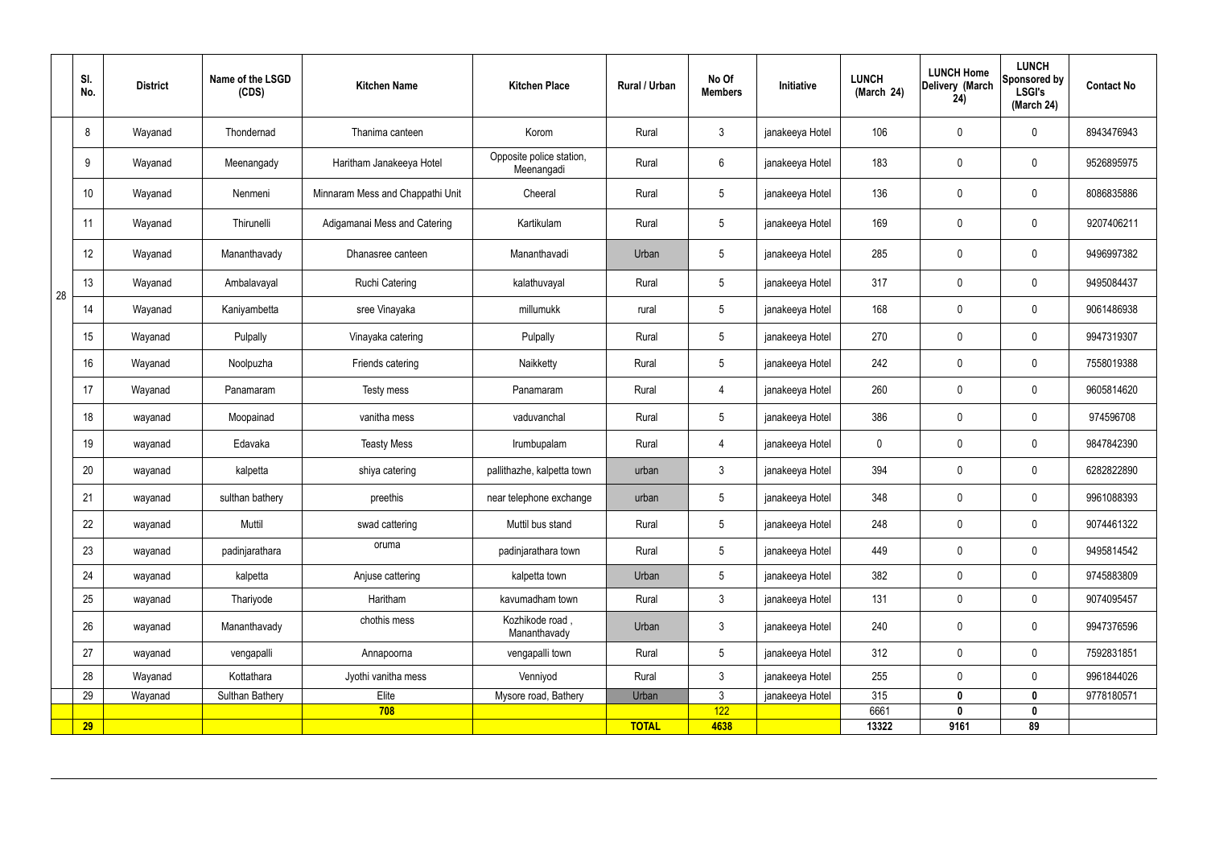| | Sl. No. | District | Name of the LSGD (CDS) | Kitchen Name | Kitchen Place | Rural / Urban | No Of Members | Initiative | LUNCH (March 24) | LUNCH Home Delivery (March 24) | LUNCH Sponsored by LSGI's (March 24) | Contact No |
|---|---|---|---|---|---|---|---|---|---|---|---|---|
| 28 | 8 | Wayanad | Thondernad | Thanima canteen | Korom | Rural | 3 | janakeeya Hotel | 106 | 0 | 0 | 8943476943 |
| | 9 | Wayanad | Meenangady | Haritham Janakeeya Hotel | Opposite police station, Meenangadi | Rural | 6 | janakeeya Hotel | 183 | 0 | 0 | 9526895975 |
| | 10 | Wayanad | Nenmeni | Minnaram Mess and Chappathi Unit | Cheeral | Rural | 5 | janakeeya Hotel | 136 | 0 | 0 | 8086835886 |
| | 11 | Wayanad | Thirunelli | Adigamanai Mess and Catering | Kartikulam | Rural | 5 | janakeeya Hotel | 169 | 0 | 0 | 9207406211 |
| | 12 | Wayanad | Mananthavady | Dhanasree canteen | Mananthavadi | Urban | 5 | janakeeya Hotel | 285 | 0 | 0 | 9496997382 |
| | 13 | Wayanad | Ambalavayal | Ruchi Catering | kalathuvayal | Rural | 5 | janakeeya Hotel | 317 | 0 | 0 | 9495084437 |
| | 14 | Wayanad | Kaniyambetta | sree Vinayaka | millumukk | rural | 5 | janakeeya Hotel | 168 | 0 | 0 | 9061486938 |
| | 15 | Wayanad | Pulpally | Vinayaka catering | Pulpally | Rural | 5 | janakeeya Hotel | 270 | 0 | 0 | 9947319307 |
| | 16 | Wayanad | Noolpuzha | Friends catering | Naikketty | Rural | 5 | janakeeya Hotel | 242 | 0 | 0 | 7558019388 |
| | 17 | Wayanad | Panamaram | Testy mess | Panamaram | Rural | 4 | janakeeya Hotel | 260 | 0 | 0 | 9605814620 |
| | 18 | wayanad | Moopainad | vanitha mess | vaduvanchal | Rural | 5 | janakeeya Hotel | 386 | 0 | 0 | 974596708 |
| | 19 | wayanad | Edavaka | Teasty Mess | Irumbupalam | Rural | 4 | janakeeya Hotel | 0 | 0 | 0 | 9847842390 |
| | 20 | wayanad | kalpetta | shiya catering | pallithazhe, kalpetta town | urban | 3 | janakeeya Hotel | 394 | 0 | 0 | 6282822890 |
| | 21 | wayanad | sulthan bathery | preethis | near telephone exchange | urban | 5 | janakeeya Hotel | 348 | 0 | 0 | 9961088393 |
| | 22 | wayanad | Muttil | swad cattering | Muttil bus stand | Rural | 5 | janakeeya Hotel | 248 | 0 | 0 | 9074461322 |
| | 23 | wayanad | padinjarathara | oruma | padinjarathara town | Rural | 5 | janakeeya Hotel | 449 | 0 | 0 | 9495814542 |
| | 24 | wayanad | kalpetta | Anjuse cattering | kalpetta town | Urban | 5 | janakeeya Hotel | 382 | 0 | 0 | 9745883809 |
| | 25 | wayanad | Thariyode | Haritham | kavumadham town | Rural | 3 | janakeeya Hotel | 131 | 0 | 0 | 9074095457 |
| | 26 | wayanad | Mananthavady | chothis mess | Kozhikode road , Mananthavady | Urban | 3 | janakeeya Hotel | 240 | 0 | 0 | 9947376596 |
| | 27 | wayanad | vengapalli | Annapoorna | vengapalli town | Rural | 5 | janakeeya Hotel | 312 | 0 | 0 | 7592831851 |
| | 28 | Wayanad | Kottathara | Jyothi vanitha mess | Venniyod | Rural | 3 | janakeeya Hotel | 255 | 0 | 0 | 9961844026 |
| | 29 | Wayanad | Sulthan Bathery | Elite | Mysore road, Bathery | Urban | 3 | janakeeya Hotel | 315 | 0 | 0 | 9778180571 |
| | | | | 708 | | | 122 | | 6661 | 0 | 0 | |
| | 29 | | | | | TOTAL | 4638 | | 13322 | 9161 | 89 | |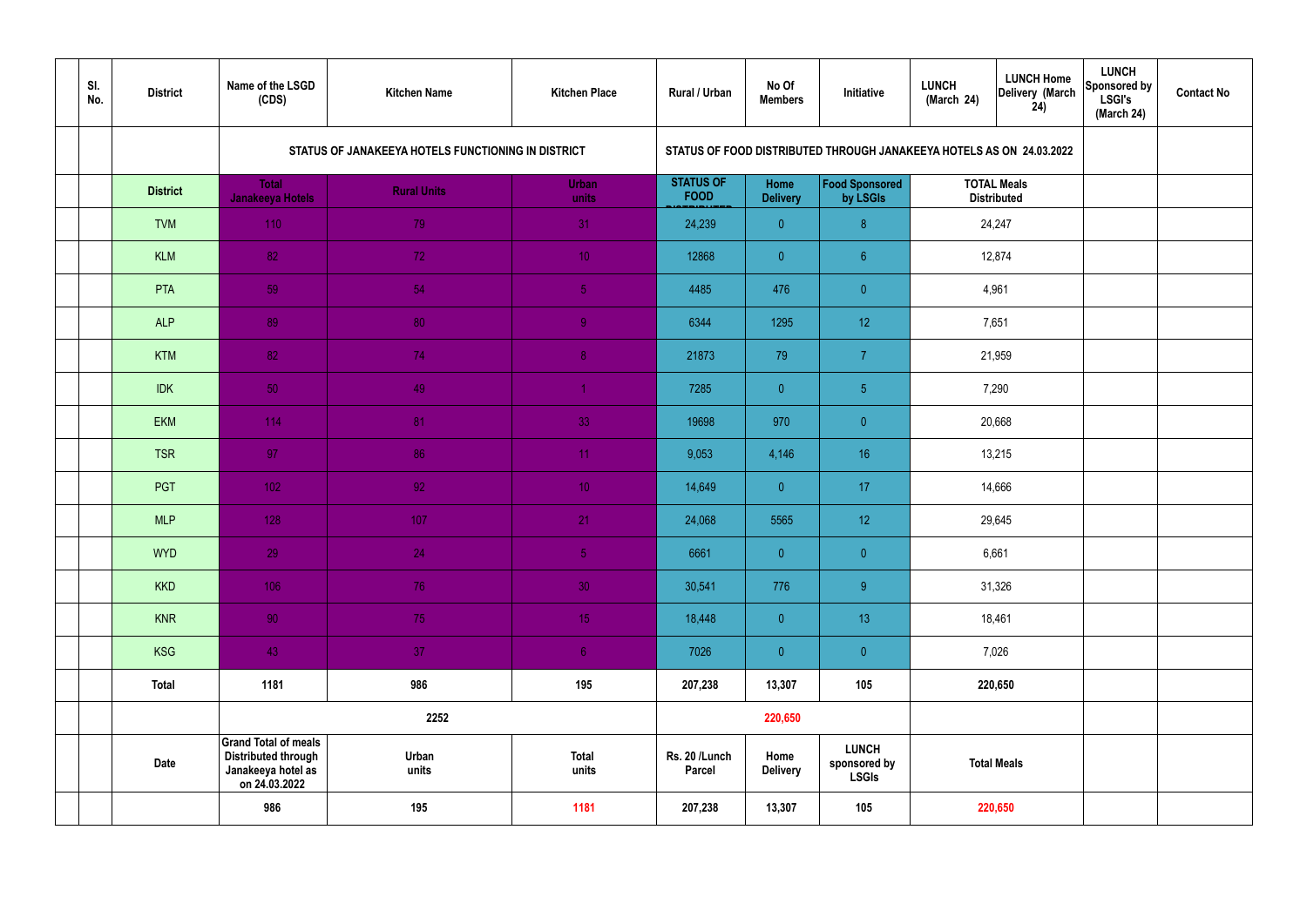| | Sl. No. | District | Name of the LSGD (CDS) | Kitchen Name | Kitchen Place | Rural / Urban | No Of Members | Initiative | LUNCH (March 24) | LUNCH Home Delivery (March 24) | LUNCH Sponsored by LSGI's (March 24) | Contact No |
|---|---|---|---|---|---|---|---|---|---|---|---|---|
| | | | STATUS OF JANAKEEYA HOTELS FUNCTIONING IN DISTRICT | | | STATUS OF FOOD DISTRIBUTED THROUGH JANAKEEYA HOTELS AS ON 24.03.2022 | | | | | | |
| | | District | Total Janakeeya Hotels | Rural Units | Urban units | STATUS OF FOOD DISTRIBUTED | Home Delivery | Food Sponsored by LSGIs | TOTAL Meals Distributed | | | |
| | | TVM | 110 | 79 | 31 | 24,239 | 0 | 8 | 24,247 | | | |
| | | KLM | 82 | 72 | 10 | 12868 | 0 | 6 | 12,874 | | | |
| | | PTA | 59 | 54 | 5 | 4485 | 476 | 0 | 4,961 | | | |
| | | ALP | 89 | 80 | 9 | 6344 | 1295 | 12 | 7,651 | | | |
| | | KTM | 82 | 74 | 8 | 21873 | 79 | 7 | 21,959 | | | |
| | | IDK | 50 | 49 | 1 | 7285 | 0 | 5 | 7,290 | | | |
| | | EKM | 114 | 81 | 33 | 19698 | 970 | 0 | 20,668 | | | |
| | | TSR | 97 | 86 | 11 | 9,053 | 4,146 | 16 | 13,215 | | | |
| | | PGT | 102 | 92 | 10 | 14,649 | 0 | 17 | 14,666 | | | |
| | | MLP | 128 | 107 | 21 | 24,068 | 5565 | 12 | 29,645 | | | |
| | | WYD | 29 | 24 | 5 | 6661 | 0 | 0 | 6,661 | | | |
| | | KKD | 106 | 76 | 30 | 30,541 | 776 | 9 | 31,326 | | | |
| | | KNR | 90 | 75 | 15 | 18,448 | 0 | 13 | 18,461 | | | |
| | | KSG | 43 | 37 | 6 | 7026 | 0 | 0 | 7,026 | | | |
| | | Total | 1181 | 986 | 195 | 207,238 | 13,307 | 105 | 220,650 | | | |
| | | | 2252 | | | | 220,650 | | | | | |
| | | Date | Grand Total of meals Distributed through Janakeeya hotel as on 24.03.2022 | Urban units | Total units | Rs. 20 /Lunch Parcel | Home Delivery | LUNCH sponsored by LSGIs | Total Meals | | | |
| | | | 986 | 195 | 1181 | 207,238 | 13,307 | 105 | 220,650 | | | |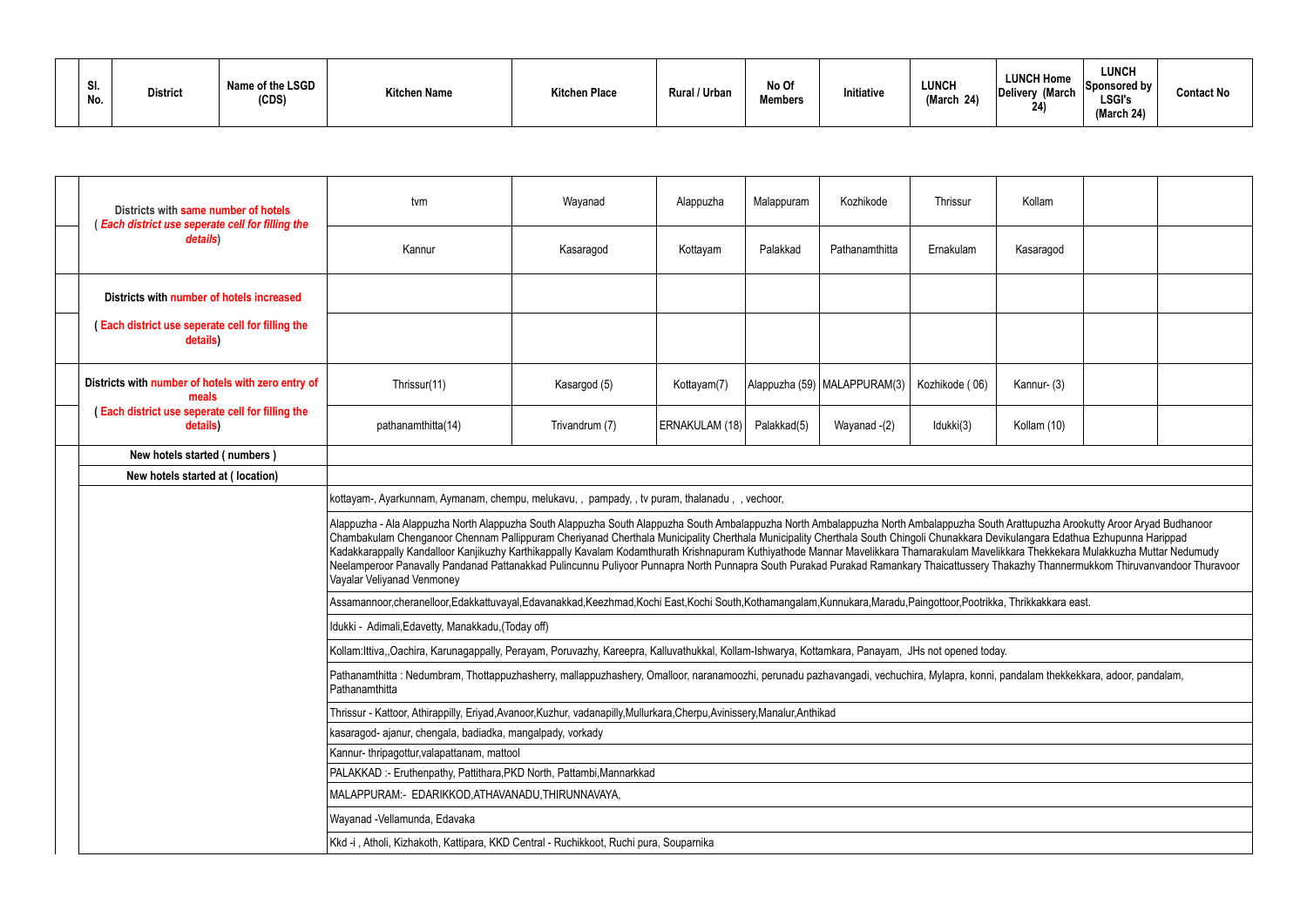| Sl. No. | District | Name of the LSGD (CDS) | Kitchen Name | Kitchen Place | Rural / Urban | No Of Members | Initiative | LUNCH (March 24) | LUNCH Home Delivery (March 24) | LUNCH Sponsored by LSGI's (March 24) | Contact No |
|---|---|---|---|---|---|---|---|---|---|---|---|

| | | | | | | | | | | |
|---|---|---|---|---|---|---|---|---|---|---|
| | Districts with same number of hotels ( *Each district use seperate cell for filling the details*) | tvm | Wayanad | Alappuzha | Malappuram | Kozhikode | Thrissur | Kollam | | |
| | | Kannur | Kasaragod | Kottayam | Palakkad | Pathanamthitta | Ernakulam | Kasaragod | | |
| | Districts with number of hotels increased | | | | | | | | | |
| | ( Each district use seperate cell for filling the details) | | | | | | | | | |
| | Districts with number of hotels with zero entry of meals ( Each district use seperate cell for filling the details) | Thrissur(11) | Kasargod (5) | Kottayam(7) | Alappuzha (59) | MALAPPURAM(3) | Kozhikode ( 06) | Kannur- (3) | | |
| | | pathanamthitta(14) | Trivandrum (7) | ERNAKULAM (18) | Palakkad(5) | Wayanad -(2) | Idukki(3) | Kollam (10) | | |
| | New hotels started ( numbers ) | | | | | | | | | |
| | New hotels started at ( location) | | | | | | | | | |
| | | kottayam-, Ayarkunnam, Aymanam, chempu, melukavu, , pampady, , tv puram, thalanadu , , vechoor, | | | | | | | | |
| | | Alappuzha - Ala Alappuzha North Alappuzha South Alappuzha South Alappuzha South Ambalappuzha North Ambalappuzha North Ambalappuzha South Arattupuzha Arookutty Aroor Aryad Budhanoor Chambakulam Chenganoor Chennam Pallippuram Cheriyanad Cherthala Municipality Cherthala Municipality Cherthala South Chingoli Chunakkara Devikulangara Edathua Ezhupunna Harippad Kadakkarappally Kandalloor Kanjikuzhy Karthikappally Kavalam Kodamthurath Krishnapuram Kuthiyathode Mannar Mavelikkara Thamarakulam Mavelikkara Thekkekara Mulakkuzha Muttar Nedumudy Neelamperoor Panavally Pandanad Pattanakkad Pulincunnu Puliyoor Punnapra North Punnapra South Purakad Purakad Ramankary Thaicattussery Thakazhy Thannermukkom Thiruvanvandoor Thuravoor Vayalar Veliyanad Venmoney | | | | | | | | |
| | | Assamannoor,cheranelloor,Edakkattuvayal,Edavanakkad,Keezhmad,Kochi East,Kochi South,Kothamangalam,Kunnukara,Maradu,Paingottoor,Pootrikka, Thrikkakkara east. | | | | | | | | |
| | | Idukki - Adimali,Edavetty, Manakkadu,(Today off) | | | | | | | | |
| | | Kollam:Ittiva,,Oachira, Karunagappally, Perayam, Poruvazhy, Kareepra, Kalluvathukkal, Kollam-Ishwarya, Kottamkara, Panayam, JHs not opened today. | | | | | | | | |
| | | Pathanamthitta : Nedumbram, Thottappuzhasherry, mallappuzhashery, Omalloor, naranamoozhi, perunadu pazhavangadi, vechuchira, Mylapra, konni, pandalam thekkekkara, adoor, pandalam, Pathanamthitta | | | | | | | | |
| | | Thrissur - Kattoor, Athirappilly, Eriyad,Avanoor,Kuzhur, vadanapilly,Mullurkara,Cherpu,Avinissery,Manalur,Anthikad | | | | | | | | |
| | | kasaragod- ajanur, chengala, badiadka, mangalpady, vorkady | | | | | | | | |
| | | Kannur- thripagottur,valapattanam, mattool | | | | | | | | |
| | | PALAKKAD :- Eruthenpathy, Pattithara,PKD North, Pattambi,Mannarkkad | | | | | | | | |
| | | MALAPPURAM:- EDARIKKOD,ATHAVANADU,THIRUNNAVAYA, | | | | | | | | |
| | | Wayanad -Vellamunda, Edavaka | | | | | | | | |
| | | Kkd -i , Atholi, Kizhakoth, Kattipara, KKD Central - Ruchikkoot, Ruchi pura, Souparnika | | | | | | | | |